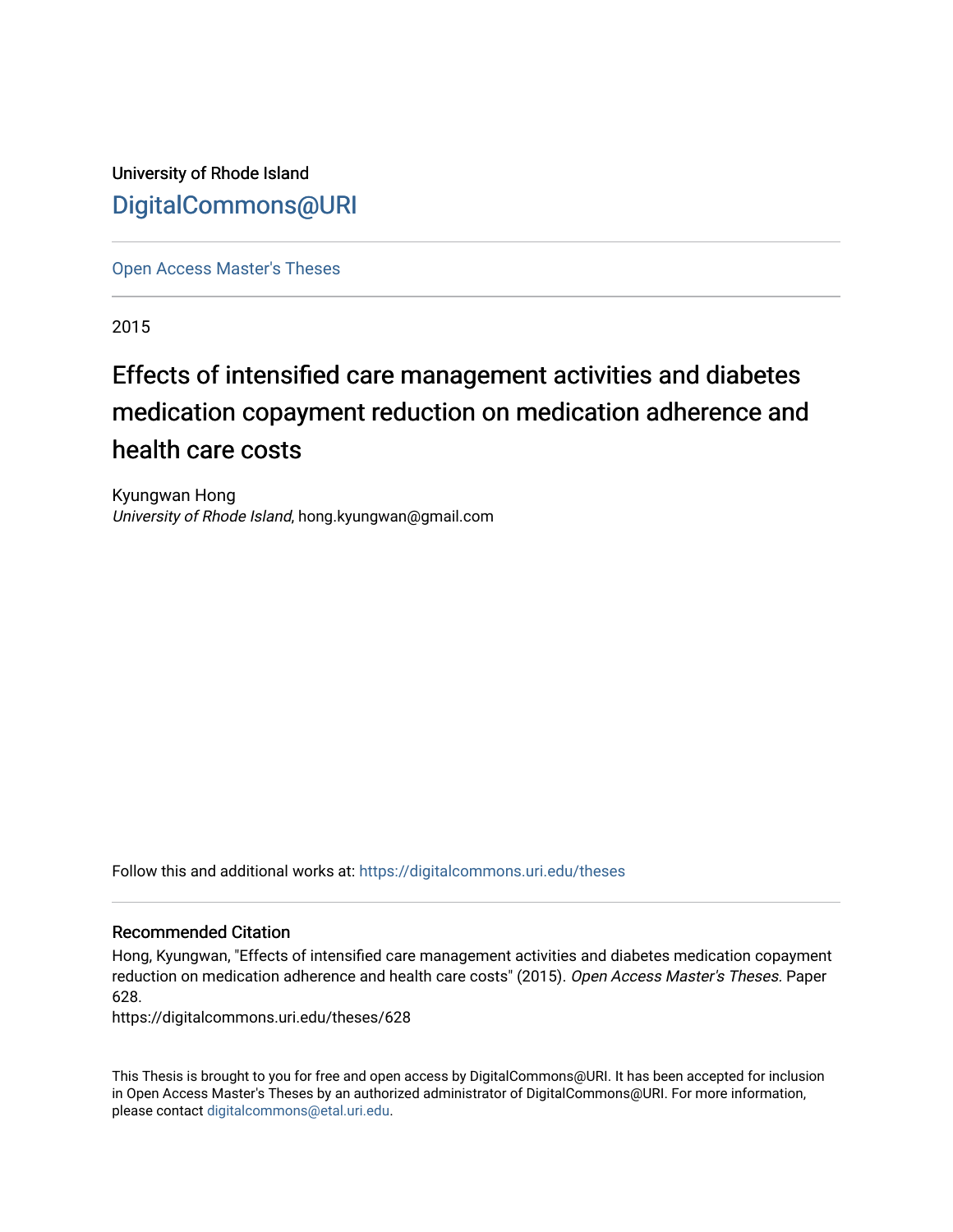University of Rhode Island

DigitalCommons@URI

Open Access Master's Theses

2015

# Effects of intensified care management activities and diabetes medication copayment reduction on medication adherence and health care costs

Kyungwan Hong

*University of Rhode Island*, hong.kyungwan@gmail.com

Follow this and additional works at: https://digitalcommons.uri.edu/theses

## Recommended Citation

Hong, Kyungwan, "Effects of intensified care management activities and diabetes medication copayment reduction on medication adherence and health care costs" (2015). *Open Access Master's Theses.* Paper 628.

https://digitalcommons.uri.edu/theses/628

This Thesis is brought to you for free and open access by DigitalCommons@URI. It has been accepted for inclusion in Open Access Master's Theses by an authorized administrator of DigitalCommons@URI. For more information, please contact digitalcommons@etal.uri.edu.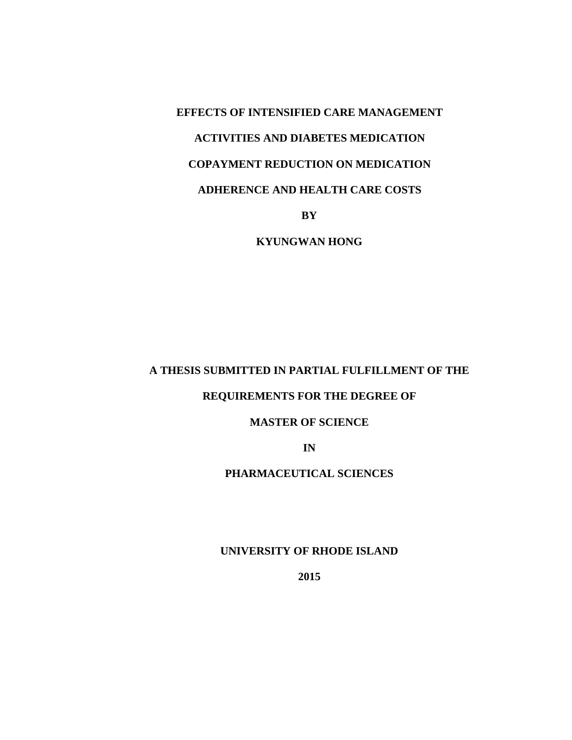**EFFECTS OF INTENSIFIED CARE MANAGEMENT**

**ACTIVITIES AND DIABETES MEDICATION**

**COPAYMENT REDUCTION ON MEDICATION**

**ADHERENCE AND HEALTH CARE COSTS**

**BY**

**KYUNGWAN HONG**

**A THESIS SUBMITTED IN PARTIAL FULFILLMENT OF THE**

**REQUIREMENTS FOR THE DEGREE OF**

**MASTER OF SCIENCE**

**IN**

**PHARMACEUTICAL SCIENCES**

**UNIVERSITY OF RHODE ISLAND**

**2015**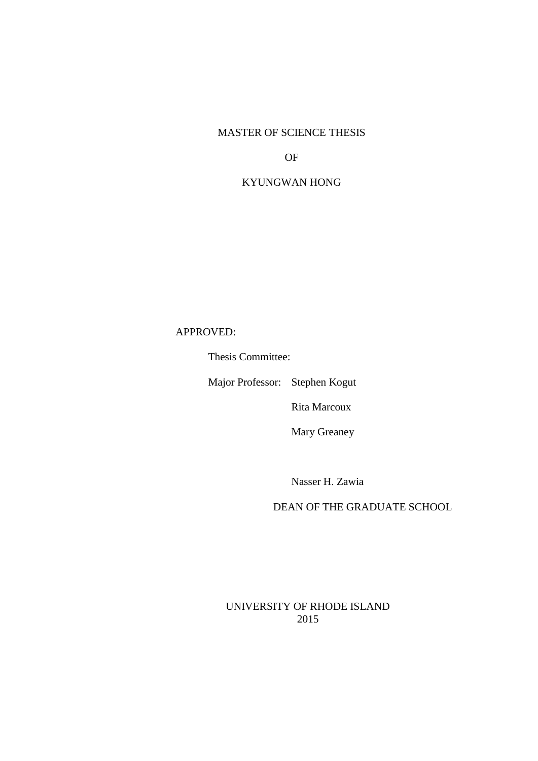MASTER OF SCIENCE THESIS

OF

KYUNGWAN HONG

APPROVED:

Thesis Committee:

Major Professor: Stephen Kogut

Rita Marcoux

Mary Greaney

Nasser H. Zawia

DEAN OF THE GRADUATE SCHOOL

UNIVERSITY OF RHODE ISLAND
2015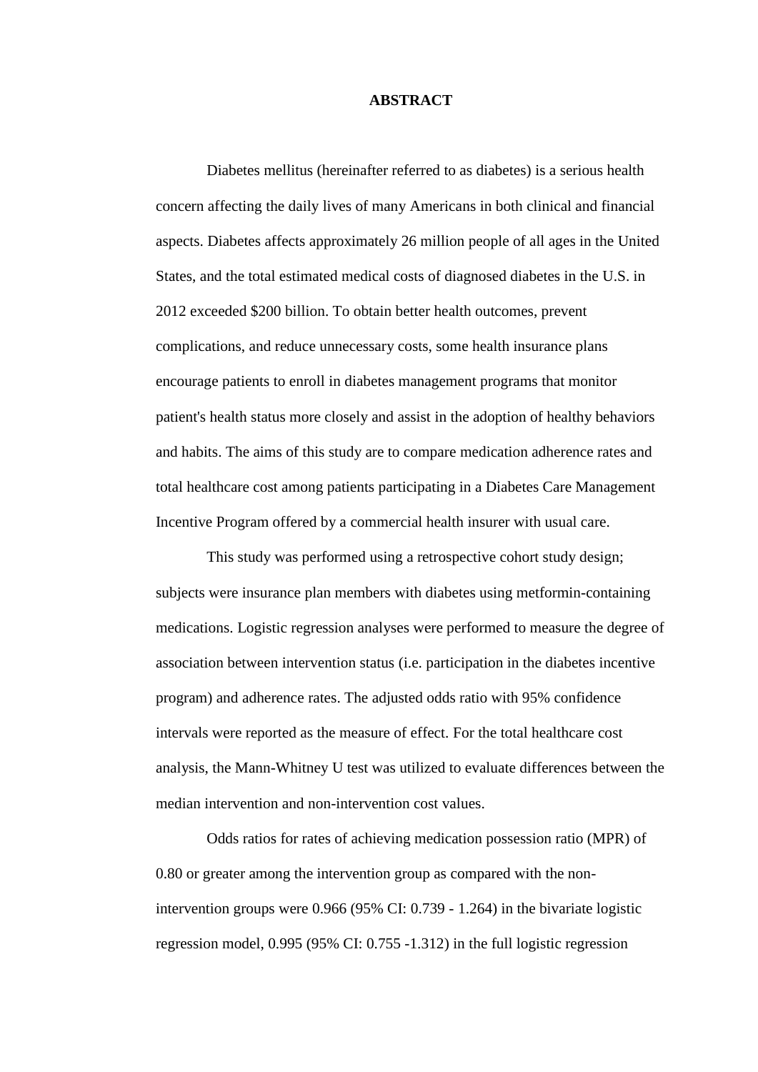# ABSTRACT

Diabetes mellitus (hereinafter referred to as diabetes) is a serious health concern affecting the daily lives of many Americans in both clinical and financial aspects. Diabetes affects approximately 26 million people of all ages in the United States, and the total estimated medical costs of diagnosed diabetes in the U.S. in 2012 exceeded $200 billion. To obtain better health outcomes, prevent complications, and reduce unnecessary costs, some health insurance plans encourage patients to enroll in diabetes management programs that monitor patient's health status more closely and assist in the adoption of healthy behaviors and habits. The aims of this study are to compare medication adherence rates and total healthcare cost among patients participating in a Diabetes Care Management Incentive Program offered by a commercial health insurer with usual care.

This study was performed using a retrospective cohort study design; subjects were insurance plan members with diabetes using metformin-containing medications. Logistic regression analyses were performed to measure the degree of association between intervention status (i.e. participation in the diabetes incentive program) and adherence rates. The adjusted odds ratio with 95% confidence intervals were reported as the measure of effect. For the total healthcare cost analysis, the Mann-Whitney U test was utilized to evaluate differences between the median intervention and non-intervention cost values.

Odds ratios for rates of achieving medication possession ratio (MPR) of 0.80 or greater among the intervention group as compared with the non-intervention groups were 0.966 (95% CI: 0.739 - 1.264) in the bivariate logistic regression model, 0.995 (95% CI: 0.755 -1.312) in the full logistic regression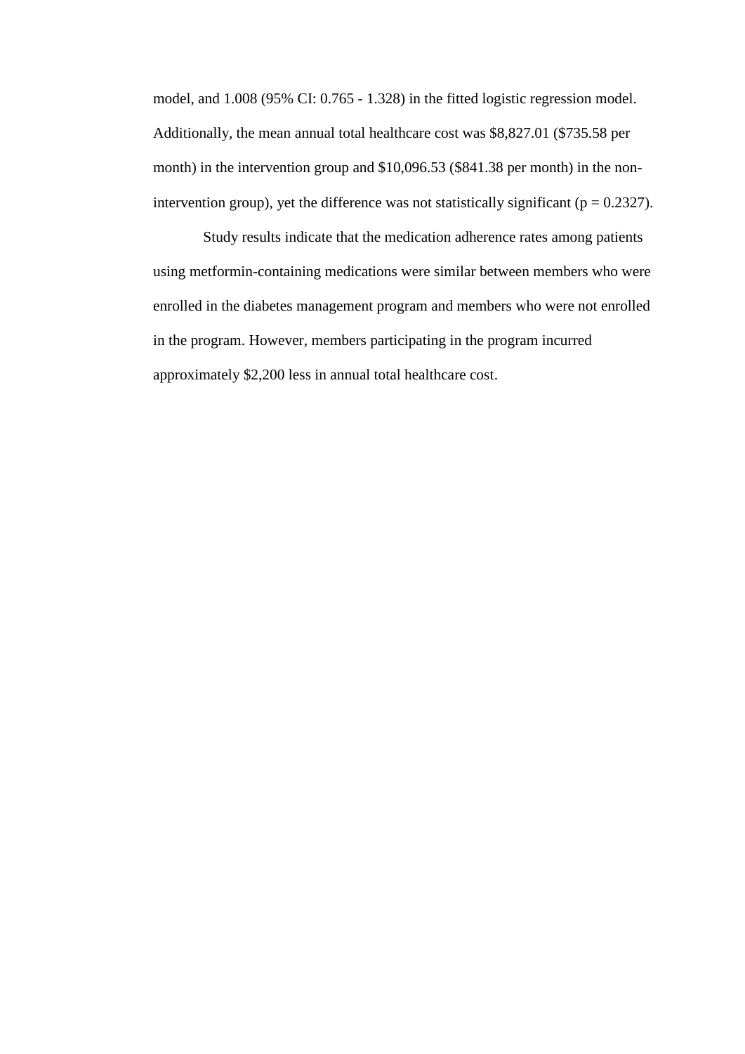model, and 1.008 (95% CI: 0.765 - 1.328) in the fitted logistic regression model. Additionally, the mean annual total healthcare cost was $8,827.01 ($735.58 per month) in the intervention group and $10,096.53 ($841.38 per month) in the non-intervention group), yet the difference was not statistically significant ($p = 0.2327$).

Study results indicate that the medication adherence rates among patients using metformin-containing medications were similar between members who were enrolled in the diabetes management program and members who were not enrolled in the program. However, members participating in the program incurred approximately $2,200 less in annual total healthcare cost.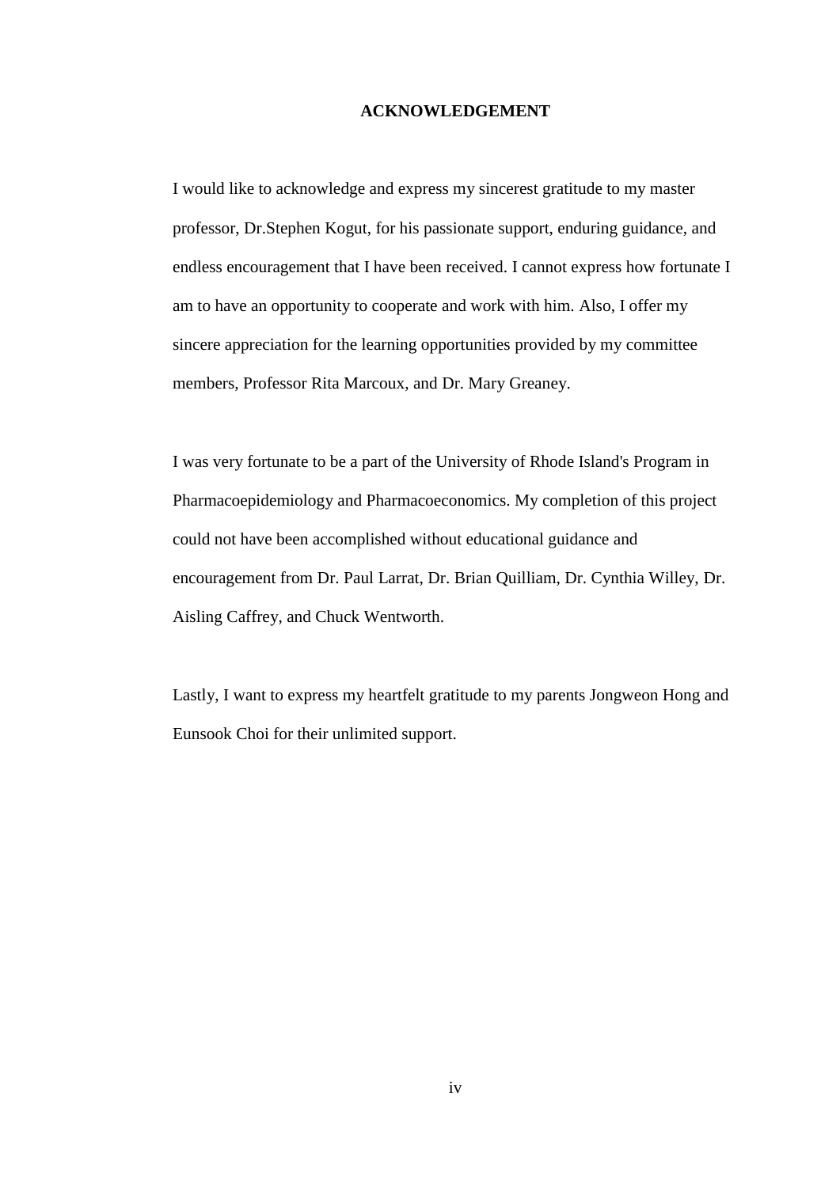# ACKNOWLEDGEMENT

I would like to acknowledge and express my sincerest gratitude to my master professor, Dr.Stephen Kogut, for his passionate support, enduring guidance, and endless encouragement that I have been received. I cannot express how fortunate I am to have an opportunity to cooperate and work with him. Also, I offer my sincere appreciation for the learning opportunities provided by my committee members, Professor Rita Marcoux, and Dr. Mary Greaney.

I was very fortunate to be a part of the University of Rhode Island's Program in Pharmacoepidemiology and Pharmacoeconomics. My completion of this project could not have been accomplished without educational guidance and encouragement from Dr. Paul Larrat, Dr. Brian Quilliam, Dr. Cynthia Willey, Dr. Aisling Caffrey, and Chuck Wentworth.

Lastly, I want to express my heartfelt gratitude to my parents Jongweon Hong and Eunsook Choi for their unlimited support.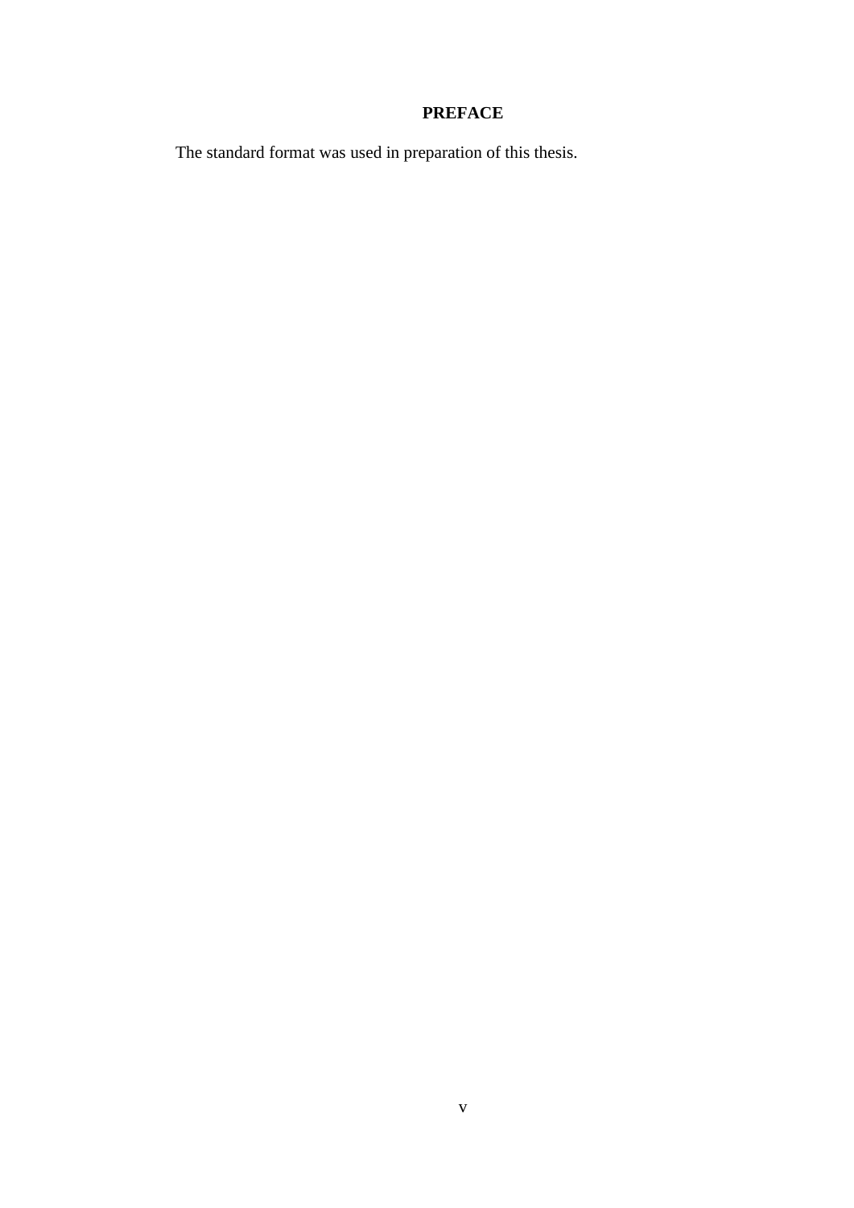# PREFACE

The standard format was used in preparation of this thesis.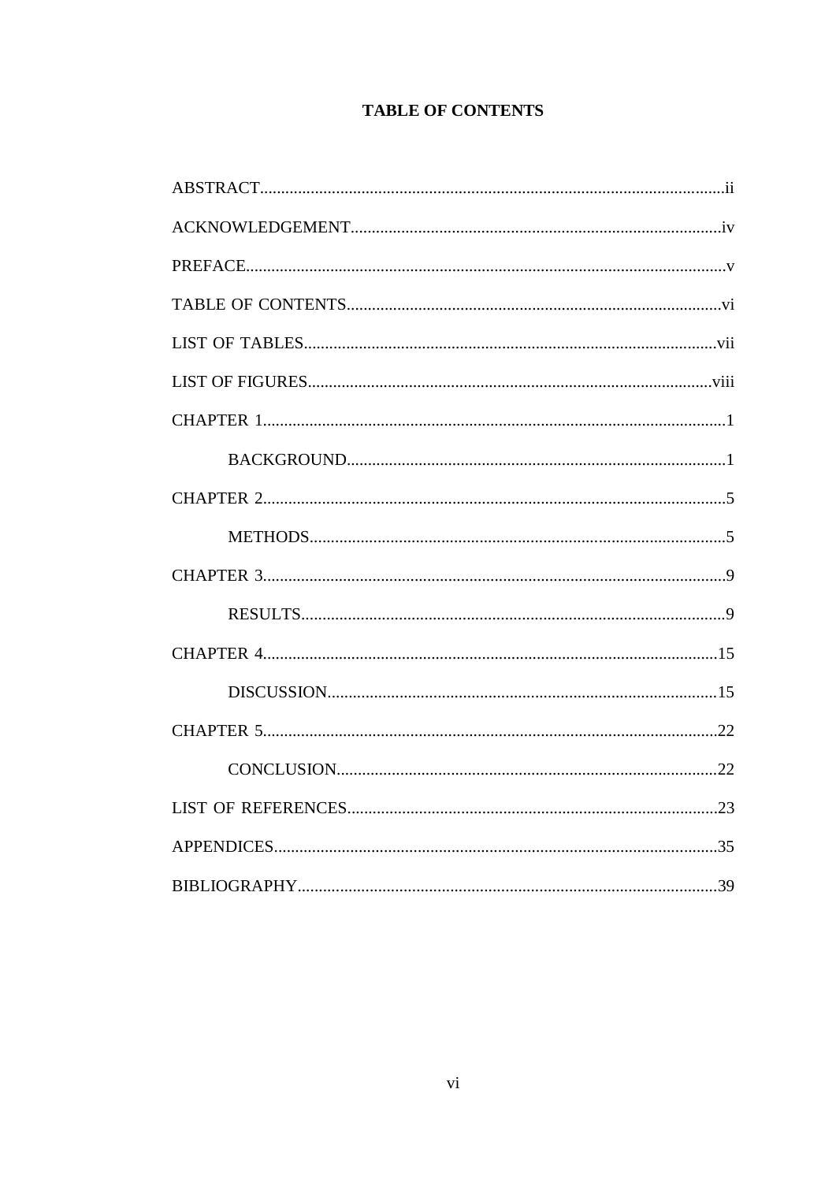# TABLE OF CONTENTS

ABSTRACT..............................................................................................................ii

ACKNOWLEDGEMENT.......................................................................................iv

PREFACE.................................................................................................................v

TABLE OF CONTENTS........................................................................................vi

LIST OF TABLES.................................................................................................vii

LIST OF FIGURES..............................................................................................viii

CHAPTER 1.............................................................................................................1

    BACKGROUND..........................................................................................1

CHAPTER 2.............................................................................................................5

    METHODS...................................................................................................5

CHAPTER 3.............................................................................................................9

    RESULTS.....................................................................................................9

CHAPTER 4...........................................................................................................15

    DISCUSSION............................................................................................15

CHAPTER 5...........................................................................................................22

    CONCLUSION...........................................................................................22

LIST OF REFERENCES.......................................................................................23

APPENDICES........................................................................................................35

BIBLIOGRAPHY...................................................................................................39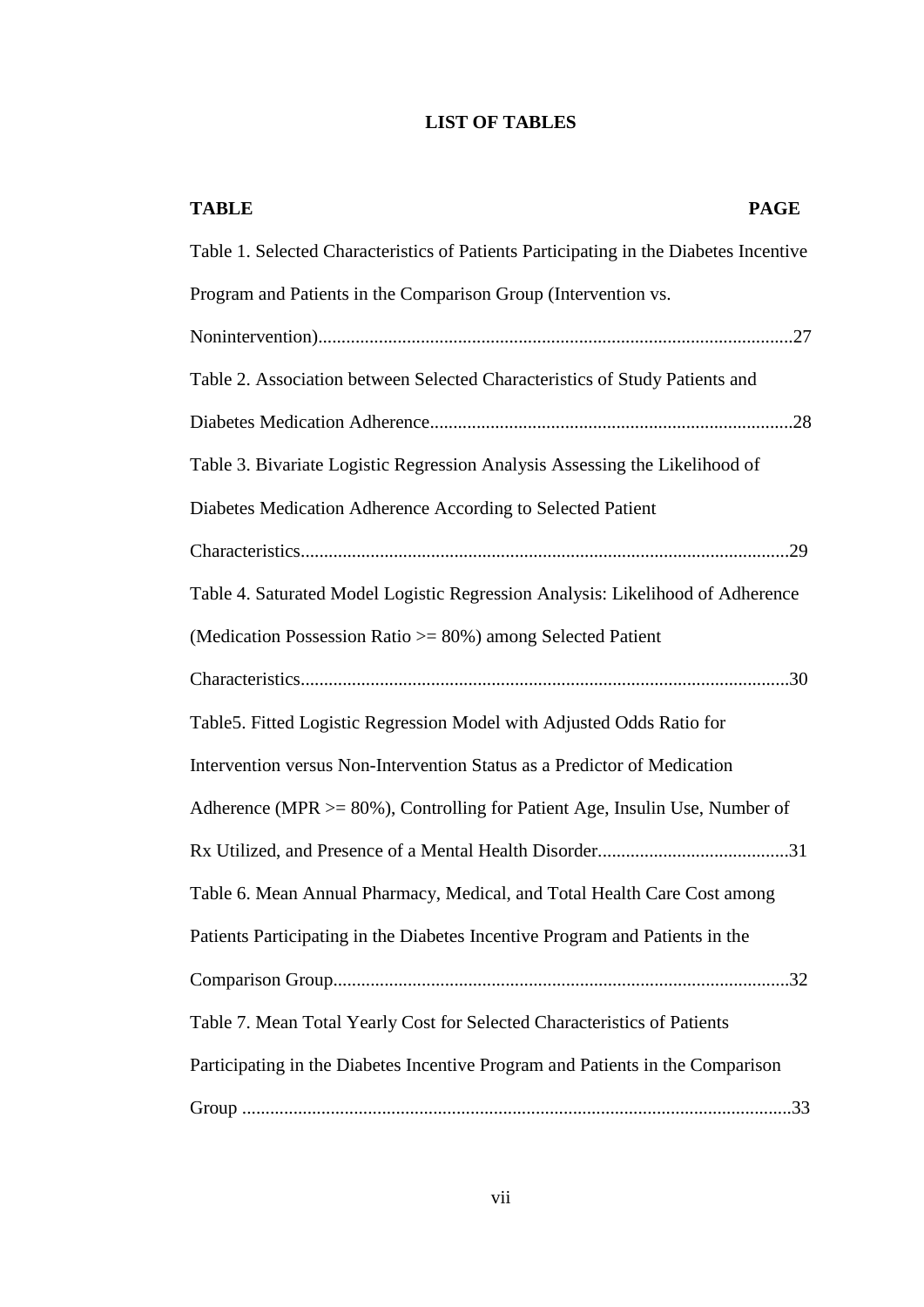# LIST OF TABLES

**TABLE** **PAGE**

Table 1. Selected Characteristics of Patients Participating in the Diabetes Incentive Program and Patients in the Comparison Group (Intervention vs. Nonintervention)......................................................................................................27

Table 2. Association between Selected Characteristics of Study Patients and Diabetes Medication Adherence..............................................................................28

Table 3. Bivariate Logistic Regression Analysis Assessing the Likelihood of Diabetes Medication Adherence According to Selected Patient Characteristics........................................................................................................29

Table 4. Saturated Model Logistic Regression Analysis: Likelihood of Adherence (Medication Possession Ratio >= 80%) among Selected Patient Characteristics........................................................................................................30

Table5. Fitted Logistic Regression Model with Adjusted Odds Ratio for Intervention versus Non-Intervention Status as a Predictor of Medication Adherence (MPR >= 80%), Controlling for Patient Age, Insulin Use, Number of Rx Utilized, and Presence of a Mental Health Disorder.........................................31

Table 6. Mean Annual Pharmacy, Medical, and Total Health Care Cost among Patients Participating in the Diabetes Incentive Program and Patients in the Comparison Group..................................................................................................32

Table 7. Mean Total Yearly Cost for Selected Characteristics of Patients Participating in the Diabetes Incentive Program and Patients in the Comparison Group ......................................................................................................................33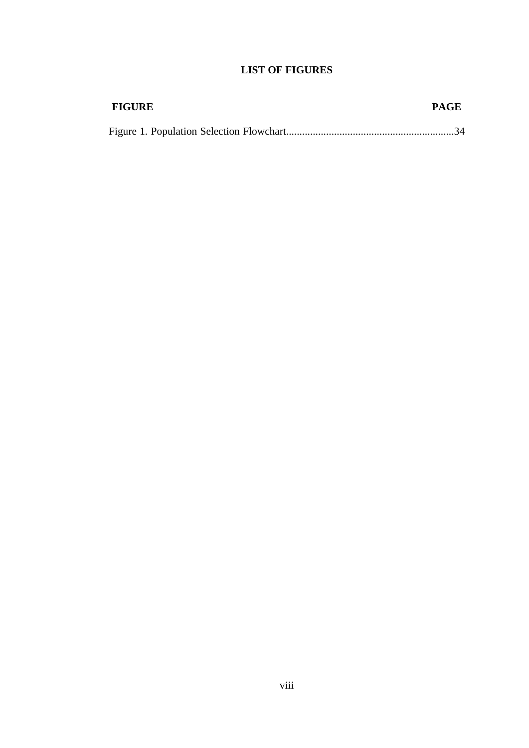# LIST OF FIGURES

| FIGURE | PAGE |
|---|---|
| Figure 1. Population Selection Flowchart | 34 |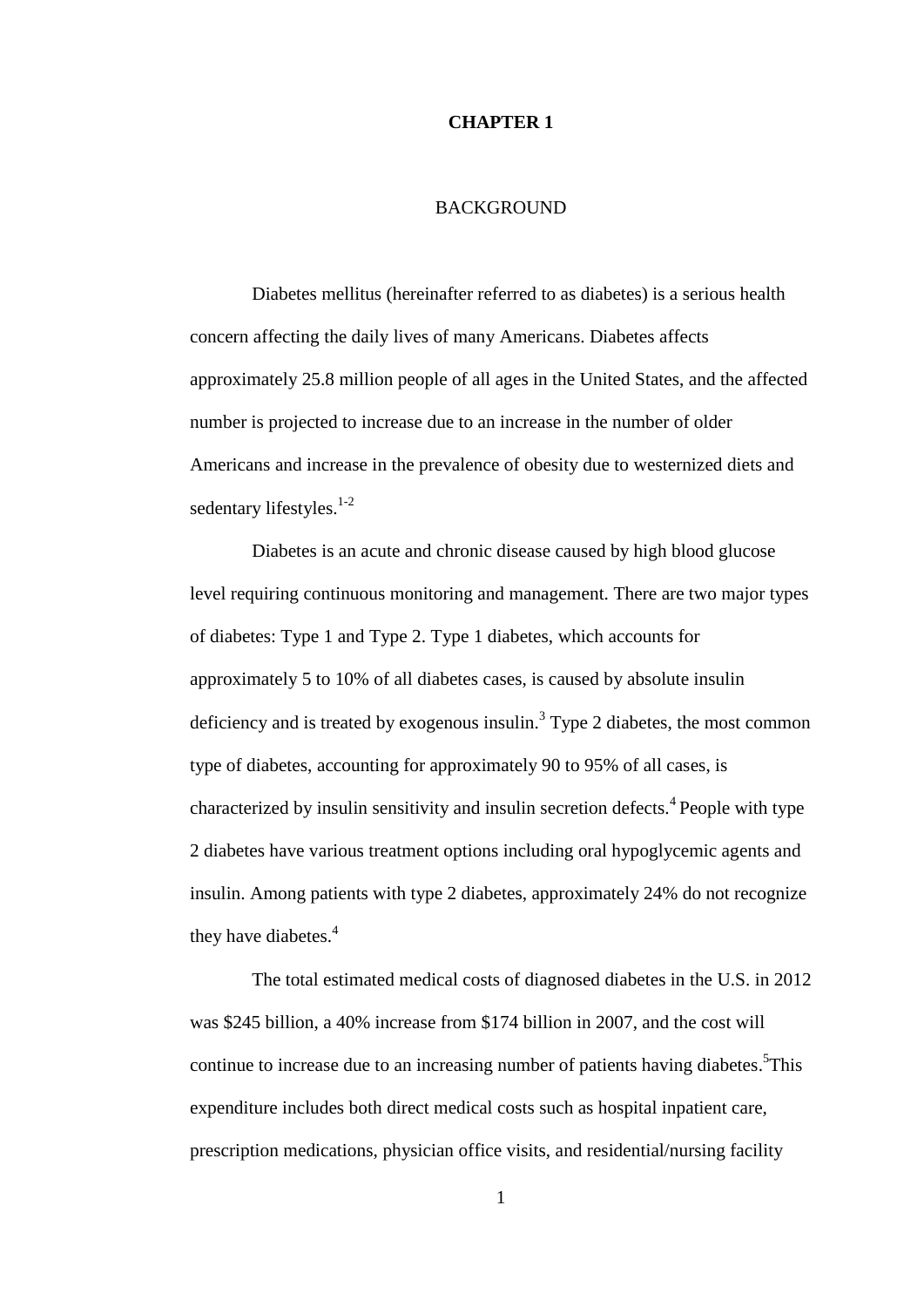# CHAPTER 1

## BACKGROUND

Diabetes mellitus (hereinafter referred to as diabetes) is a serious health concern affecting the daily lives of many Americans. Diabetes affects approximately 25.8 million people of all ages in the United States, and the affected number is projected to increase due to an increase in the number of older Americans and increase in the prevalence of obesity due to westernized diets and sedentary lifestyles.[1-2]

Diabetes is an acute and chronic disease caused by high blood glucose level requiring continuous monitoring and management. There are two major types of diabetes: Type 1 and Type 2. Type 1 diabetes, which accounts for approximately 5 to 10% of all diabetes cases, is caused by absolute insulin deficiency and is treated by exogenous insulin.[3] Type 2 diabetes, the most common type of diabetes, accounting for approximately 90 to 95% of all cases, is characterized by insulin sensitivity and insulin secretion defects.[4] People with type 2 diabetes have various treatment options including oral hypoglycemic agents and insulin. Among patients with type 2 diabetes, approximately 24% do not recognize they have diabetes.[4]

The total estimated medical costs of diagnosed diabetes in the U.S. in 2012 was $245 billion, a 40% increase from $174 billion in 2007, and the cost will continue to increase due to an increasing number of patients having diabetes.[5]This expenditure includes both direct medical costs such as hospital inpatient care, prescription medications, physician office visits, and residential/nursing facility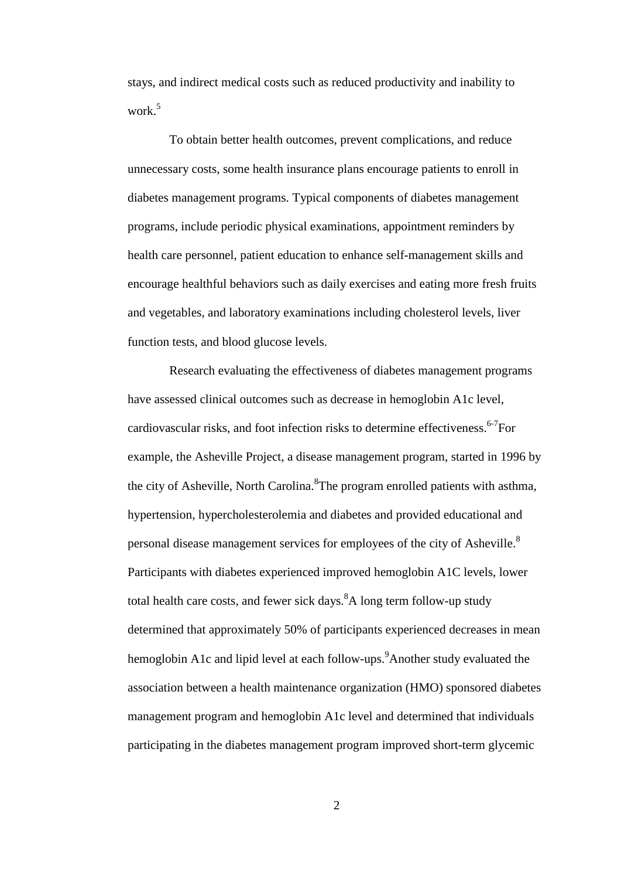stays, and indirect medical costs such as reduced productivity and inability to work.[5]

To obtain better health outcomes, prevent complications, and reduce unnecessary costs, some health insurance plans encourage patients to enroll in diabetes management programs. Typical components of diabetes management programs, include periodic physical examinations, appointment reminders by health care personnel, patient education to enhance self-management skills and encourage healthful behaviors such as daily exercises and eating more fresh fruits and vegetables, and laboratory examinations including cholesterol levels, liver function tests, and blood glucose levels.

Research evaluating the effectiveness of diabetes management programs have assessed clinical outcomes such as decrease in hemoglobin A1c level, cardiovascular risks, and foot infection risks to determine effectiveness.[6-7]For example, the Asheville Project, a disease management program, started in 1996 by the city of Asheville, North Carolina.[8]The program enrolled patients with asthma, hypertension, hypercholesterolemia and diabetes and provided educational and personal disease management services for employees of the city of Asheville.[8] Participants with diabetes experienced improved hemoglobin A1C levels, lower total health care costs, and fewer sick days.[8]A long term follow-up study determined that approximately 50% of participants experienced decreases in mean hemoglobin A1c and lipid level at each follow-ups.[9]Another study evaluated the association between a health maintenance organization (HMO) sponsored diabetes management program and hemoglobin A1c level and determined that individuals participating in the diabetes management program improved short-term glycemic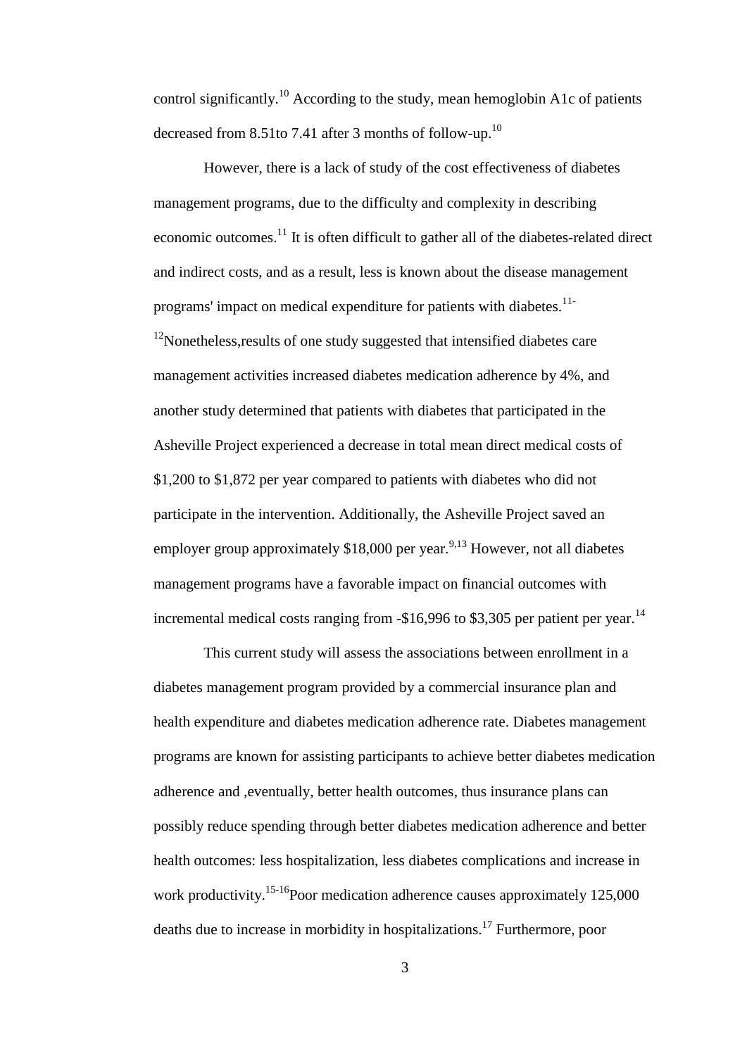control significantly.[10] According to the study, mean hemoglobin A1c of patients decreased from 8.51to 7.41 after 3 months of follow-up.[10]

However, there is a lack of study of the cost effectiveness of diabetes management programs, due to the difficulty and complexity in describing economic outcomes.[11] It is often difficult to gather all of the diabetes-related direct and indirect costs, and as a result, less is known about the disease management programs' impact on medical expenditure for patients with diabetes.[11-12]Nonetheless,results of one study suggested that intensified diabetes care management activities increased diabetes medication adherence by 4%, and another study determined that patients with diabetes that participated in the Asheville Project experienced a decrease in total mean direct medical costs of $1,200 to $1,872 per year compared to patients with diabetes who did not participate in the intervention. Additionally, the Asheville Project saved an employer group approximately $18,000 per year.[9,13] However, not all diabetes management programs have a favorable impact on financial outcomes with incremental medical costs ranging from -$16,996 to $3,305 per patient per year.[14]

This current study will assess the associations between enrollment in a diabetes management program provided by a commercial insurance plan and health expenditure and diabetes medication adherence rate. Diabetes management programs are known for assisting participants to achieve better diabetes medication adherence and ,eventually, better health outcomes, thus insurance plans can possibly reduce spending through better diabetes medication adherence and better health outcomes: less hospitalization, less diabetes complications and increase in work productivity.[15-16]Poor medication adherence causes approximately 125,000 deaths due to increase in morbidity in hospitalizations.[17] Furthermore, poor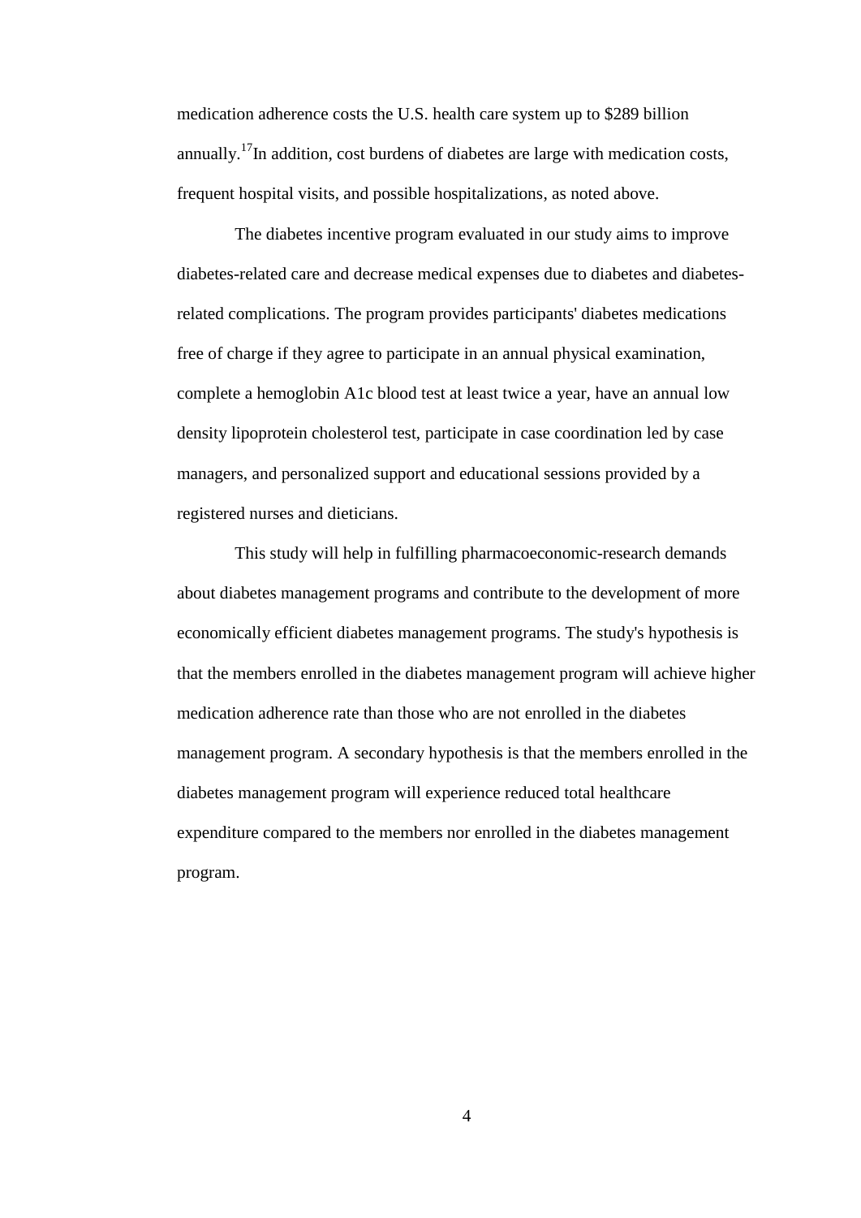medication adherence costs the U.S. health care system up to $289 billion annually.[17]In addition, cost burdens of diabetes are large with medication costs, frequent hospital visits, and possible hospitalizations, as noted above.

The diabetes incentive program evaluated in our study aims to improve diabetes-related care and decrease medical expenses due to diabetes and diabetes-related complications. The program provides participants' diabetes medications free of charge if they agree to participate in an annual physical examination, complete a hemoglobin A1c blood test at least twice a year, have an annual low density lipoprotein cholesterol test, participate in case coordination led by case managers, and personalized support and educational sessions provided by a registered nurses and dieticians.

This study will help in fulfilling pharmacoeconomic-research demands about diabetes management programs and contribute to the development of more economically efficient diabetes management programs. The study's hypothesis is that the members enrolled in the diabetes management program will achieve higher medication adherence rate than those who are not enrolled in the diabetes management program. A secondary hypothesis is that the members enrolled in the diabetes management program will experience reduced total healthcare expenditure compared to the members nor enrolled in the diabetes management program.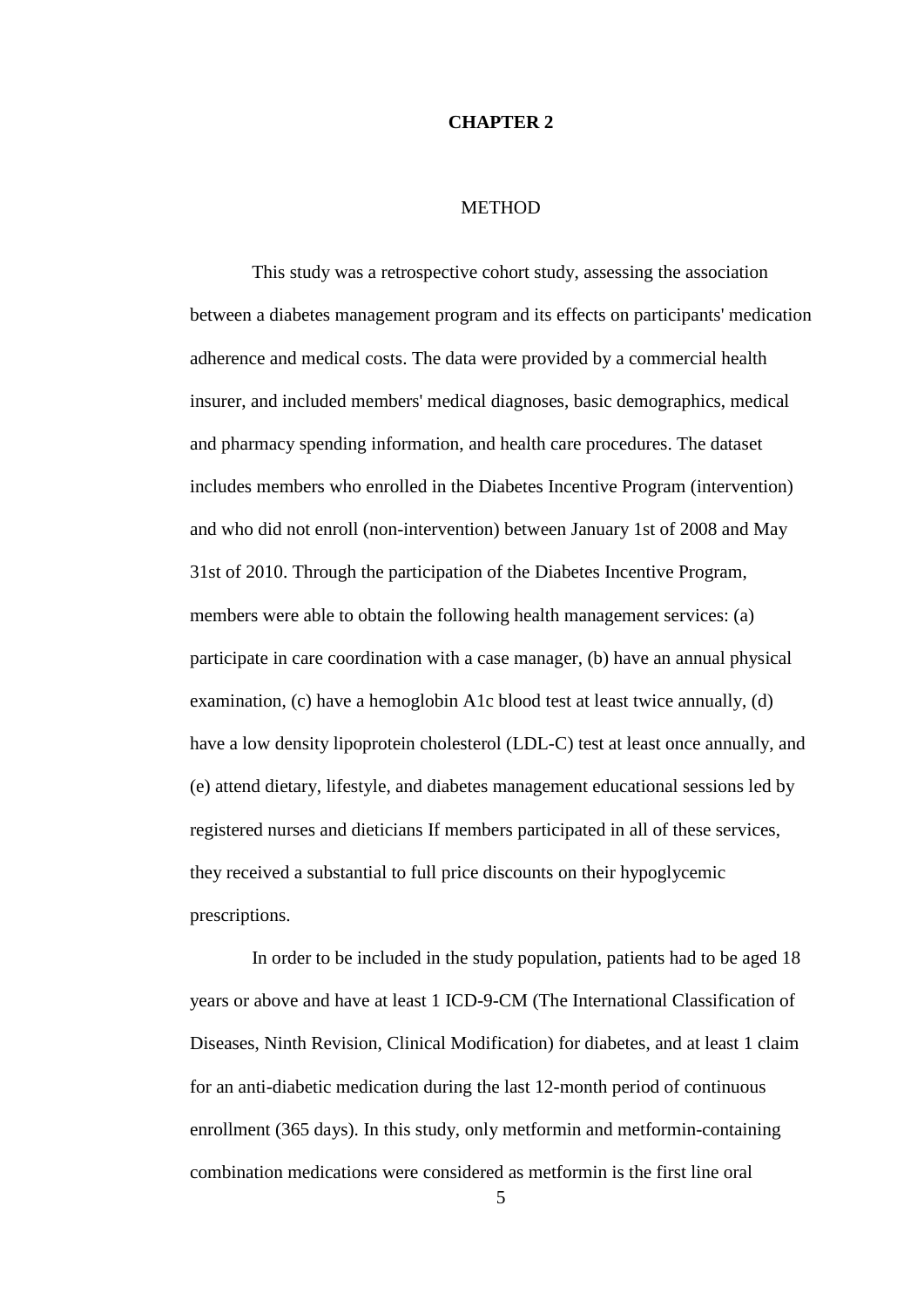# CHAPTER 2

## METHOD

This study was a retrospective cohort study, assessing the association between a diabetes management program and its effects on participants' medication adherence and medical costs. The data were provided by a commercial health insurer, and included members' medical diagnoses, basic demographics, medical and pharmacy spending information, and health care procedures. The dataset includes members who enrolled in the Diabetes Incentive Program (intervention) and who did not enroll (non-intervention) between January 1st of 2008 and May 31st of 2010. Through the participation of the Diabetes Incentive Program, members were able to obtain the following health management services: (a) participate in care coordination with a case manager, (b) have an annual physical examination, (c) have a hemoglobin A1c blood test at least twice annually, (d) have a low density lipoprotein cholesterol (LDL-C) test at least once annually, and (e) attend dietary, lifestyle, and diabetes management educational sessions led by registered nurses and dieticians If members participated in all of these services, they received a substantial to full price discounts on their hypoglycemic prescriptions.

In order to be included in the study population, patients had to be aged 18 years or above and have at least 1 ICD-9-CM (The International Classification of Diseases, Ninth Revision, Clinical Modification) for diabetes, and at least 1 claim for an anti-diabetic medication during the last 12-month period of continuous enrollment (365 days). In this study, only metformin and metformin-containing combination medications were considered as metformin is the first line oral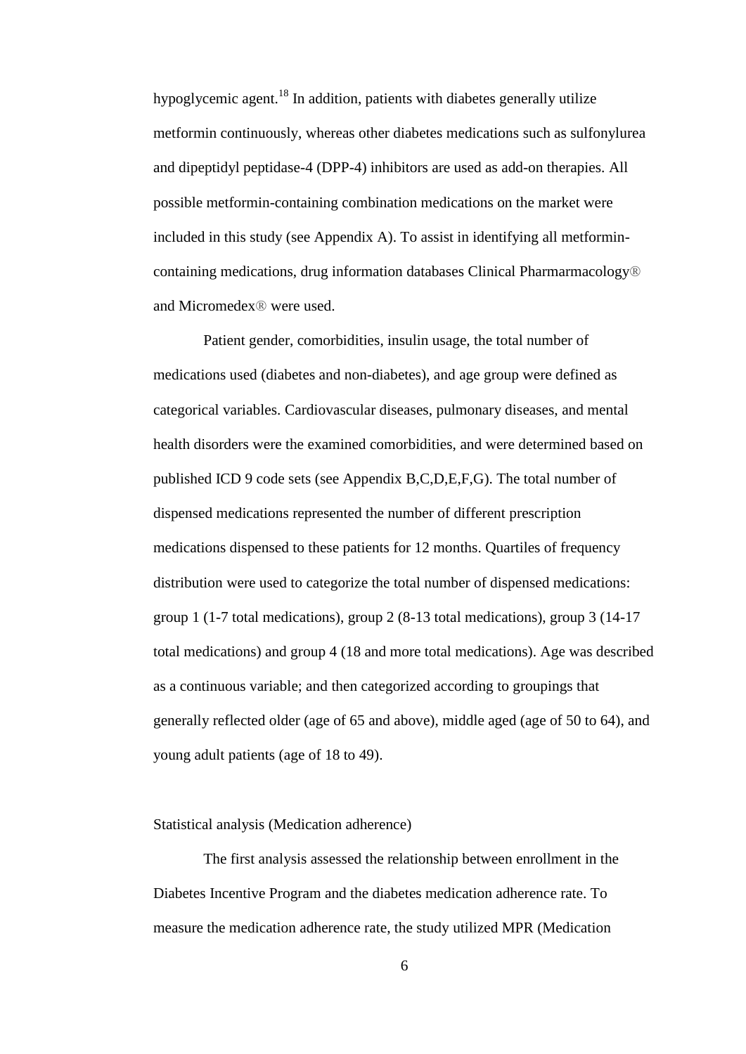hypoglycemic agent.[18] In addition, patients with diabetes generally utilize metformin continuously, whereas other diabetes medications such as sulfonylurea and dipeptidyl peptidase-4 (DPP-4) inhibitors are used as add-on therapies. All possible metformin-containing combination medications on the market were included in this study (see Appendix A). To assist in identifying all metformin-containing medications, drug information databases Clinical Pharmarmacology® and Micromedex® were used.

Patient gender, comorbidities, insulin usage, the total number of medications used (diabetes and non-diabetes), and age group were defined as categorical variables. Cardiovascular diseases, pulmonary diseases, and mental health disorders were the examined comorbidities, and were determined based on published ICD 9 code sets (see Appendix B,C,D,E,F,G). The total number of dispensed medications represented the number of different prescription medications dispensed to these patients for 12 months. Quartiles of frequency distribution were used to categorize the total number of dispensed medications: group 1 (1-7 total medications), group 2 (8-13 total medications), group 3 (14-17 total medications) and group 4 (18 and more total medications). Age was described as a continuous variable; and then categorized according to groupings that generally reflected older (age of 65 and above), middle aged (age of 50 to 64), and young adult patients (age of 18 to 49).

Statistical analysis (Medication adherence)

The first analysis assessed the relationship between enrollment in the Diabetes Incentive Program and the diabetes medication adherence rate. To measure the medication adherence rate, the study utilized MPR (Medication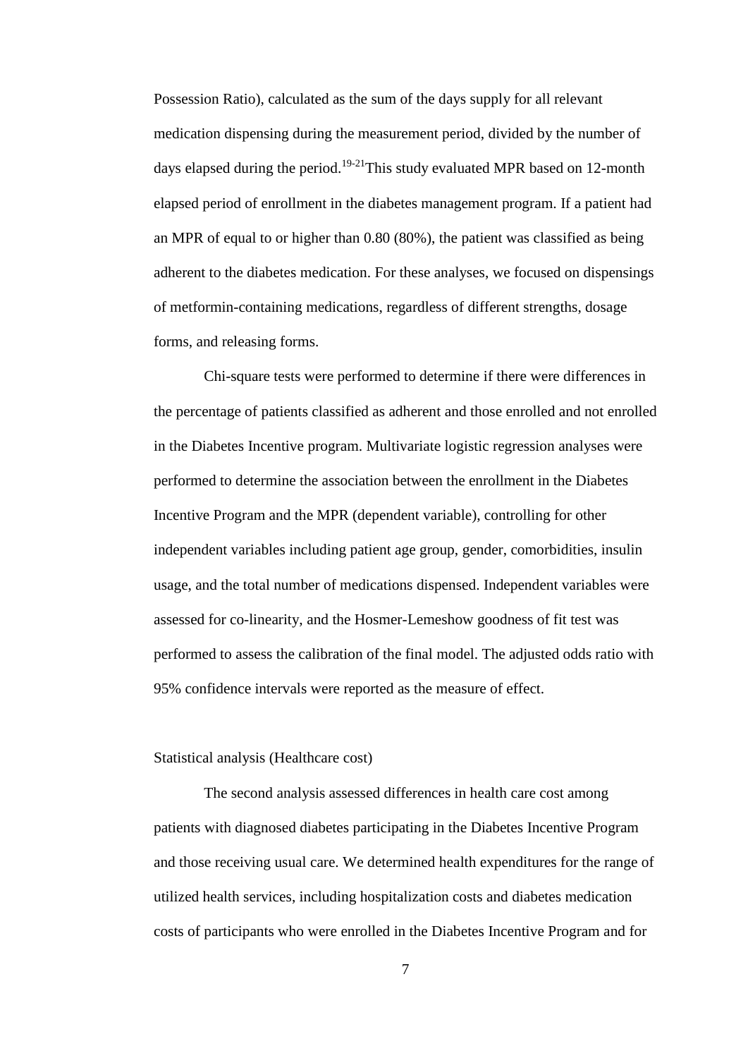Possession Ratio), calculated as the sum of the days supply for all relevant medication dispensing during the measurement period, divided by the number of days elapsed during the period.[19-21]This study evaluated MPR based on 12-month elapsed period of enrollment in the diabetes management program. If a patient had an MPR of equal to or higher than 0.80 (80%), the patient was classified as being adherent to the diabetes medication. For these analyses, we focused on dispensings of metformin-containing medications, regardless of different strengths, dosage forms, and releasing forms.

Chi-square tests were performed to determine if there were differences in the percentage of patients classified as adherent and those enrolled and not enrolled in the Diabetes Incentive program. Multivariate logistic regression analyses were performed to determine the association between the enrollment in the Diabetes Incentive Program and the MPR (dependent variable), controlling for other independent variables including patient age group, gender, comorbidities, insulin usage, and the total number of medications dispensed. Independent variables were assessed for co-linearity, and the Hosmer-Lemeshow goodness of fit test was performed to assess the calibration of the final model. The adjusted odds ratio with 95% confidence intervals were reported as the measure of effect.

Statistical analysis (Healthcare cost)

The second analysis assessed differences in health care cost among patients with diagnosed diabetes participating in the Diabetes Incentive Program and those receiving usual care. We determined health expenditures for the range of utilized health services, including hospitalization costs and diabetes medication costs of participants who were enrolled in the Diabetes Incentive Program and for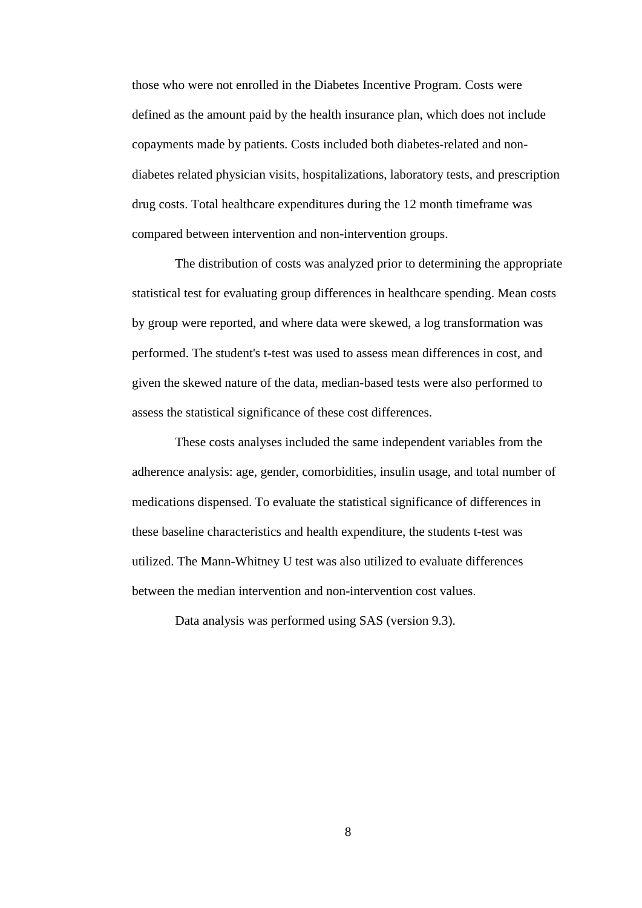those who were not enrolled in the Diabetes Incentive Program. Costs were defined as the amount paid by the health insurance plan, which does not include copayments made by patients. Costs included both diabetes-related and non-diabetes related physician visits, hospitalizations, laboratory tests, and prescription drug costs. Total healthcare expenditures during the 12 month timeframe was compared between intervention and non-intervention groups.

The distribution of costs was analyzed prior to determining the appropriate statistical test for evaluating group differences in healthcare spending. Mean costs by group were reported, and where data were skewed, a log transformation was performed. The student's t-test was used to assess mean differences in cost, and given the skewed nature of the data, median-based tests were also performed to assess the statistical significance of these cost differences.

These costs analyses included the same independent variables from the adherence analysis: age, gender, comorbidities, insulin usage, and total number of medications dispensed. To evaluate the statistical significance of differences in these baseline characteristics and health expenditure, the students t-test was utilized. The Mann-Whitney U test was also utilized to evaluate differences between the median intervention and non-intervention cost values.

Data analysis was performed using SAS (version 9.3).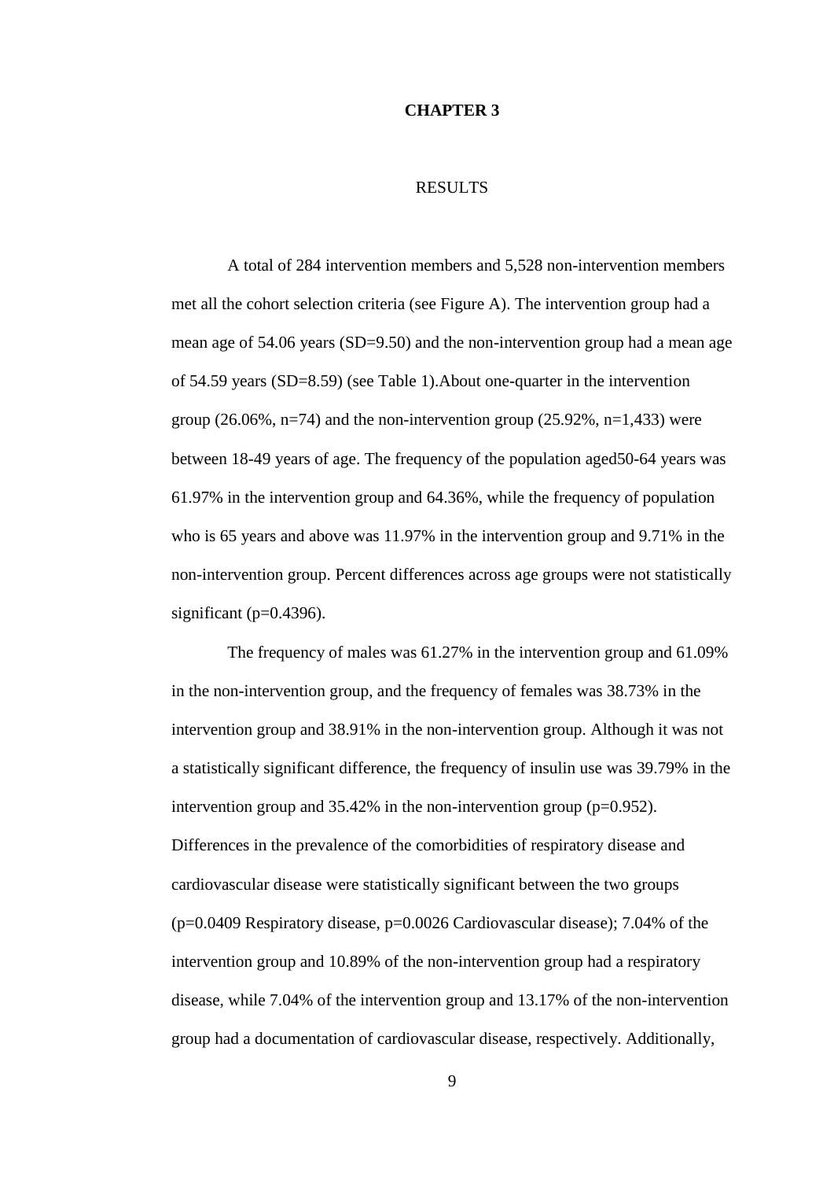# CHAPTER 3

## RESULTS

A total of 284 intervention members and 5,528 non-intervention members met all the cohort selection criteria (see Figure A). The intervention group had a mean age of 54.06 years (SD=9.50) and the non-intervention group had a mean age of 54.59 years (SD=8.59) (see Table 1).About one-quarter in the intervention group (26.06%, n=74) and the non-intervention group (25.92%, n=1,433) were between 18-49 years of age. The frequency of the population aged50-64 years was 61.97% in the intervention group and 64.36%, while the frequency of population who is 65 years and above was 11.97% in the intervention group and 9.71% in the non-intervention group. Percent differences across age groups were not statistically significant (p=0.4396).

The frequency of males was 61.27% in the intervention group and 61.09% in the non-intervention group, and the frequency of females was 38.73% in the intervention group and 38.91% in the non-intervention group. Although it was not a statistically significant difference, the frequency of insulin use was 39.79% in the intervention group and 35.42% in the non-intervention group (p=0.952). Differences in the prevalence of the comorbidities of respiratory disease and cardiovascular disease were statistically significant between the two groups (p=0.0409 Respiratory disease, p=0.0026 Cardiovascular disease); 7.04% of the intervention group and 10.89% of the non-intervention group had a respiratory disease, while 7.04% of the intervention group and 13.17% of the non-intervention group had a documentation of cardiovascular disease, respectively. Additionally,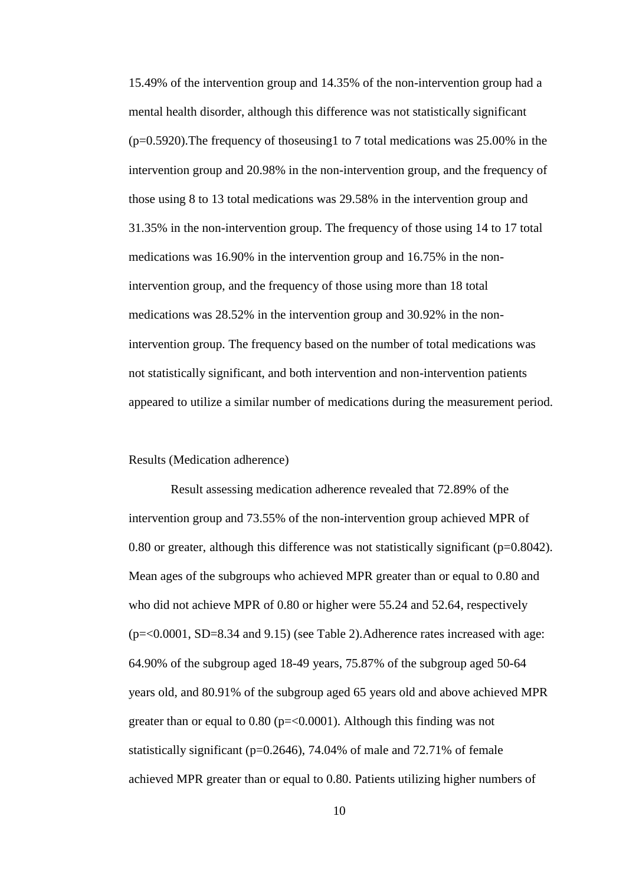15.49% of the intervention group and 14.35% of the non-intervention group had a mental health disorder, although this difference was not statistically significant (p=0.5920).The frequency of thoseusing1 to 7 total medications was 25.00% in the intervention group and 20.98% in the non-intervention group, and the frequency of those using 8 to 13 total medications was 29.58% in the intervention group and 31.35% in the non-intervention group. The frequency of those using 14 to 17 total medications was 16.90% in the intervention group and 16.75% in the non-intervention group, and the frequency of those using more than 18 total medications was 28.52% in the intervention group and 30.92% in the non-intervention group. The frequency based on the number of total medications was not statistically significant, and both intervention and non-intervention patients appeared to utilize a similar number of medications during the measurement period.

Results (Medication adherence)

Result assessing medication adherence revealed that 72.89% of the intervention group and 73.55% of the non-intervention group achieved MPR of 0.80 or greater, although this difference was not statistically significant (p=0.8042). Mean ages of the subgroups who achieved MPR greater than or equal to 0.80 and who did not achieve MPR of 0.80 or higher were 55.24 and 52.64, respectively (p=<0.0001, SD=8.34 and 9.15) (see Table 2).Adherence rates increased with age: 64.90% of the subgroup aged 18-49 years, 75.87% of the subgroup aged 50-64 years old, and 80.91% of the subgroup aged 65 years old and above achieved MPR greater than or equal to 0.80 (p=<0.0001). Although this finding was not statistically significant (p=0.2646), 74.04% of male and 72.71% of female achieved MPR greater than or equal to 0.80. Patients utilizing higher numbers of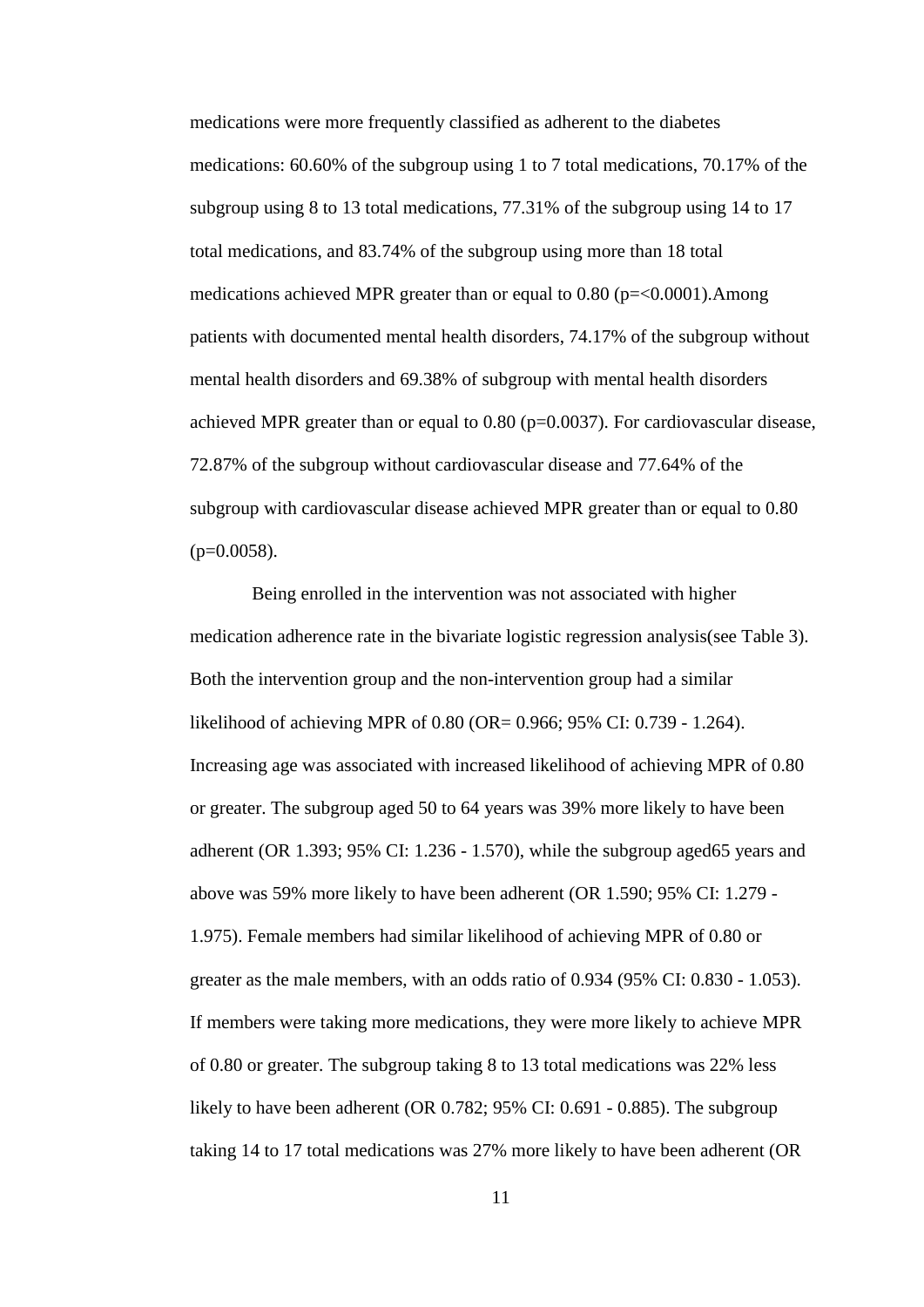medications were more frequently classified as adherent to the diabetes medications: 60.60% of the subgroup using 1 to 7 total medications, 70.17% of the subgroup using 8 to 13 total medications, 77.31% of the subgroup using 14 to 17 total medications, and 83.74% of the subgroup using more than 18 total medications achieved MPR greater than or equal to 0.80 (p=<0.0001).Among patients with documented mental health disorders, 74.17% of the subgroup without mental health disorders and 69.38% of subgroup with mental health disorders achieved MPR greater than or equal to 0.80 (p=0.0037). For cardiovascular disease, 72.87% of the subgroup without cardiovascular disease and 77.64% of the subgroup with cardiovascular disease achieved MPR greater than or equal to 0.80 (p=0.0058).

Being enrolled in the intervention was not associated with higher medication adherence rate in the bivariate logistic regression analysis(see Table 3). Both the intervention group and the non-intervention group had a similar likelihood of achieving MPR of 0.80 (OR= 0.966; 95% CI: 0.739 - 1.264). Increasing age was associated with increased likelihood of achieving MPR of 0.80 or greater. The subgroup aged 50 to 64 years was 39% more likely to have been adherent (OR 1.393; 95% CI: 1.236 - 1.570), while the subgroup aged65 years and above was 59% more likely to have been adherent (OR 1.590; 95% CI: 1.279 - 1.975). Female members had similar likelihood of achieving MPR of 0.80 or greater as the male members, with an odds ratio of 0.934 (95% CI: 0.830 - 1.053). If members were taking more medications, they were more likely to achieve MPR of 0.80 or greater. The subgroup taking 8 to 13 total medications was 22% less likely to have been adherent (OR 0.782; 95% CI: 0.691 - 0.885). The subgroup taking 14 to 17 total medications was 27% more likely to have been adherent (OR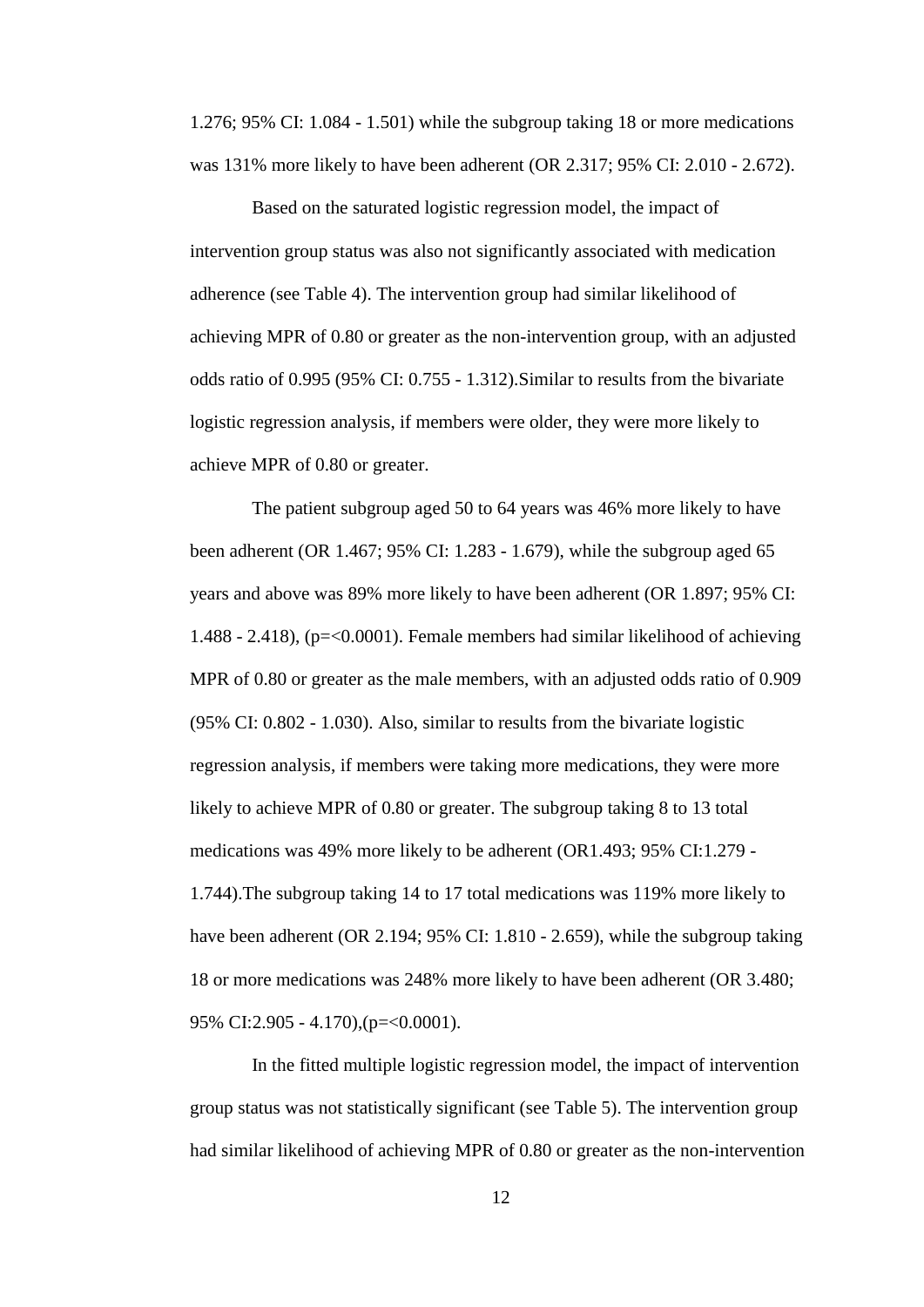1.276; 95% CI: 1.084 - 1.501) while the subgroup taking 18 or more medications was 131% more likely to have been adherent (OR 2.317; 95% CI: 2.010 - 2.672).

Based on the saturated logistic regression model, the impact of intervention group status was also not significantly associated with medication adherence (see Table 4). The intervention group had similar likelihood of achieving MPR of 0.80 or greater as the non-intervention group, with an adjusted odds ratio of 0.995 (95% CI: 0.755 - 1.312).Similar to results from the bivariate logistic regression analysis, if members were older, they were more likely to achieve MPR of 0.80 or greater.

The patient subgroup aged 50 to 64 years was 46% more likely to have been adherent (OR 1.467; 95% CI: 1.283 - 1.679), while the subgroup aged 65 years and above was 89% more likely to have been adherent (OR 1.897; 95% CI: 1.488 - 2.418), (p=<0.0001). Female members had similar likelihood of achieving MPR of 0.80 or greater as the male members, with an adjusted odds ratio of 0.909 (95% CI: 0.802 - 1.030). Also, similar to results from the bivariate logistic regression analysis, if members were taking more medications, they were more likely to achieve MPR of 0.80 or greater. The subgroup taking 8 to 13 total medications was 49% more likely to be adherent (OR1.493; 95% CI:1.279 - 1.744).The subgroup taking 14 to 17 total medications was 119% more likely to have been adherent (OR 2.194; 95% CI: 1.810 - 2.659), while the subgroup taking 18 or more medications was 248% more likely to have been adherent (OR 3.480; 95% CI:2.905 - 4.170),(p=<0.0001).

In the fitted multiple logistic regression model, the impact of intervention group status was not statistically significant (see Table 5). The intervention group had similar likelihood of achieving MPR of 0.80 or greater as the non-intervention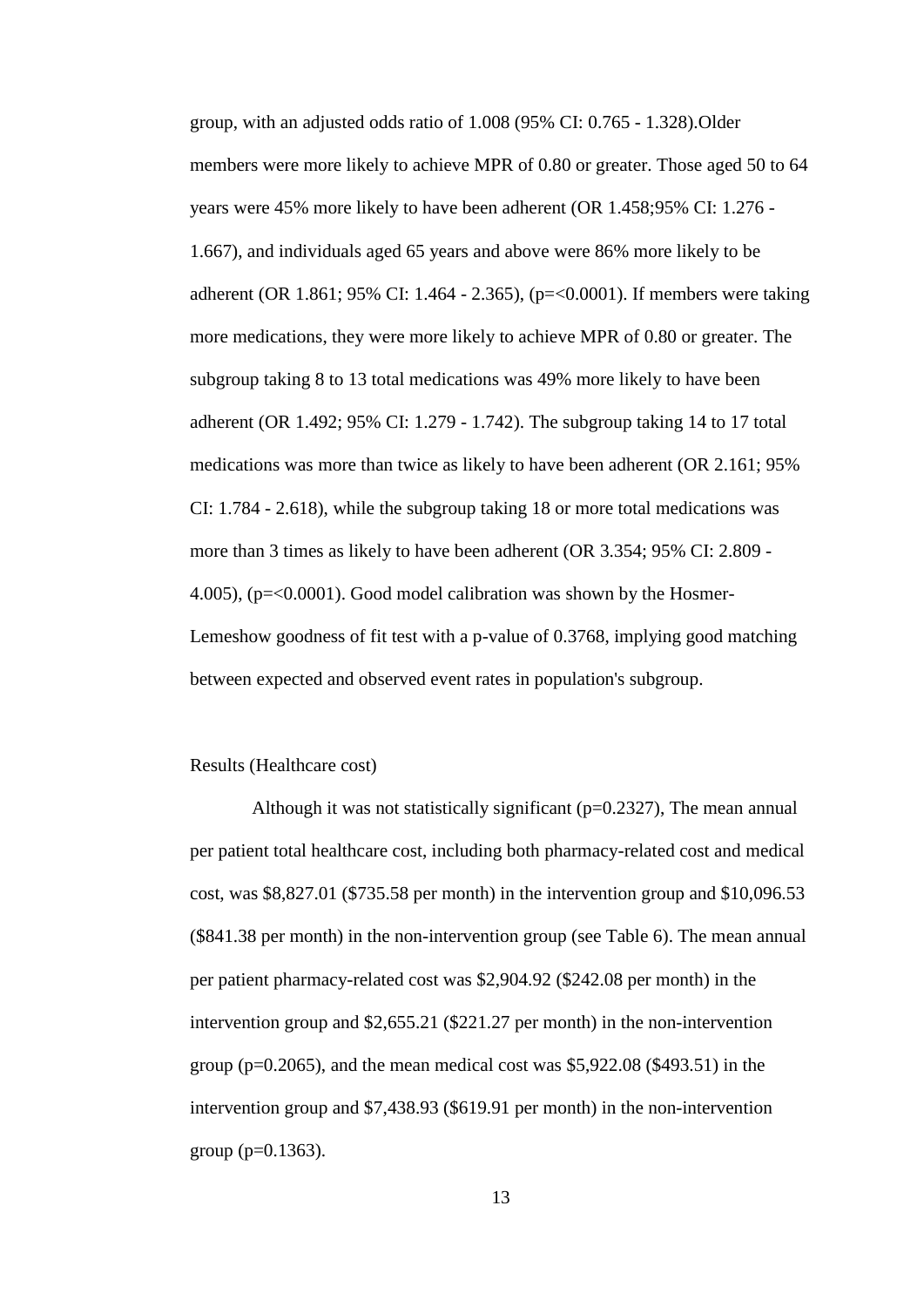group, with an adjusted odds ratio of 1.008 (95% CI: 0.765 - 1.328).Older members were more likely to achieve MPR of 0.80 or greater. Those aged 50 to 64 years were 45% more likely to have been adherent (OR 1.458;95% CI: 1.276 - 1.667), and individuals aged 65 years and above were 86% more likely to be adherent (OR 1.861; 95% CI: 1.464 - 2.365), (p=<0.0001). If members were taking more medications, they were more likely to achieve MPR of 0.80 or greater. The subgroup taking 8 to 13 total medications was 49% more likely to have been adherent (OR 1.492; 95% CI: 1.279 - 1.742). The subgroup taking 14 to 17 total medications was more than twice as likely to have been adherent (OR 2.161; 95% CI: 1.784 - 2.618), while the subgroup taking 18 or more total medications was more than 3 times as likely to have been adherent (OR 3.354; 95% CI: 2.809 - 4.005), (p=<0.0001). Good model calibration was shown by the Hosmer-Lemeshow goodness of fit test with a p-value of 0.3768, implying good matching between expected and observed event rates in population's subgroup.

Results (Healthcare cost)

Although it was not statistically significant (p=0.2327), The mean annual per patient total healthcare cost, including both pharmacy-related cost and medical cost, was $8,827.01 ($735.58 per month) in the intervention group and $10,096.53 ($841.38 per month) in the non-intervention group (see Table 6). The mean annual per patient pharmacy-related cost was $2,904.92 ($242.08 per month) in the intervention group and $2,655.21 ($221.27 per month) in the non-intervention group (p=0.2065), and the mean medical cost was $5,922.08 ($493.51) in the intervention group and $7,438.93 ($619.91 per month) in the non-intervention group (p=0.1363).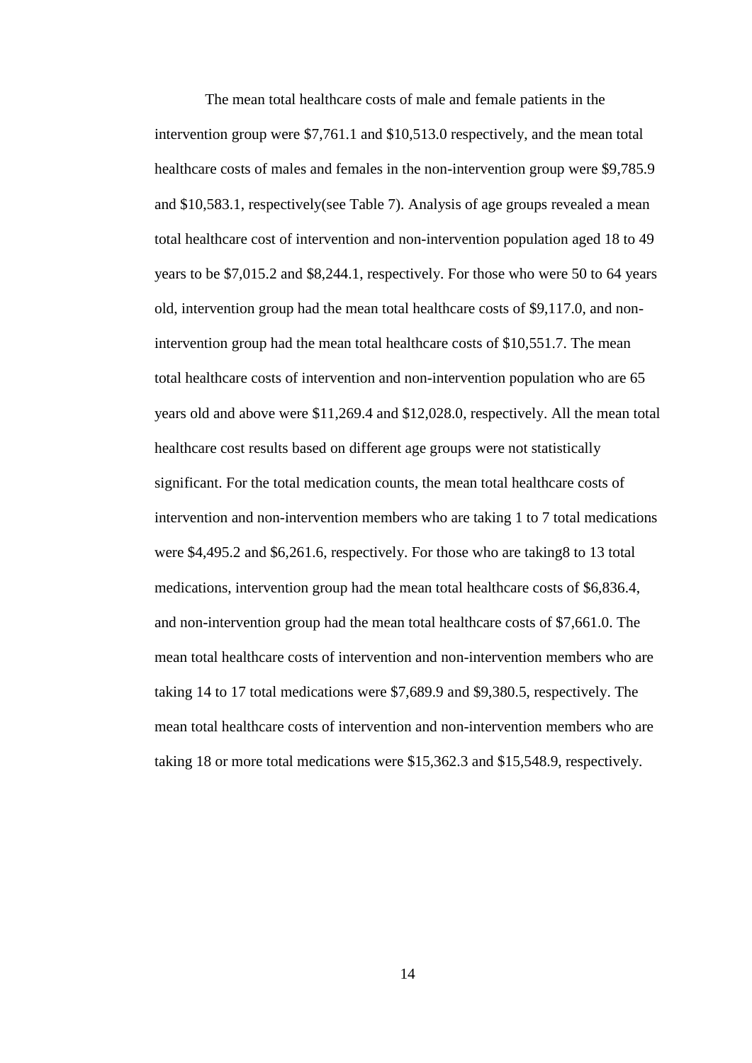The mean total healthcare costs of male and female patients in the intervention group were $7,761.1 and $10,513.0 respectively, and the mean total healthcare costs of males and females in the non-intervention group were $9,785.9 and $10,583.1, respectively(see Table 7). Analysis of age groups revealed a mean total healthcare cost of intervention and non-intervention population aged 18 to 49 years to be $7,015.2 and $8,244.1, respectively. For those who were 50 to 64 years old, intervention group had the mean total healthcare costs of $9,117.0, and non-intervention group had the mean total healthcare costs of $10,551.7. The mean total healthcare costs of intervention and non-intervention population who are 65 years old and above were $11,269.4 and $12,028.0, respectively. All the mean total healthcare cost results based on different age groups were not statistically significant. For the total medication counts, the mean total healthcare costs of intervention and non-intervention members who are taking 1 to 7 total medications were $4,495.2 and $6,261.6, respectively. For those who are taking8 to 13 total medications, intervention group had the mean total healthcare costs of $6,836.4, and non-intervention group had the mean total healthcare costs of $7,661.0. The mean total healthcare costs of intervention and non-intervention members who are taking 14 to 17 total medications were $7,689.9 and $9,380.5, respectively. The mean total healthcare costs of intervention and non-intervention members who are taking 18 or more total medications were $15,362.3 and $15,548.9, respectively.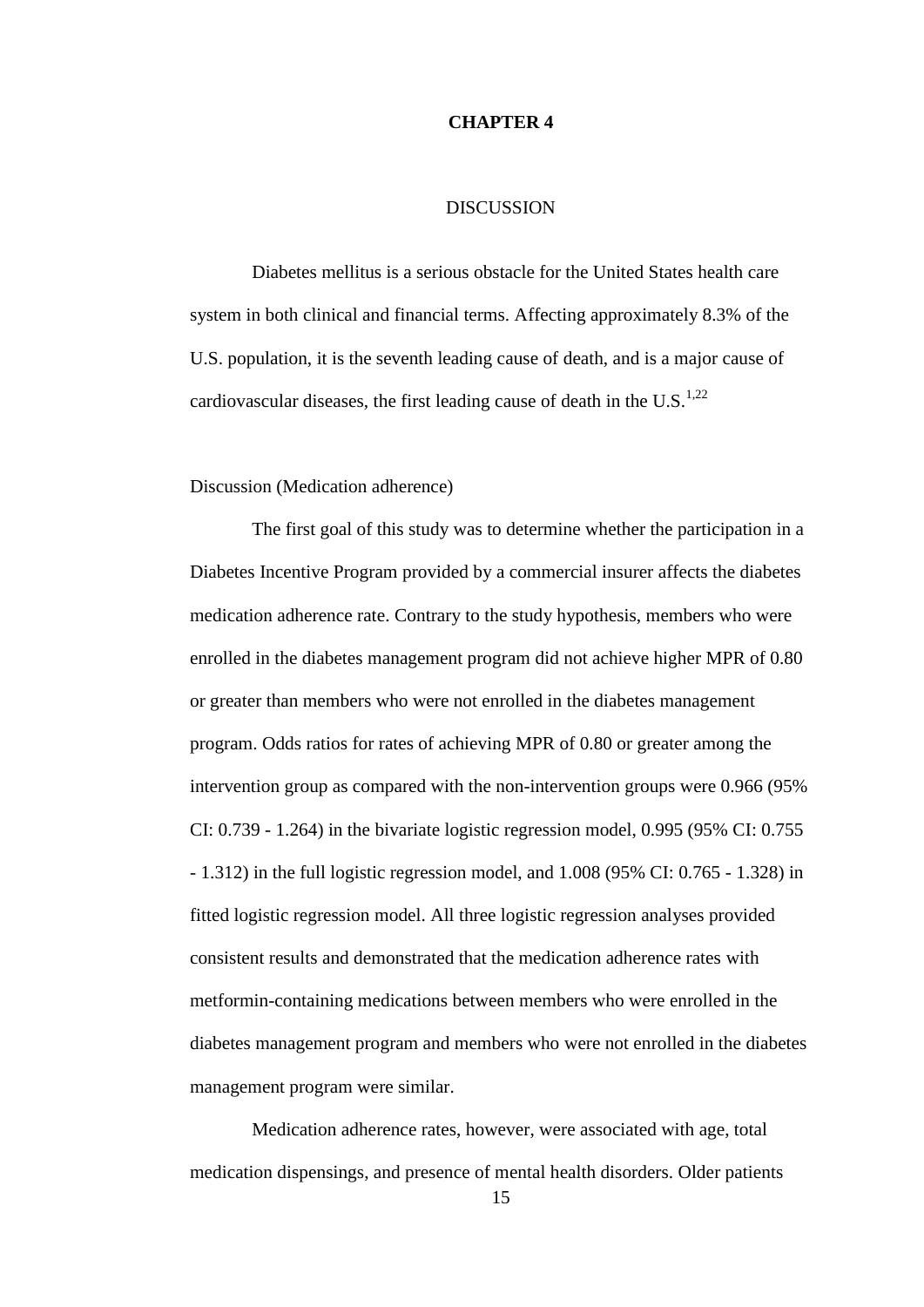# CHAPTER 4

## DISCUSSION

Diabetes mellitus is a serious obstacle for the United States health care system in both clinical and financial terms. Affecting approximately 8.3% of the U.S. population, it is the seventh leading cause of death, and is a major cause of cardiovascular diseases, the first leading cause of death in the U.S.[1,22]

### Discussion (Medication adherence)

The first goal of this study was to determine whether the participation in a Diabetes Incentive Program provided by a commercial insurer affects the diabetes medication adherence rate. Contrary to the study hypothesis, members who were enrolled in the diabetes management program did not achieve higher MPR of 0.80 or greater than members who were not enrolled in the diabetes management program. Odds ratios for rates of achieving MPR of 0.80 or greater among the intervention group as compared with the non-intervention groups were 0.966 (95% CI: 0.739 - 1.264) in the bivariate logistic regression model, 0.995 (95% CI: 0.755 - 1.312) in the full logistic regression model, and 1.008 (95% CI: 0.765 - 1.328) in fitted logistic regression model. All three logistic regression analyses provided consistent results and demonstrated that the medication adherence rates with metformin-containing medications between members who were enrolled in the diabetes management program and members who were not enrolled in the diabetes management program were similar.

Medication adherence rates, however, were associated with age, total medication dispensings, and presence of mental health disorders. Older patients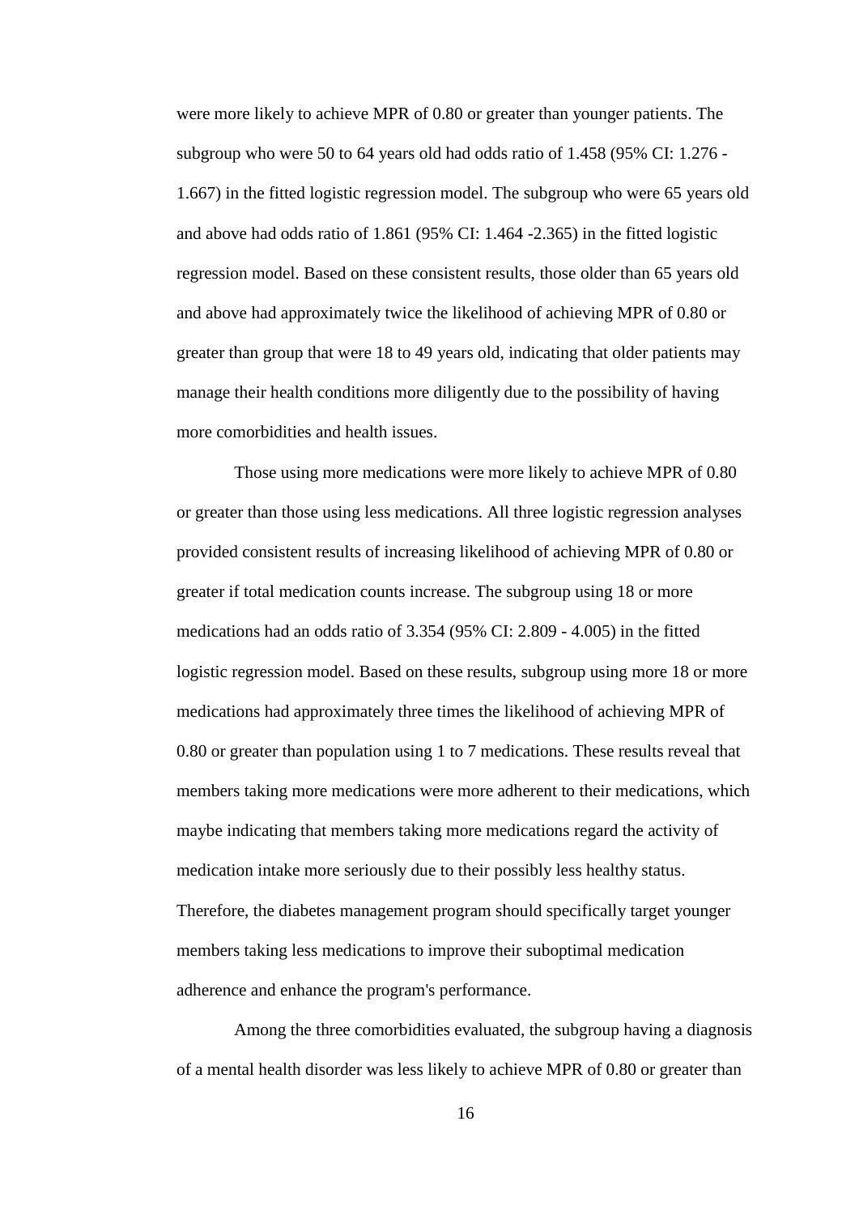were more likely to achieve MPR of 0.80 or greater than younger patients. The subgroup who were 50 to 64 years old had odds ratio of 1.458 (95% CI: 1.276 - 1.667) in the fitted logistic regression model. The subgroup who were 65 years old and above had odds ratio of 1.861 (95% CI: 1.464 -2.365) in the fitted logistic regression model. Based on these consistent results, those older than 65 years old and above had approximately twice the likelihood of achieving MPR of 0.80 or greater than group that were 18 to 49 years old, indicating that older patients may manage their health conditions more diligently due to the possibility of having more comorbidities and health issues.

Those using more medications were more likely to achieve MPR of 0.80 or greater than those using less medications. All three logistic regression analyses provided consistent results of increasing likelihood of achieving MPR of 0.80 or greater if total medication counts increase. The subgroup using 18 or more medications had an odds ratio of 3.354 (95% CI: 2.809 - 4.005) in the fitted logistic regression model. Based on these results, subgroup using more 18 or more medications had approximately three times the likelihood of achieving MPR of 0.80 or greater than population using 1 to 7 medications. These results reveal that members taking more medications were more adherent to their medications, which maybe indicating that members taking more medications regard the activity of medication intake more seriously due to their possibly less healthy status. Therefore, the diabetes management program should specifically target younger members taking less medications to improve their suboptimal medication adherence and enhance the program's performance.

Among the three comorbidities evaluated, the subgroup having a diagnosis of a mental health disorder was less likely to achieve MPR of 0.80 or greater than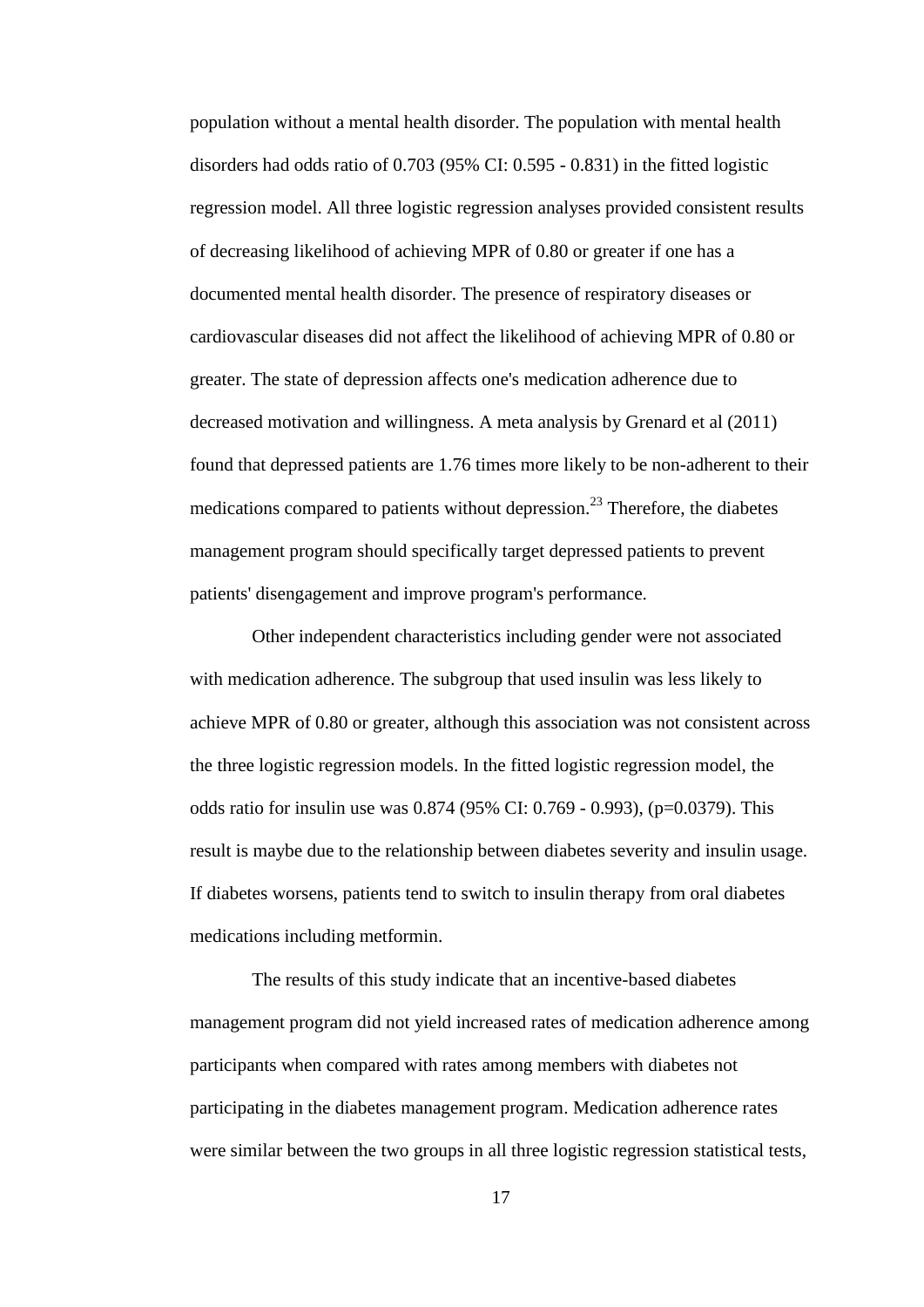population without a mental health disorder. The population with mental health disorders had odds ratio of 0.703 (95% CI: 0.595 - 0.831) in the fitted logistic regression model. All three logistic regression analyses provided consistent results of decreasing likelihood of achieving MPR of 0.80 or greater if one has a documented mental health disorder. The presence of respiratory diseases or cardiovascular diseases did not affect the likelihood of achieving MPR of 0.80 or greater. The state of depression affects one's medication adherence due to decreased motivation and willingness. A meta analysis by Grenard et al (2011) found that depressed patients are 1.76 times more likely to be non-adherent to their medications compared to patients without depression.[23] Therefore, the diabetes management program should specifically target depressed patients to prevent patients' disengagement and improve program's performance.

Other independent characteristics including gender were not associated with medication adherence. The subgroup that used insulin was less likely to achieve MPR of 0.80 or greater, although this association was not consistent across the three logistic regression models. In the fitted logistic regression model, the odds ratio for insulin use was 0.874 (95% CI: 0.769 - 0.993), ($p$=0.0379). This result is maybe due to the relationship between diabetes severity and insulin usage. If diabetes worsens, patients tend to switch to insulin therapy from oral diabetes medications including metformin.

The results of this study indicate that an incentive-based diabetes management program did not yield increased rates of medication adherence among participants when compared with rates among members with diabetes not participating in the diabetes management program. Medication adherence rates were similar between the two groups in all three logistic regression statistical tests,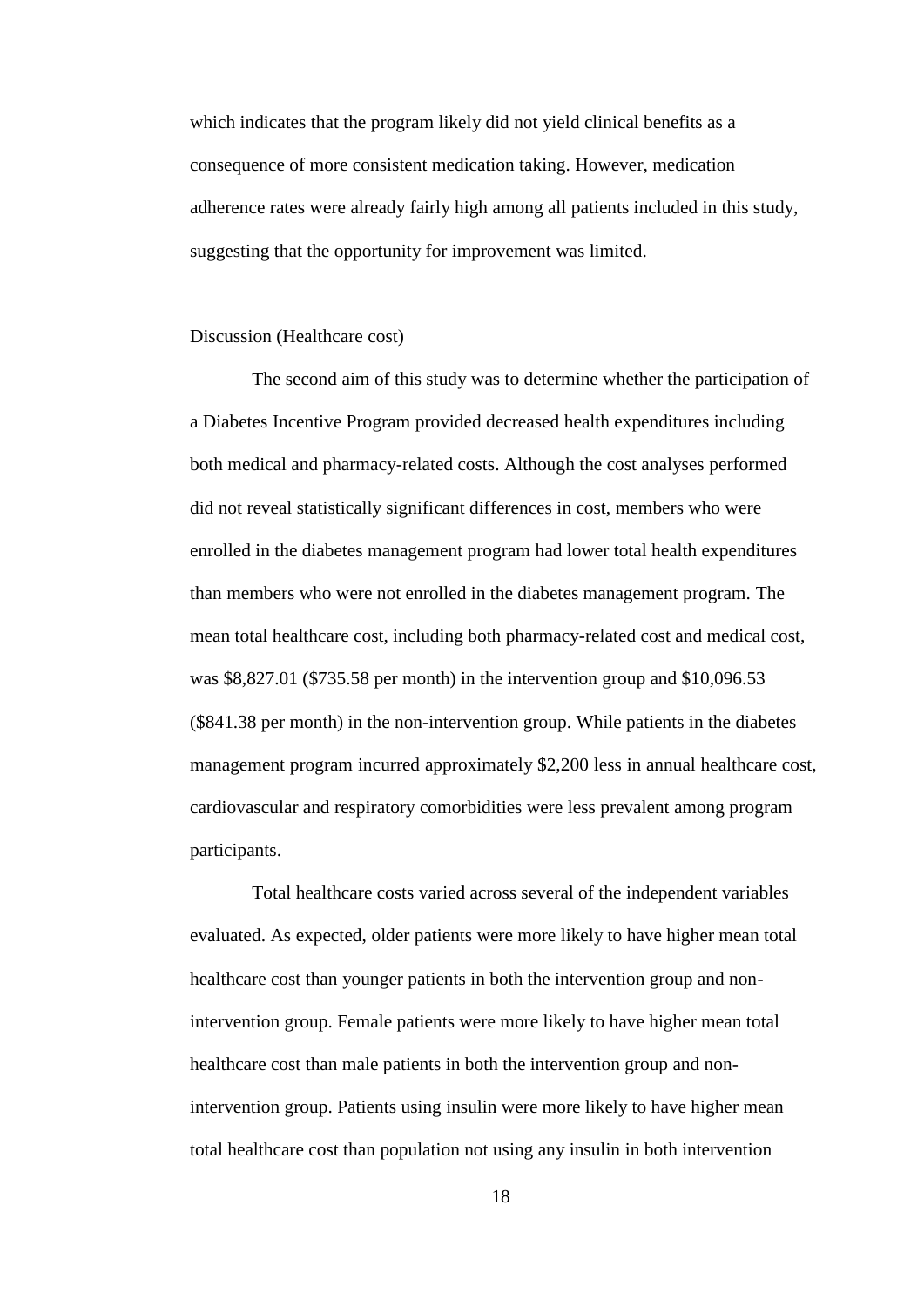which indicates that the program likely did not yield clinical benefits as a consequence of more consistent medication taking. However, medication adherence rates were already fairly high among all patients included in this study, suggesting that the opportunity for improvement was limited.

Discussion (Healthcare cost)

The second aim of this study was to determine whether the participation of a Diabetes Incentive Program provided decreased health expenditures including both medical and pharmacy-related costs. Although the cost analyses performed did not reveal statistically significant differences in cost, members who were enrolled in the diabetes management program had lower total health expenditures than members who were not enrolled in the diabetes management program. The mean total healthcare cost, including both pharmacy-related cost and medical cost, was $8,827.01 ($735.58 per month) in the intervention group and $10,096.53 ($841.38 per month) in the non-intervention group. While patients in the diabetes management program incurred approximately $2,200 less in annual healthcare cost, cardiovascular and respiratory comorbidities were less prevalent among program participants.

Total healthcare costs varied across several of the independent variables evaluated. As expected, older patients were more likely to have higher mean total healthcare cost than younger patients in both the intervention group and non-intervention group. Female patients were more likely to have higher mean total healthcare cost than male patients in both the intervention group and non-intervention group. Patients using insulin were more likely to have higher mean total healthcare cost than population not using any insulin in both intervention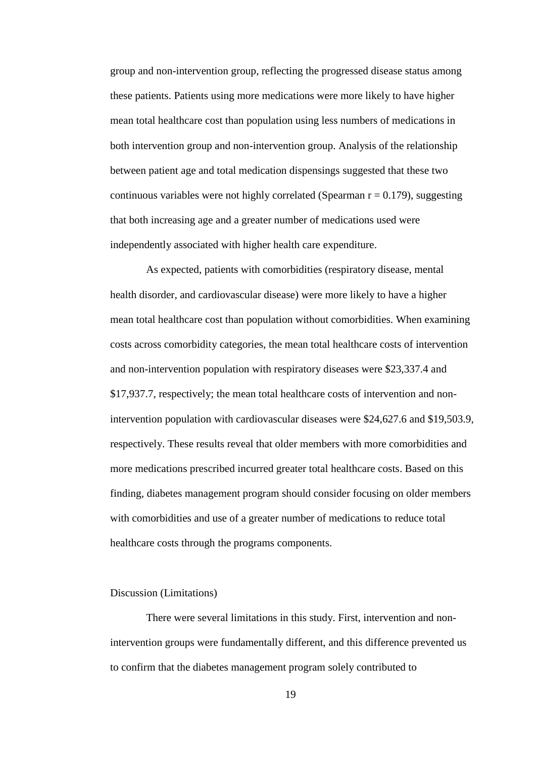group and non-intervention group, reflecting the progressed disease status among these patients. Patients using more medications were more likely to have higher mean total healthcare cost than population using less numbers of medications in both intervention group and non-intervention group. Analysis of the relationship between patient age and total medication dispensings suggested that these two continuous variables were not highly correlated (Spearman r = 0.179), suggesting that both increasing age and a greater number of medications used were independently associated with higher health care expenditure.

As expected, patients with comorbidities (respiratory disease, mental health disorder, and cardiovascular disease) were more likely to have a higher mean total healthcare cost than population without comorbidities. When examining costs across comorbidity categories, the mean total healthcare costs of intervention and non-intervention population with respiratory diseases were $23,337.4 and $17,937.7, respectively; the mean total healthcare costs of intervention and non-intervention population with cardiovascular diseases were $24,627.6 and $19,503.9, respectively. These results reveal that older members with more comorbidities and more medications prescribed incurred greater total healthcare costs. Based on this finding, diabetes management program should consider focusing on older members with comorbidities and use of a greater number of medications to reduce total healthcare costs through the programs components.

## Discussion (Limitations)

There were several limitations in this study. First, intervention and non-intervention groups were fundamentally different, and this difference prevented us to confirm that the diabetes management program solely contributed to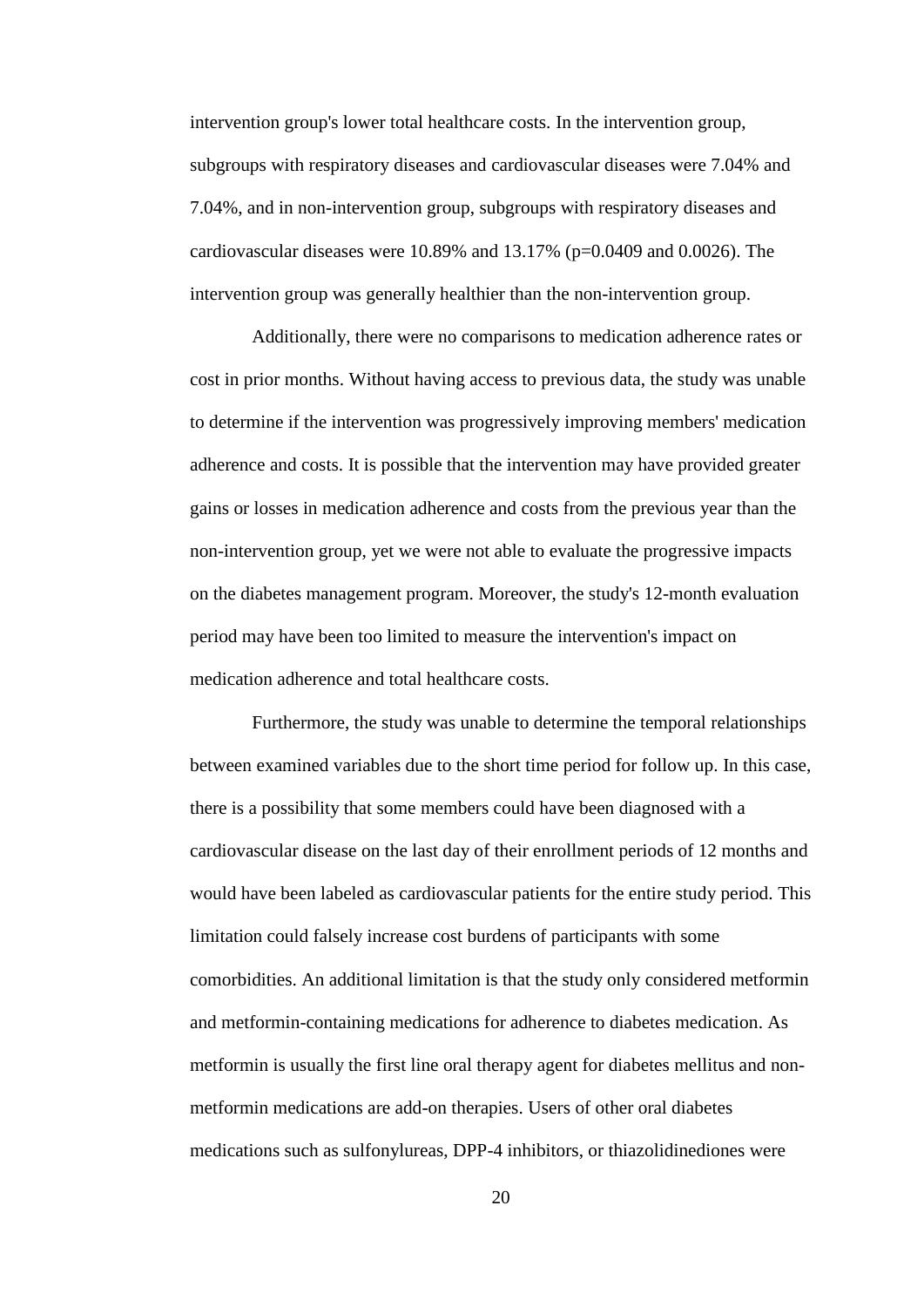intervention group's lower total healthcare costs. In the intervention group, subgroups with respiratory diseases and cardiovascular diseases were 7.04% and 7.04%, and in non-intervention group, subgroups with respiratory diseases and cardiovascular diseases were 10.89% and 13.17% ($p=0.0409$ and 0.0026). The intervention group was generally healthier than the non-intervention group.

Additionally, there were no comparisons to medication adherence rates or cost in prior months. Without having access to previous data, the study was unable to determine if the intervention was progressively improving members' medication adherence and costs. It is possible that the intervention may have provided greater gains or losses in medication adherence and costs from the previous year than the non-intervention group, yet we were not able to evaluate the progressive impacts on the diabetes management program. Moreover, the study's 12-month evaluation period may have been too limited to measure the intervention's impact on medication adherence and total healthcare costs.

Furthermore, the study was unable to determine the temporal relationships between examined variables due to the short time period for follow up. In this case, there is a possibility that some members could have been diagnosed with a cardiovascular disease on the last day of their enrollment periods of 12 months and would have been labeled as cardiovascular patients for the entire study period. This limitation could falsely increase cost burdens of participants with some comorbidities. An additional limitation is that the study only considered metformin and metformin-containing medications for adherence to diabetes medication. As metformin is usually the first line oral therapy agent for diabetes mellitus and non-metformin medications are add-on therapies. Users of other oral diabetes medications such as sulfonylureas, DPP-4 inhibitors, or thiazolidinediones were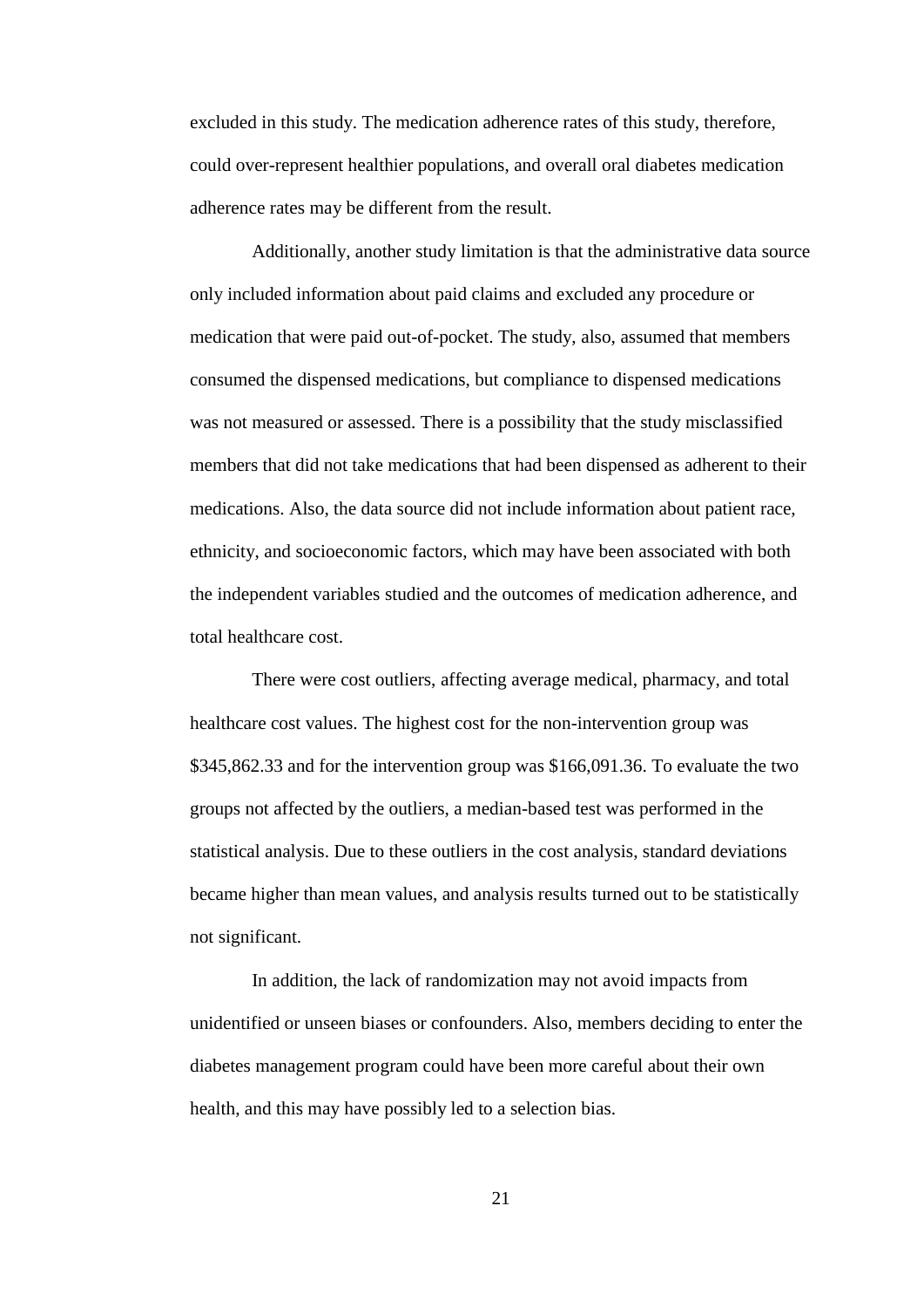excluded in this study. The medication adherence rates of this study, therefore, could over-represent healthier populations, and overall oral diabetes medication adherence rates may be different from the result.

Additionally, another study limitation is that the administrative data source only included information about paid claims and excluded any procedure or medication that were paid out-of-pocket. The study, also, assumed that members consumed the dispensed medications, but compliance to dispensed medications was not measured or assessed. There is a possibility that the study misclassified members that did not take medications that had been dispensed as adherent to their medications. Also, the data source did not include information about patient race, ethnicity, and socioeconomic factors, which may have been associated with both the independent variables studied and the outcomes of medication adherence, and total healthcare cost.

There were cost outliers, affecting average medical, pharmacy, and total healthcare cost values. The highest cost for the non-intervention group was $345,862.33 and for the intervention group was $166,091.36. To evaluate the two groups not affected by the outliers, a median-based test was performed in the statistical analysis. Due to these outliers in the cost analysis, standard deviations became higher than mean values, and analysis results turned out to be statistically not significant.

In addition, the lack of randomization may not avoid impacts from unidentified or unseen biases or confounders. Also, members deciding to enter the diabetes management program could have been more careful about their own health, and this may have possibly led to a selection bias.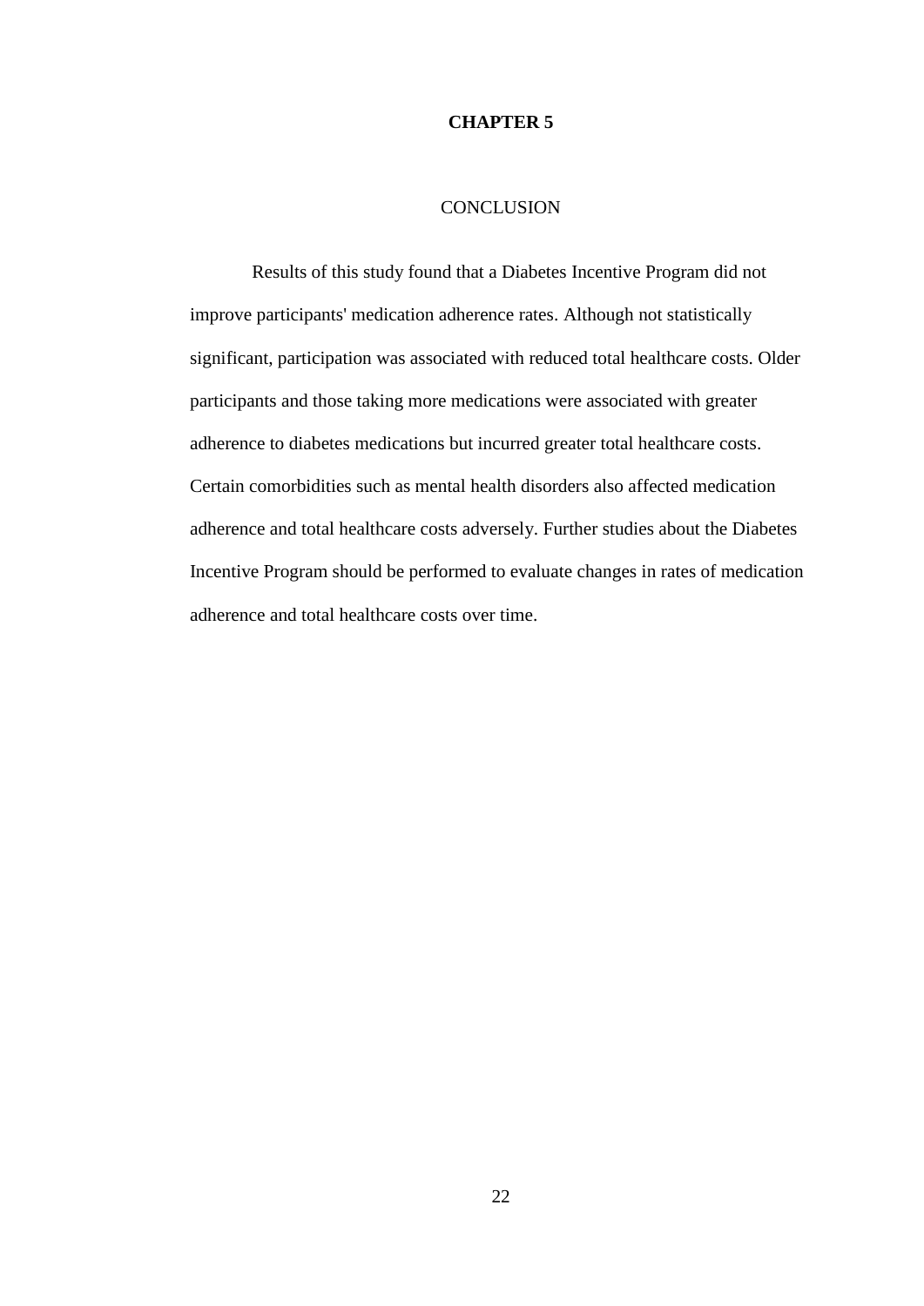# CHAPTER 5

## CONCLUSION

Results of this study found that a Diabetes Incentive Program did not improve participants' medication adherence rates. Although not statistically significant, participation was associated with reduced total healthcare costs. Older participants and those taking more medications were associated with greater adherence to diabetes medications but incurred greater total healthcare costs. Certain comorbidities such as mental health disorders also affected medication adherence and total healthcare costs adversely. Further studies about the Diabetes Incentive Program should be performed to evaluate changes in rates of medication adherence and total healthcare costs over time.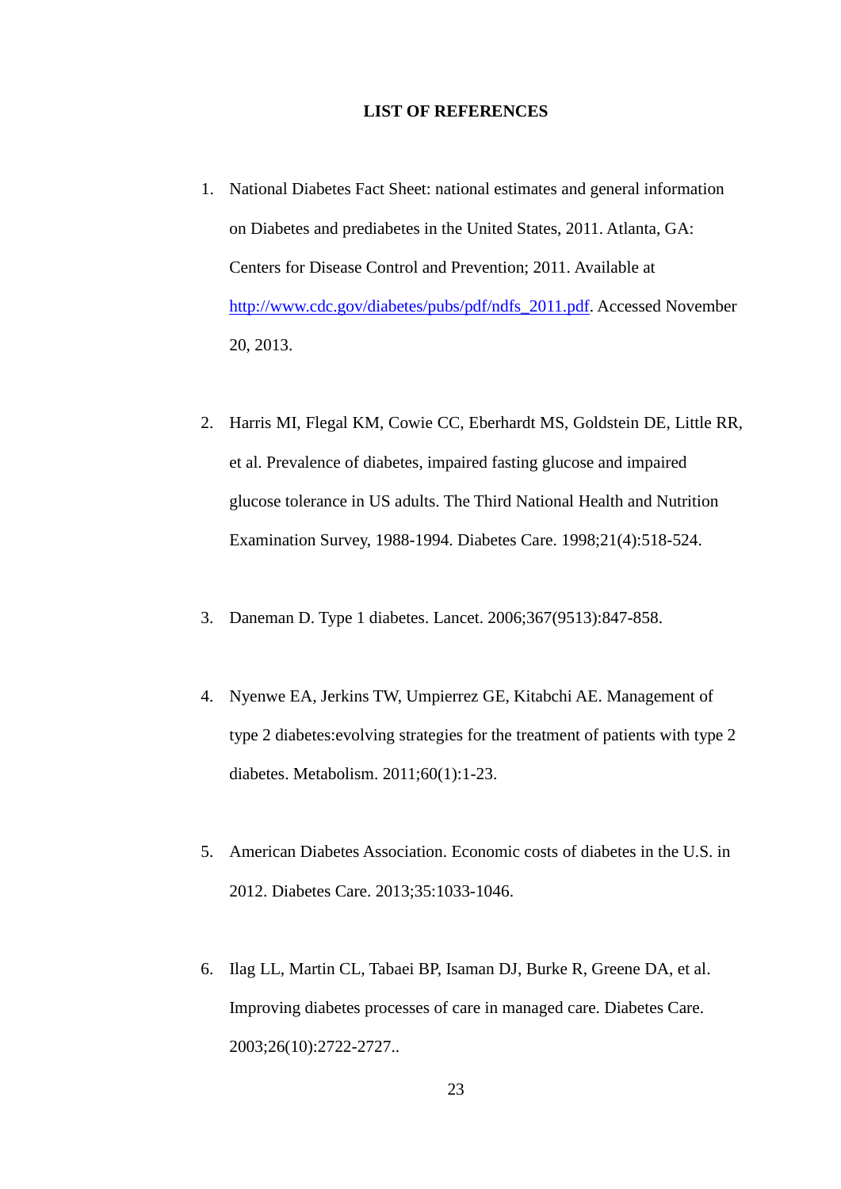# LIST OF REFERENCES

1. National Diabetes Fact Sheet: national estimates and general information on Diabetes and prediabetes in the United States, 2011. Atlanta, GA: Centers for Disease Control and Prevention; 2011. Available at http://www.cdc.gov/diabetes/pubs/pdf/ndfs_2011.pdf. Accessed November 20, 2013.

2. Harris MI, Flegal KM, Cowie CC, Eberhardt MS, Goldstein DE, Little RR, et al. Prevalence of diabetes, impaired fasting glucose and impaired glucose tolerance in US adults. The Third National Health and Nutrition Examination Survey, 1988-1994. Diabetes Care. 1998;21(4):518-524.

3. Daneman D. Type 1 diabetes. Lancet. 2006;367(9513):847-858.

4. Nyenwe EA, Jerkins TW, Umpierrez GE, Kitabchi AE. Management of type 2 diabetes:evolving strategies for the treatment of patients with type 2 diabetes. Metabolism. 2011;60(1):1-23.

5. American Diabetes Association. Economic costs of diabetes in the U.S. in 2012. Diabetes Care. 2013;35:1033-1046.

6. Ilag LL, Martin CL, Tabaei BP, Isaman DJ, Burke R, Greene DA, et al. Improving diabetes processes of care in managed care. Diabetes Care. 2003;26(10):2722-2727..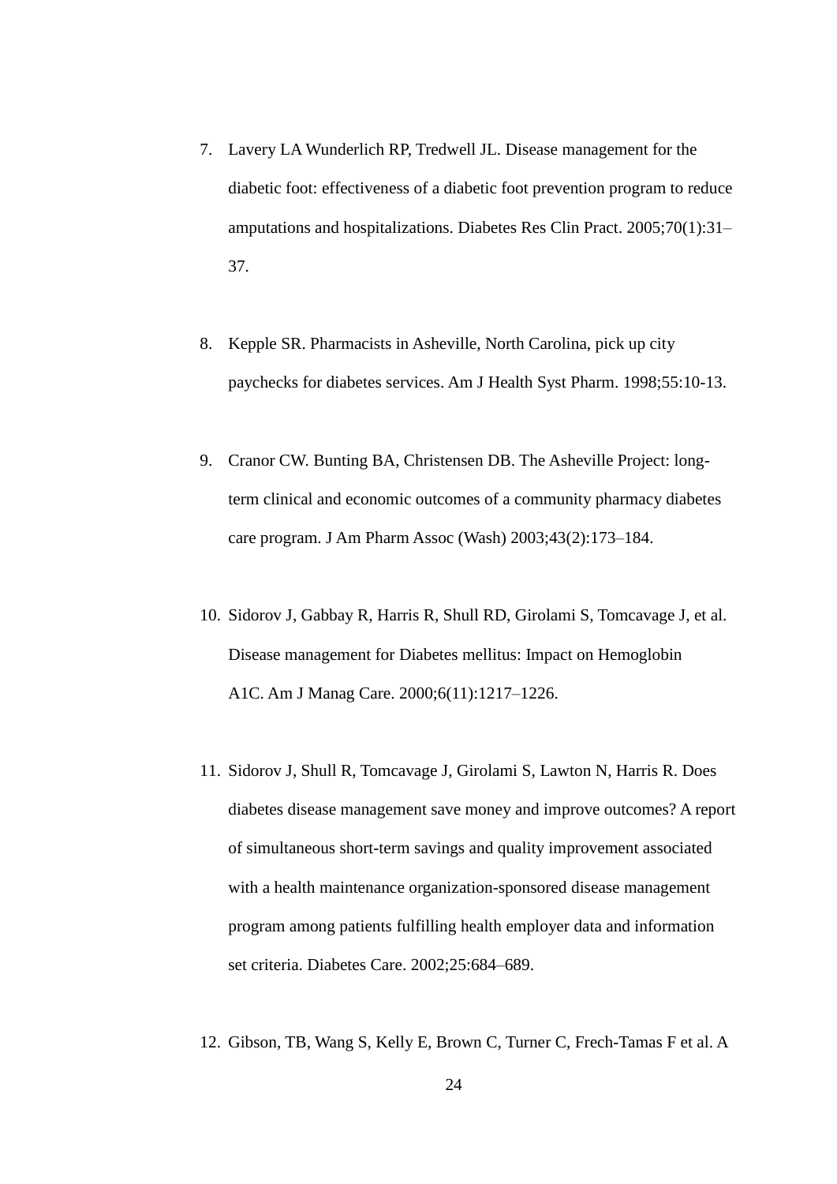7. Lavery LA Wunderlich RP, Tredwell JL. Disease management for the diabetic foot: effectiveness of a diabetic foot prevention program to reduce amputations and hospitalizations. Diabetes Res Clin Pract. 2005;70(1):31–37.

8. Kepple SR. Pharmacists in Asheville, North Carolina, pick up city paychecks for diabetes services. Am J Health Syst Pharm. 1998;55:10-13.

9. Cranor CW. Bunting BA, Christensen DB. The Asheville Project: long-term clinical and economic outcomes of a community pharmacy diabetes care program. J Am Pharm Assoc (Wash) 2003;43(2):173–184.

10. Sidorov J, Gabbay R, Harris R, Shull RD, Girolami S, Tomcavage J, et al. Disease management for Diabetes mellitus: Impact on Hemoglobin A1C. Am J Manag Care. 2000;6(11):1217–1226.

11. Sidorov J, Shull R, Tomcavage J, Girolami S, Lawton N, Harris R. Does diabetes disease management save money and improve outcomes? A report of simultaneous short-term savings and quality improvement associated with a health maintenance organization-sponsored disease management program among patients fulfilling health employer data and information set criteria. Diabetes Care. 2002;25:684–689.

12. Gibson, TB, Wang S, Kelly E, Brown C, Turner C, Frech-Tamas F et al. A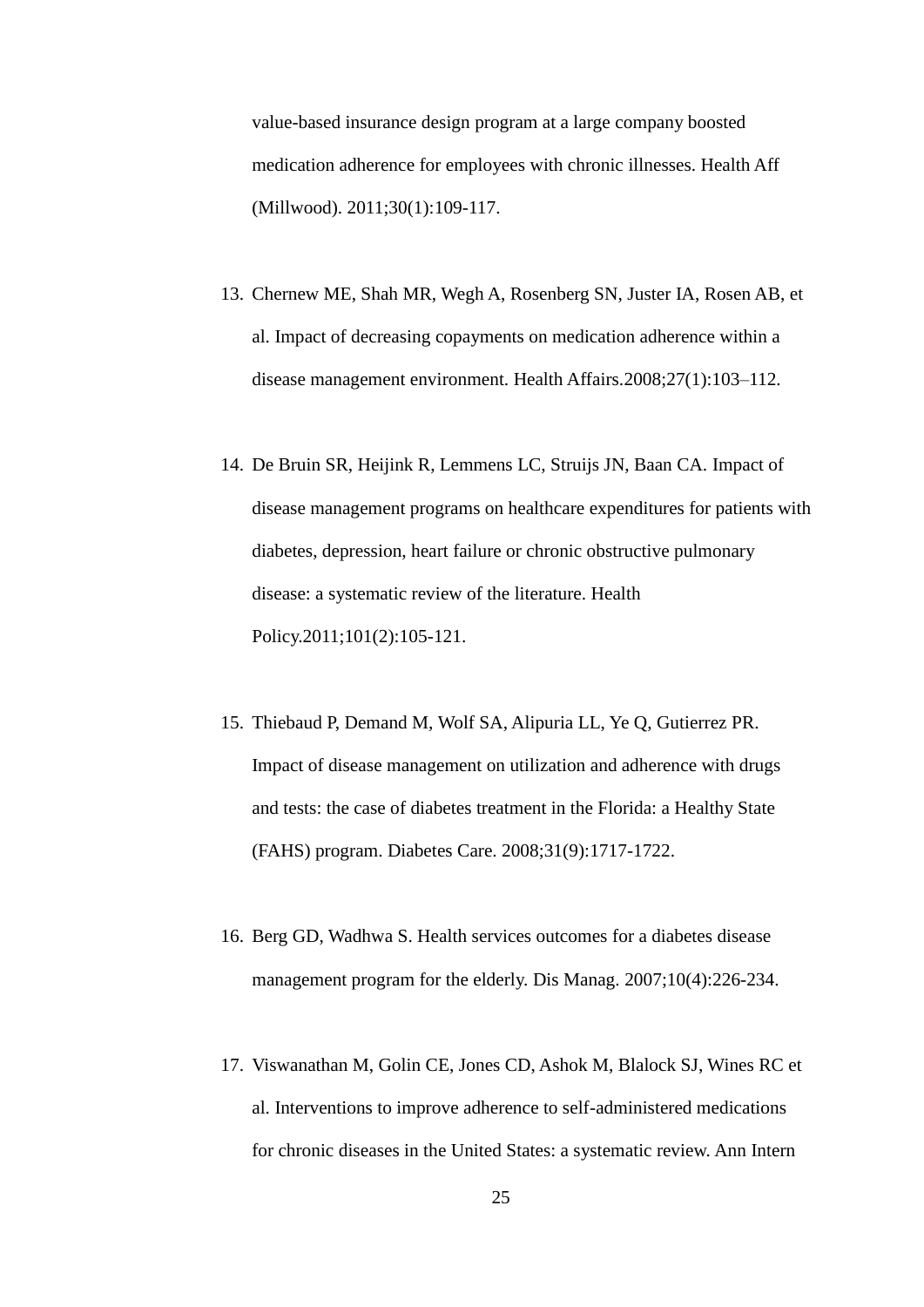value-based insurance design program at a large company boosted medication adherence for employees with chronic illnesses. Health Aff (Millwood). 2011;30(1):109-117.

13. Chernew ME, Shah MR, Wegh A, Rosenberg SN, Juster IA, Rosen AB, et al. Impact of decreasing copayments on medication adherence within a disease management environment. Health Affairs.2008;27(1):103–112.

14. De Bruin SR, Heijink R, Lemmens LC, Struijs JN, Baan CA. Impact of disease management programs on healthcare expenditures for patients with diabetes, depression, heart failure or chronic obstructive pulmonary disease: a systematic review of the literature. Health Policy.2011;101(2):105-121.

15. Thiebaud P, Demand M, Wolf SA, Alipuria LL, Ye Q, Gutierrez PR. Impact of disease management on utilization and adherence with drugs and tests: the case of diabetes treatment in the Florida: a Healthy State (FAHS) program. Diabetes Care. 2008;31(9):1717-1722.

16. Berg GD, Wadhwa S. Health services outcomes for a diabetes disease management program for the elderly. Dis Manag. 2007;10(4):226-234.

17. Viswanathan M, Golin CE, Jones CD, Ashok M, Blalock SJ, Wines RC et al. Interventions to improve adherence to self-administered medications for chronic diseases in the United States: a systematic review. Ann Intern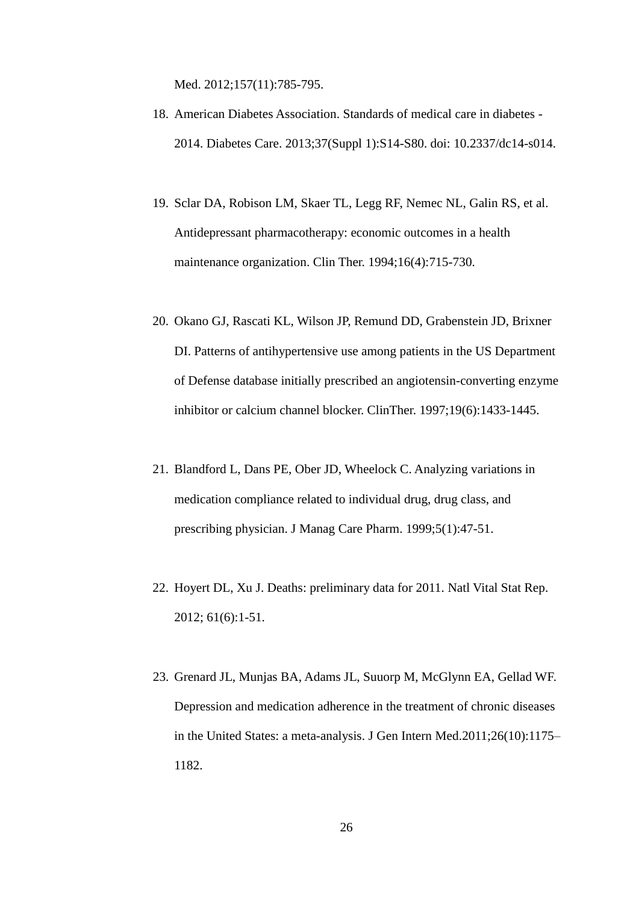Med. 2012;157(11):785-795.

18. American Diabetes Association. Standards of medical care in diabetes - 2014. Diabetes Care. 2013;37(Suppl 1):S14-S80. doi: 10.2337/dc14-s014.

19. Sclar DA, Robison LM, Skaer TL, Legg RF, Nemec NL, Galin RS, et al. Antidepressant pharmacotherapy: economic outcomes in a health maintenance organization. Clin Ther. 1994;16(4):715-730.

20. Okano GJ, Rascati KL, Wilson JP, Remund DD, Grabenstein JD, Brixner DI. Patterns of antihypertensive use among patients in the US Department of Defense database initially prescribed an angiotensin-converting enzyme inhibitor or calcium channel blocker. ClinTher. 1997;19(6):1433-1445.

21. Blandford L, Dans PE, Ober JD, Wheelock C. Analyzing variations in medication compliance related to individual drug, drug class, and prescribing physician. J Manag Care Pharm. 1999;5(1):47-51.

22. Hoyert DL, Xu J. Deaths: preliminary data for 2011. Natl Vital Stat Rep. 2012; 61(6):1-51.

23. Grenard JL, Munjas BA, Adams JL, Suuorp M, McGlynn EA, Gellad WF. Depression and medication adherence in the treatment of chronic diseases in the United States: a meta-analysis. J Gen Intern Med.2011;26(10):1175–1182.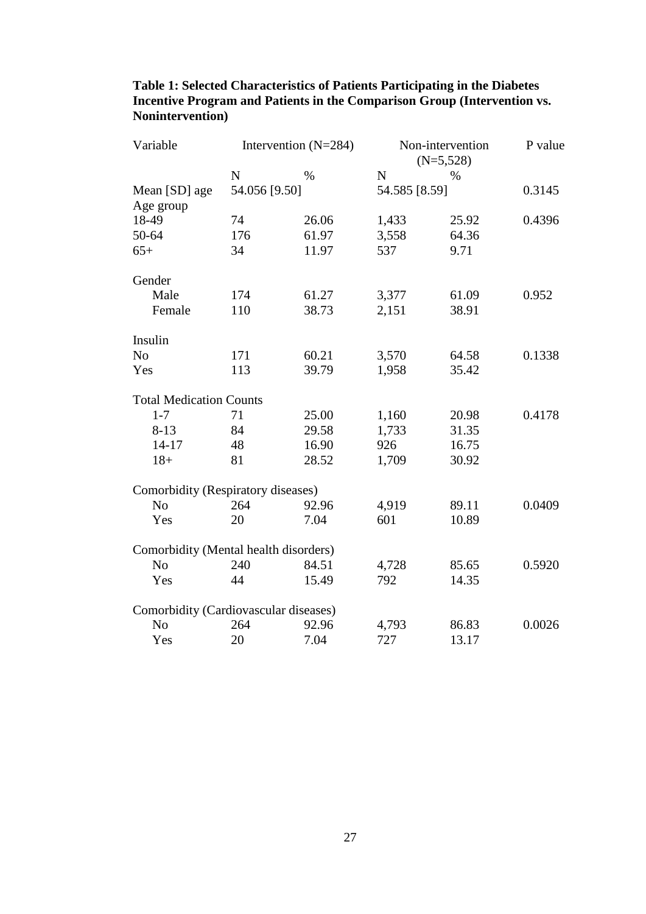**Table 1: Selected Characteristics of Patients Participating in the Diabetes Incentive Program and Patients in the Comparison Group (Intervention vs. Nonintervention)**

| Variable | Intervention (N=284) | | Non-intervention (N=5,528) | | P value |
|---|---|---|---|---|---|
| | N | % | N | % | |
| Mean [SD] age | 54.056 [9.50] | | 54.585 [8.59] | | 0.3145 |
| Age group | | | | | |
| 18-49 | 74 | 26.06 | 1,433 | 25.92 | 0.4396 |
| 50-64 | 176 | 61.97 | 3,558 | 64.36 | |
| 65+ | 34 | 11.97 | 537 | 9.71 | |
| Gender | | | | | |
| Male | 174 | 61.27 | 3,377 | 61.09 | 0.952 |
| Female | 110 | 38.73 | 2,151 | 38.91 | |
| Insulin | | | | | |
| No | 171 | 60.21 | 3,570 | 64.58 | 0.1338 |
| Yes | 113 | 39.79 | 1,958 | 35.42 | |
| Total Medication Counts | | | | | |
| 1-7 | 71 | 25.00 | 1,160 | 20.98 | 0.4178 |
| 8-13 | 84 | 29.58 | 1,733 | 31.35 | |
| 14-17 | 48 | 16.90 | 926 | 16.75 | |
| 18+ | 81 | 28.52 | 1,709 | 30.92 | |
| Comorbidity (Respiratory diseases) | | | | | |
| No | 264 | 92.96 | 4,919 | 89.11 | 0.0409 |
| Yes | 20 | 7.04 | 601 | 10.89 | |
| Comorbidity (Mental health disorders) | | | | | |
| No | 240 | 84.51 | 4,728 | 85.65 | 0.5920 |
| Yes | 44 | 15.49 | 792 | 14.35 | |
| Comorbidity (Cardiovascular diseases) | | | | | |
| No | 264 | 92.96 | 4,793 | 86.83 | 0.0026 |
| Yes | 20 | 7.04 | 727 | 13.17 | |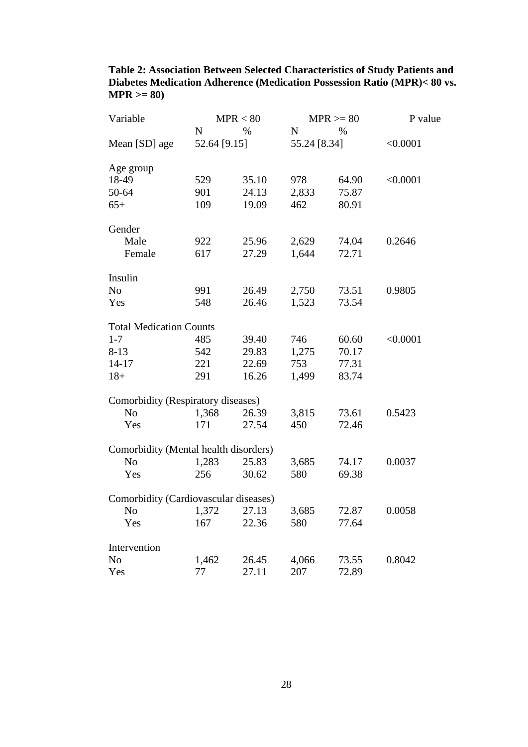**Table 2: Association Between Selected Characteristics of Study Patients and Diabetes Medication Adherence (Medication Possession Ratio (MPR)< 80 vs. MPR >= 80)**

| Variable | MPR < 80 | | MPR >= 80 | | P value |
|---|---|---|---|---|---|
| | N | % | N | % | |
| Mean [SD] age | 52.64 [9.15] | | 55.24 [8.34] | | <0.0001 |
| **Age group** | | | | | |
| 18-49 | 529 | 35.10 | 978 | 64.90 | <0.0001 |
| 50-64 | 901 | 24.13 | 2,833 | 75.87 | |
| 65+ | 109 | 19.09 | 462 | 80.91 | |
| **Gender** | | | | | |
| Male | 922 | 25.96 | 2,629 | 74.04 | 0.2646 |
| Female | 617 | 27.29 | 1,644 | 72.71 | |
| **Insulin** | | | | | |
| No | 991 | 26.49 | 2,750 | 73.51 | 0.9805 |
| Yes | 548 | 26.46 | 1,523 | 73.54 | |
| **Total Medication Counts** | | | | | |
| 1-7 | 485 | 39.40 | 746 | 60.60 | <0.0001 |
| 8-13 | 542 | 29.83 | 1,275 | 70.17 | |
| 14-17 | 221 | 22.69 | 753 | 77.31 | |
| 18+ | 291 | 16.26 | 1,499 | 83.74 | |
| **Comorbidity (Respiratory diseases)** | | | | | |
| No | 1,368 | 26.39 | 3,815 | 73.61 | 0.5423 |
| Yes | 171 | 27.54 | 450 | 72.46 | |
| **Comorbidity (Mental health disorders)** | | | | | |
| No | 1,283 | 25.83 | 3,685 | 74.17 | 0.0037 |
| Yes | 256 | 30.62 | 580 | 69.38 | |
| **Comorbidity (Cardiovascular diseases)** | | | | | |
| No | 1,372 | 27.13 | 3,685 | 72.87 | 0.0058 |
| Yes | 167 | 22.36 | 580 | 77.64 | |
| **Intervention** | | | | | |
| No | 1,462 | 26.45 | 4,066 | 73.55 | 0.8042 |
| Yes | 77 | 27.11 | 207 | 72.89 | |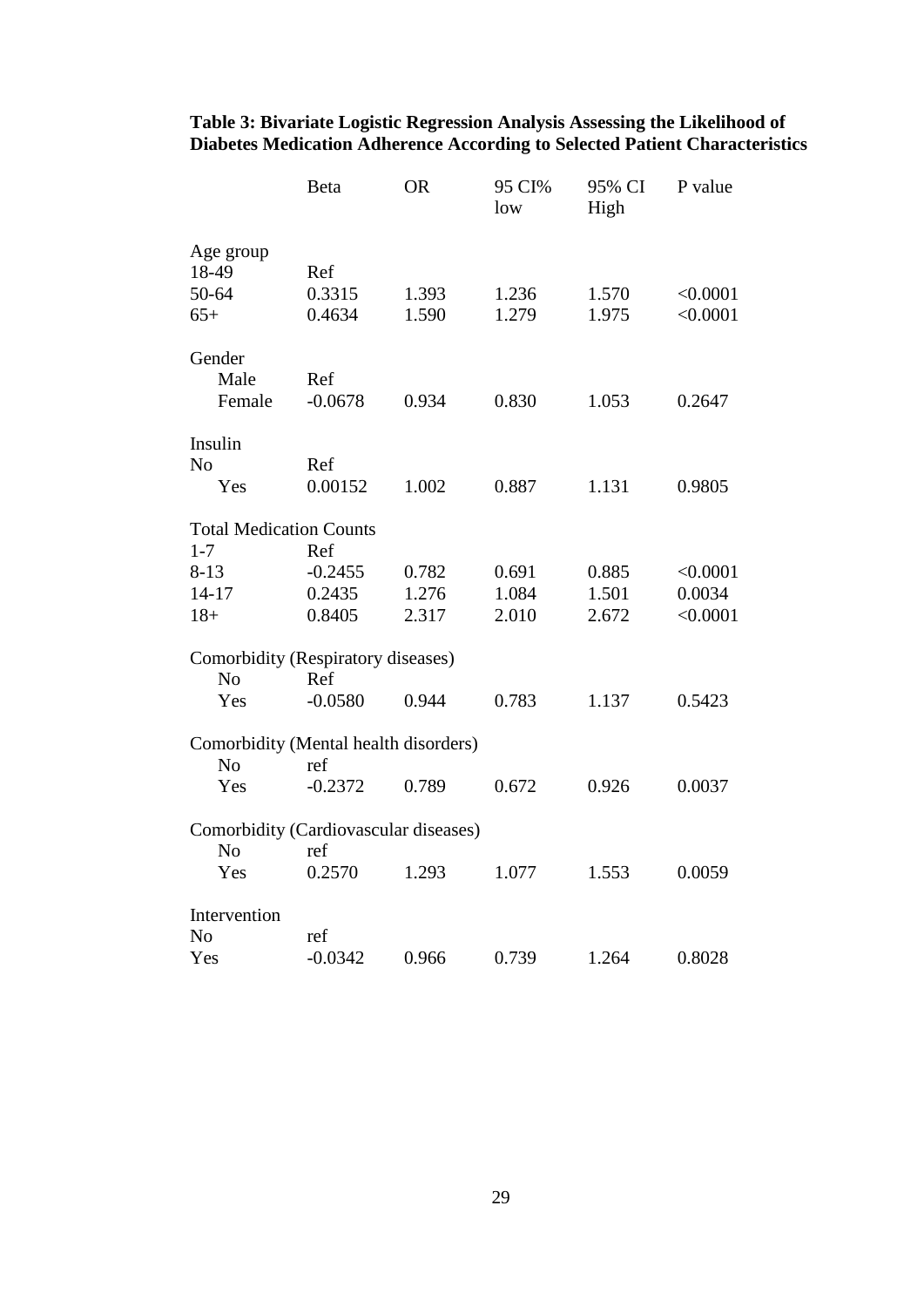**Table 3: Bivariate Logistic Regression Analysis Assessing the Likelihood of Diabetes Medication Adherence According to Selected Patient Characteristics**

| | Beta | OR | 95 CI% low | 95% CI High | P value |
|---|---|---|---|---|---|
| Age group | | | | | |
| 18-49 | Ref | | | | |
| 50-64 | 0.3315 | 1.393 | 1.236 | 1.570 | <0.0001 |
| 65+ | 0.4634 | 1.590 | 1.279 | 1.975 | <0.0001 |
| Gender | | | | | |
| Male | Ref | | | | |
| Female | -0.0678 | 0.934 | 0.830 | 1.053 | 0.2647 |
| Insulin | | | | | |
| No | Ref | | | | |
| Yes | 0.00152 | 1.002 | 0.887 | 1.131 | 0.9805 |
| Total Medication Counts | | | | | |
| 1-7 | Ref | | | | |
| 8-13 | -0.2455 | 0.782 | 0.691 | 0.885 | <0.0001 |
| 14-17 | 0.2435 | 1.276 | 1.084 | 1.501 | 0.0034 |
| 18+ | 0.8405 | 2.317 | 2.010 | 2.672 | <0.0001 |
| Comorbidity (Respiratory diseases) | | | | | |
| No | Ref | | | | |
| Yes | -0.0580 | 0.944 | 0.783 | 1.137 | 0.5423 |
| Comorbidity (Mental health disorders) | | | | | |
| No | ref | | | | |
| Yes | -0.2372 | 0.789 | 0.672 | 0.926 | 0.0037 |
| Comorbidity (Cardiovascular diseases) | | | | | |
| No | ref | | | | |
| Yes | 0.2570 | 1.293 | 1.077 | 1.553 | 0.0059 |
| Intervention | | | | | |
| No | ref | | | | |
| Yes | -0.0342 | 0.966 | 0.739 | 1.264 | 0.8028 |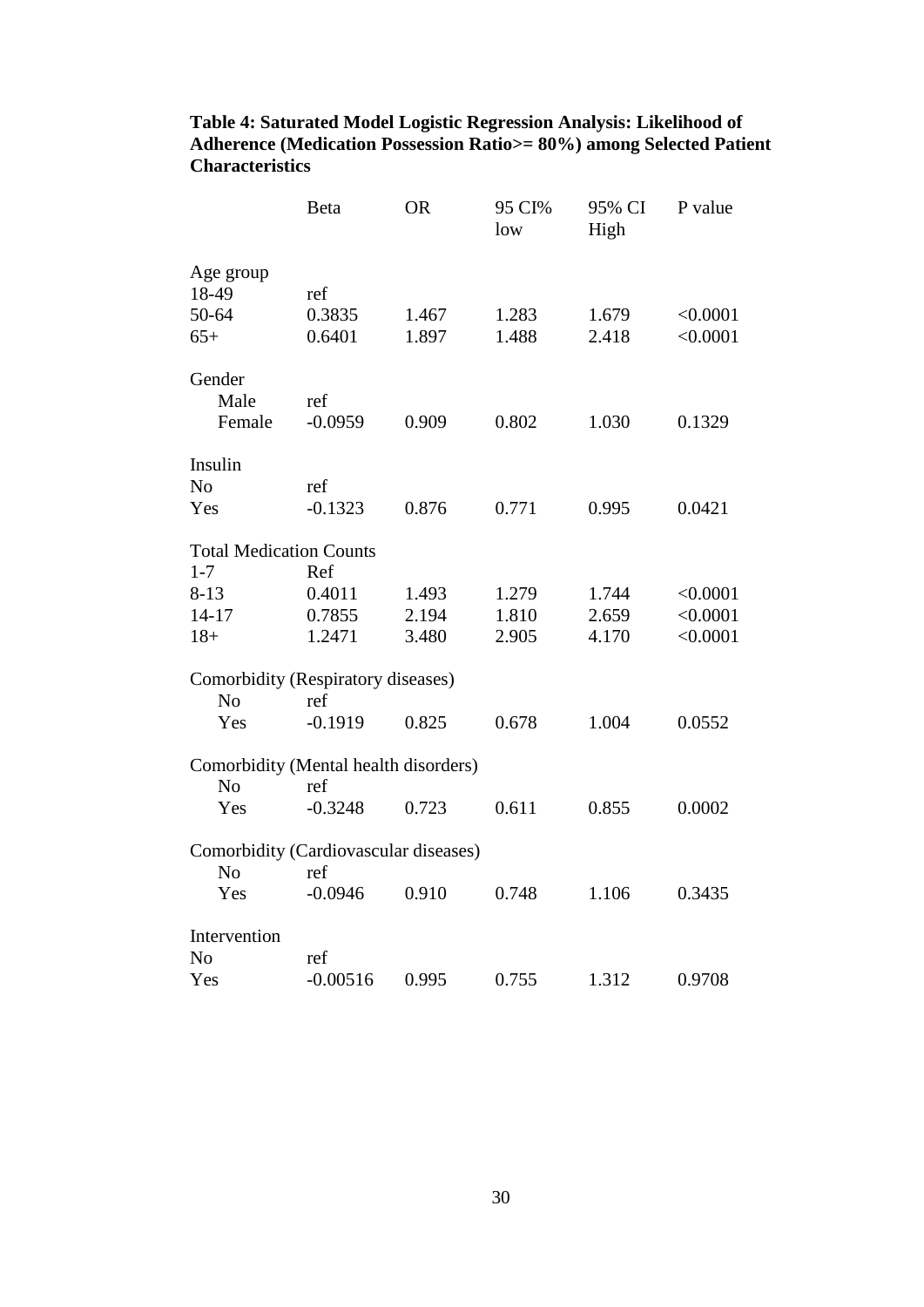**Table 4: Saturated Model Logistic Regression Analysis: Likelihood of Adherence (Medication Possession Ratio>= 80%) among Selected Patient Characteristics**

| | Beta | OR | 95 CI% low | 95% CI High | P value |
|---|---|---|---|---|---|
| Age group | | | | | |
| 18-49 | ref | | | | |
| 50-64 | 0.3835 | 1.467 | 1.283 | 1.679 | <0.0001 |
| 65+ | 0.6401 | 1.897 | 1.488 | 2.418 | <0.0001 |
| Gender | | | | | |
| Male | ref | | | | |
| Female | -0.0959 | 0.909 | 0.802 | 1.030 | 0.1329 |
| Insulin | | | | | |
| No | ref | | | | |
| Yes | -0.1323 | 0.876 | 0.771 | 0.995 | 0.0421 |
| Total Medication Counts | | | | | |
| 1-7 | Ref | | | | |
| 8-13 | 0.4011 | 1.493 | 1.279 | 1.744 | <0.0001 |
| 14-17 | 0.7855 | 2.194 | 1.810 | 2.659 | <0.0001 |
| 18+ | 1.2471 | 3.480 | 2.905 | 4.170 | <0.0001 |
| Comorbidity (Respiratory diseases) | | | | | |
| No | ref | | | | |
| Yes | -0.1919 | 0.825 | 0.678 | 1.004 | 0.0552 |
| Comorbidity (Mental health disorders) | | | | | |
| No | ref | | | | |
| Yes | -0.3248 | 0.723 | 0.611 | 0.855 | 0.0002 |
| Comorbidity (Cardiovascular diseases) | | | | | |
| No | ref | | | | |
| Yes | -0.0946 | 0.910 | 0.748 | 1.106 | 0.3435 |
| Intervention | | | | | |
| No | ref | | | | |
| Yes | -0.00516 | 0.995 | 0.755 | 1.312 | 0.9708 |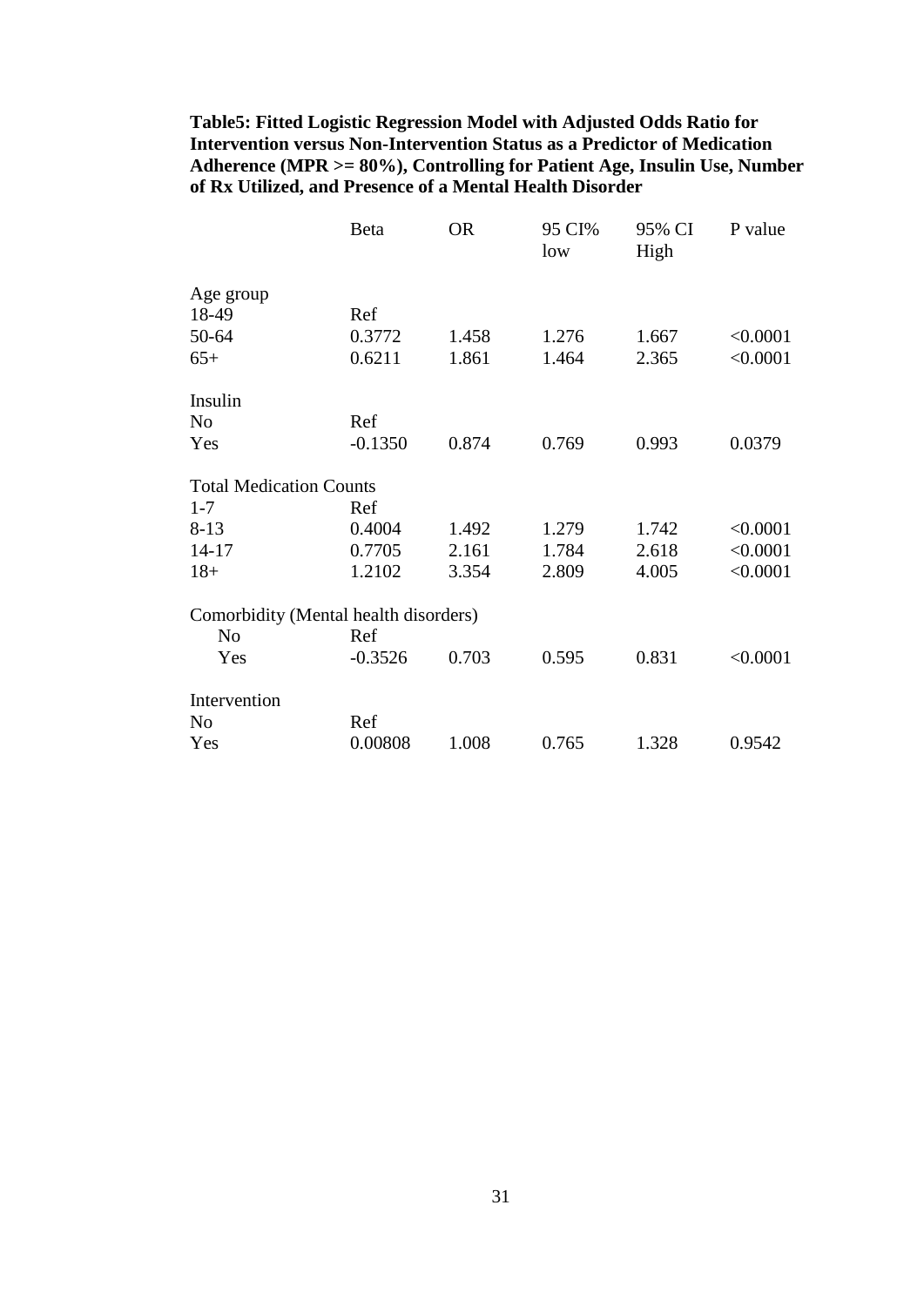**Table5: Fitted Logistic Regression Model with Adjusted Odds Ratio for Intervention versus Non-Intervention Status as a Predictor of Medication Adherence (MPR >= 80%), Controlling for Patient Age, Insulin Use, Number of Rx Utilized, and Presence of a Mental Health Disorder**

| | Beta | OR | 95 CI% low | 95% CI High | P value |
|---|---|---|---|---|---|
| Age group | | | | | |
| 18-49 | Ref | | | | |
| 50-64 | 0.3772 | 1.458 | 1.276 | 1.667 | <0.0001 |
| 65+ | 0.6211 | 1.861 | 1.464 | 2.365 | <0.0001 |
| Insulin | | | | | |
| No | Ref | | | | |
| Yes | -0.1350 | 0.874 | 0.769 | 0.993 | 0.0379 |
| Total Medication Counts | | | | | |
| 1-7 | Ref | | | | |
| 8-13 | 0.4004 | 1.492 | 1.279 | 1.742 | <0.0001 |
| 14-17 | 0.7705 | 2.161 | 1.784 | 2.618 | <0.0001 |
| 18+ | 1.2102 | 3.354 | 2.809 | 4.005 | <0.0001 |
| Comorbidity (Mental health disorders) | | | | | |
| No | Ref | | | | |
| Yes | -0.3526 | 0.703 | 0.595 | 0.831 | <0.0001 |
| Intervention | | | | | |
| No | Ref | | | | |
| Yes | 0.00808 | 1.008 | 0.765 | 1.328 | 0.9542 |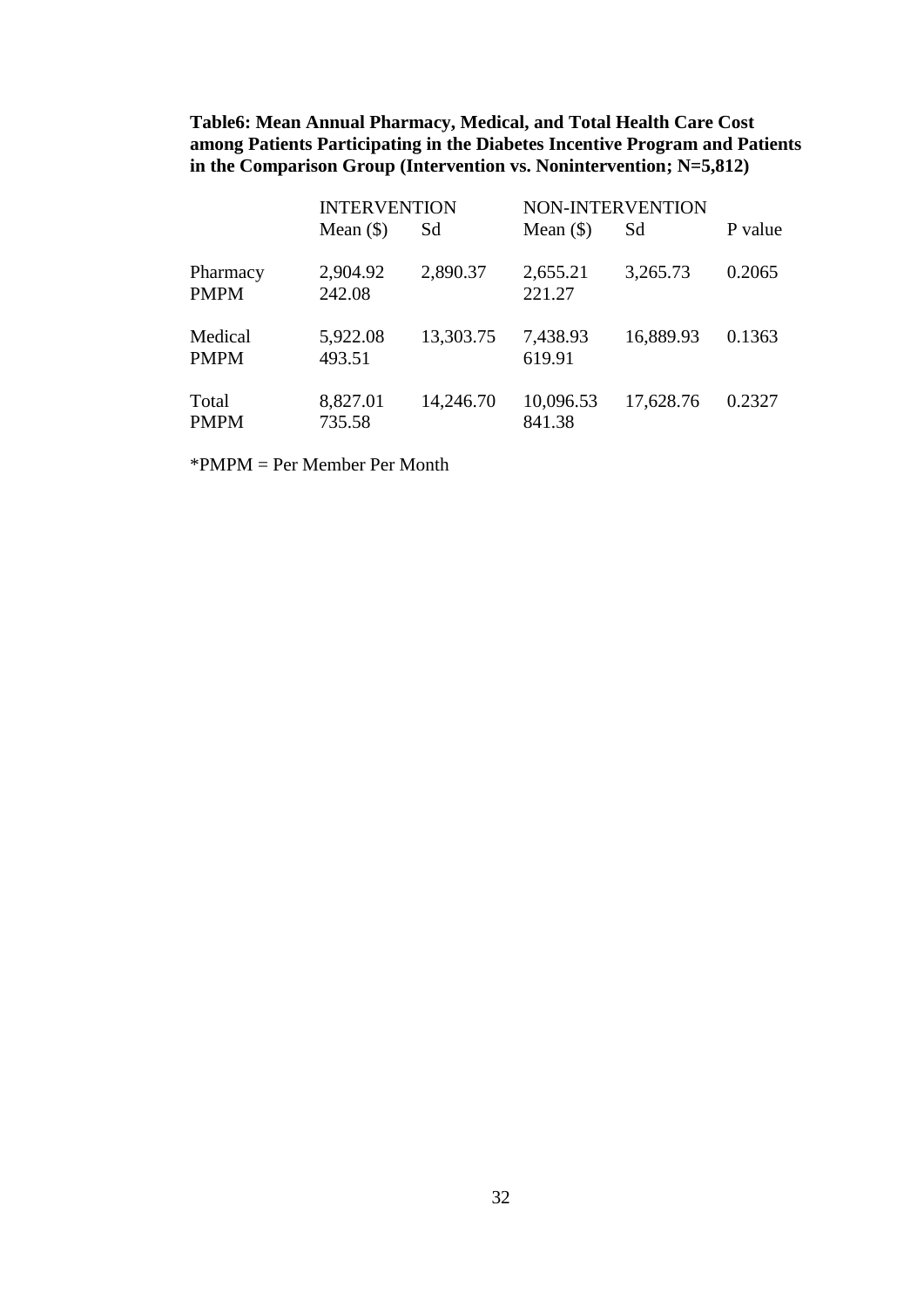**Table6: Mean Annual Pharmacy, Medical, and Total Health Care Cost among Patients Participating in the Diabetes Incentive Program and Patients in the Comparison Group (Intervention vs. Nonintervention; N=5,812)**

| | INTERVENTION | | NON-INTERVENTION | | |
|---|---|---|---|---|---|
| | Mean ($) | Sd | Mean ($) | Sd | P value |
| Pharmacy | 2,904.92 | 2,890.37 | 2,655.21 | 3,265.73 | 0.2065 |
| PMPM | 242.08 | | 221.27 | | |
| Medical | 5,922.08 | 13,303.75 | 7,438.93 | 16,889.93 | 0.1363 |
| PMPM | 493.51 | | 619.91 | | |
| Total | 8,827.01 | 14,246.70 | 10,096.53 | 17,628.76 | 0.2327 |
| PMPM | 735.58 | | 841.38 | | |

*PMPM = Per Member Per Month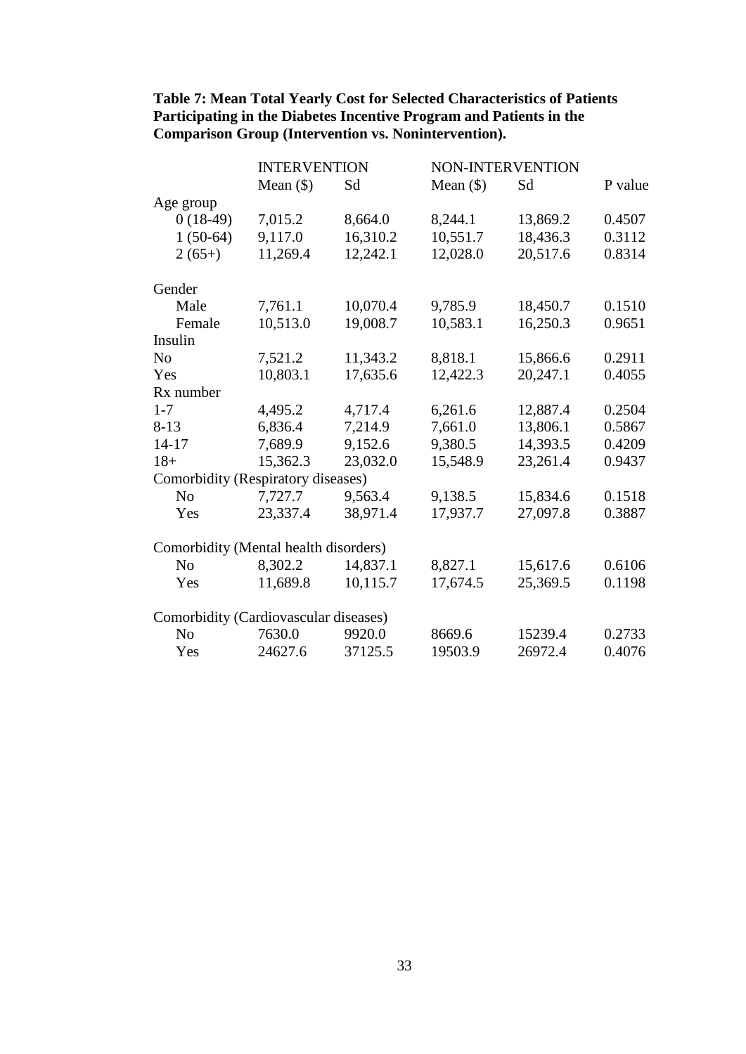**Table 7: Mean Total Yearly Cost for Selected Characteristics of Patients Participating in the Diabetes Incentive Program and Patients in the Comparison Group (Intervention vs. Nonintervention).**

| | INTERVENTION | | NON-INTERVENTION | | |
|---|---|---|---|---|---|
| | Mean ($) | Sd | Mean ($) | Sd | P value |
| Age group | | | | | |
| 0 (18-49) | 7,015.2 | 8,664.0 | 8,244.1 | 13,869.2 | 0.4507 |
| 1 (50-64) | 9,117.0 | 16,310.2 | 10,551.7 | 18,436.3 | 0.3112 |
| 2 (65+) | 11,269.4 | 12,242.1 | 12,028.0 | 20,517.6 | 0.8314 |
| Gender | | | | | |
| Male | 7,761.1 | 10,070.4 | 9,785.9 | 18,450.7 | 0.1510 |
| Female | 10,513.0 | 19,008.7 | 10,583.1 | 16,250.3 | 0.9651 |
| Insulin | | | | | |
| No | 7,521.2 | 11,343.2 | 8,818.1 | 15,866.6 | 0.2911 |
| Yes | 10,803.1 | 17,635.6 | 12,422.3 | 20,247.1 | 0.4055 |
| Rx number | | | | | |
| 1-7 | 4,495.2 | 4,717.4 | 6,261.6 | 12,887.4 | 0.2504 |
| 8-13 | 6,836.4 | 7,214.9 | 7,661.0 | 13,806.1 | 0.5867 |
| 14-17 | 7,689.9 | 9,152.6 | 9,380.5 | 14,393.5 | 0.4209 |
| 18+ | 15,362.3 | 23,032.0 | 15,548.9 | 23,261.4 | 0.9437 |
| Comorbidity (Respiratory diseases) | | | | | |
| No | 7,727.7 | 9,563.4 | 9,138.5 | 15,834.6 | 0.1518 |
| Yes | 23,337.4 | 38,971.4 | 17,937.7 | 27,097.8 | 0.3887 |
| Comorbidity (Mental health disorders) | | | | | |
| No | 8,302.2 | 14,837.1 | 8,827.1 | 15,617.6 | 0.6106 |
| Yes | 11,689.8 | 10,115.7 | 17,674.5 | 25,369.5 | 0.1198 |
| Comorbidity (Cardiovascular diseases) | | | | | |
| No | 7630.0 | 9920.0 | 8669.6 | 15239.4 | 0.2733 |
| Yes | 24627.6 | 37125.5 | 19503.9 | 26972.4 | 0.4076 |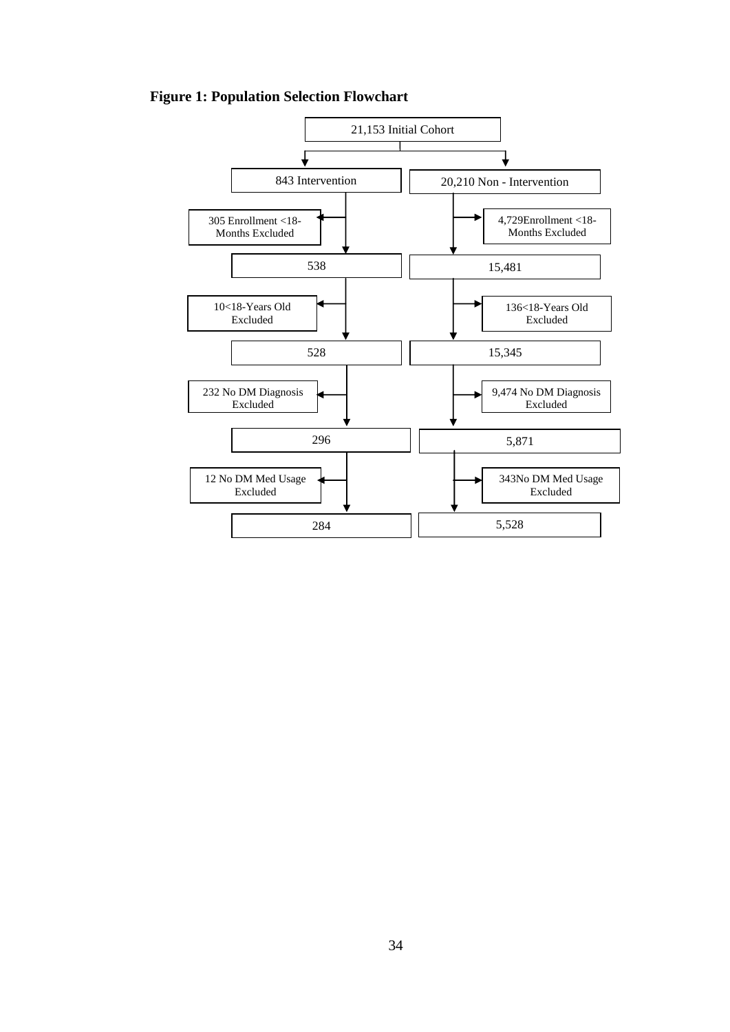**Figure 1: Population Selection Flowchart**

21,153 Initial Cohort

| Intervention | | Non - Intervention | |
|---|---|---|---|
| 843 Intervention | | 20,210 Non - Intervention | |
| | 305 Enrollment <18-Months Excluded | | 4,729Enrollment <18-Months Excluded |
| 538 | | 15,481 | |
| | 10<18-Years Old Excluded | | 136<18-Years Old Excluded |
| 528 | | 15,345 | |
| | 232 No DM Diagnosis Excluded | | 9,474 No DM Diagnosis Excluded |
| 296 | | 5,871 | |
| | 12 No DM Med Usage Excluded | | 343No DM Med Usage Excluded |
| 284 | | 5,528 | |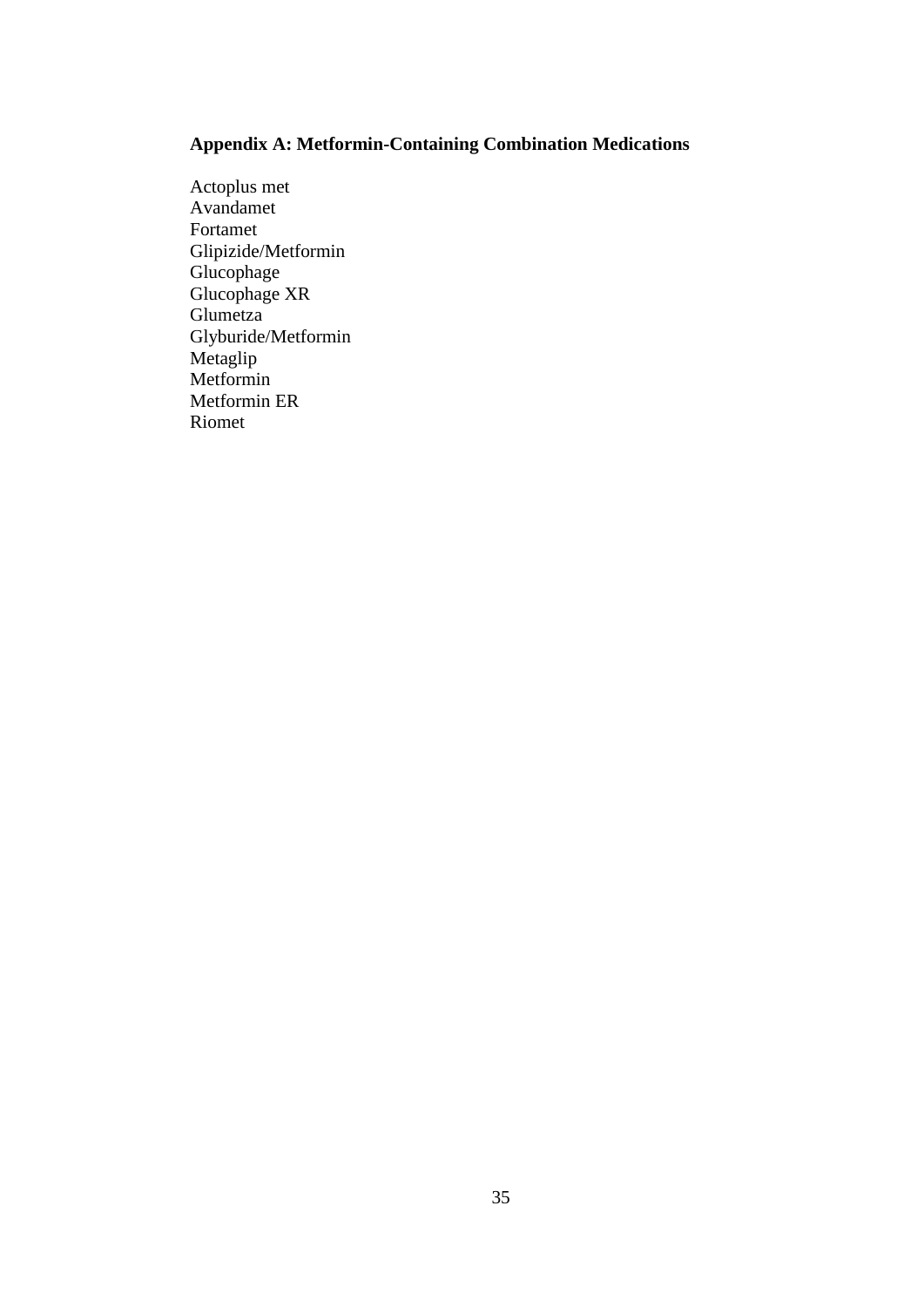## Appendix A: Metformin-Containing Combination Medications

Actoplus met
Avandamet
Fortamet
Glipizide/Metformin
Glucophage
Glucophage XR
Glumetza
Glyburide/Metformin
Metaglip
Metformin
Metformin ER
Riomet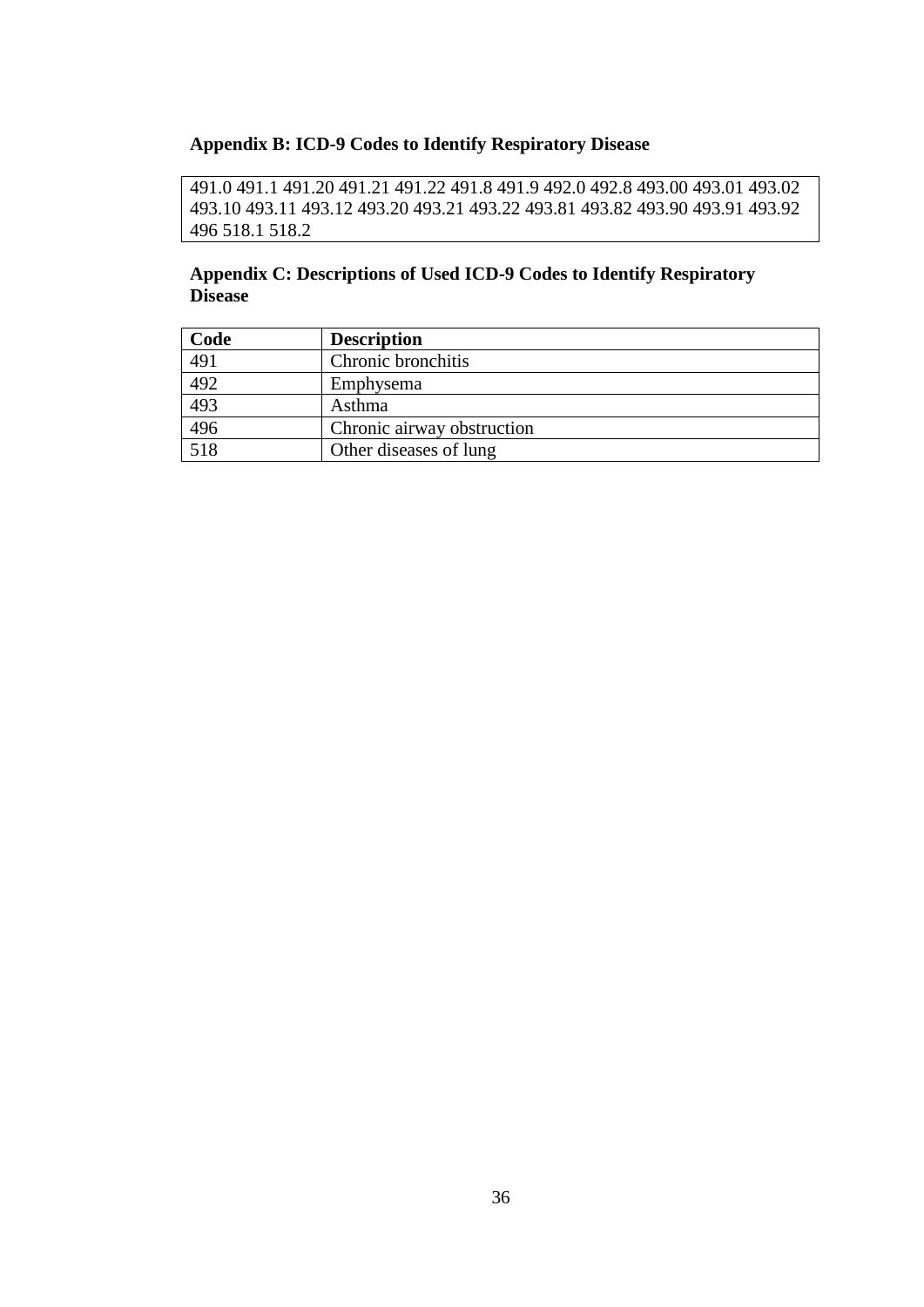## Appendix B: ICD-9 Codes to Identify Respiratory Disease

491.0 491.1 491.20 491.21 491.22 491.8 491.9 492.0 492.8 493.00 493.01 493.02 493.10 493.11 493.12 493.20 493.21 493.22 493.81 493.82 493.90 493.91 493.92 496 518.1 518.2

## Appendix C: Descriptions of Used ICD-9 Codes to Identify Respiratory Disease

| Code | Description |
|---|---|
| 491 | Chronic bronchitis |
| 492 | Emphysema |
| 493 | Asthma |
| 496 | Chronic airway obstruction |
| 518 | Other diseases of lung |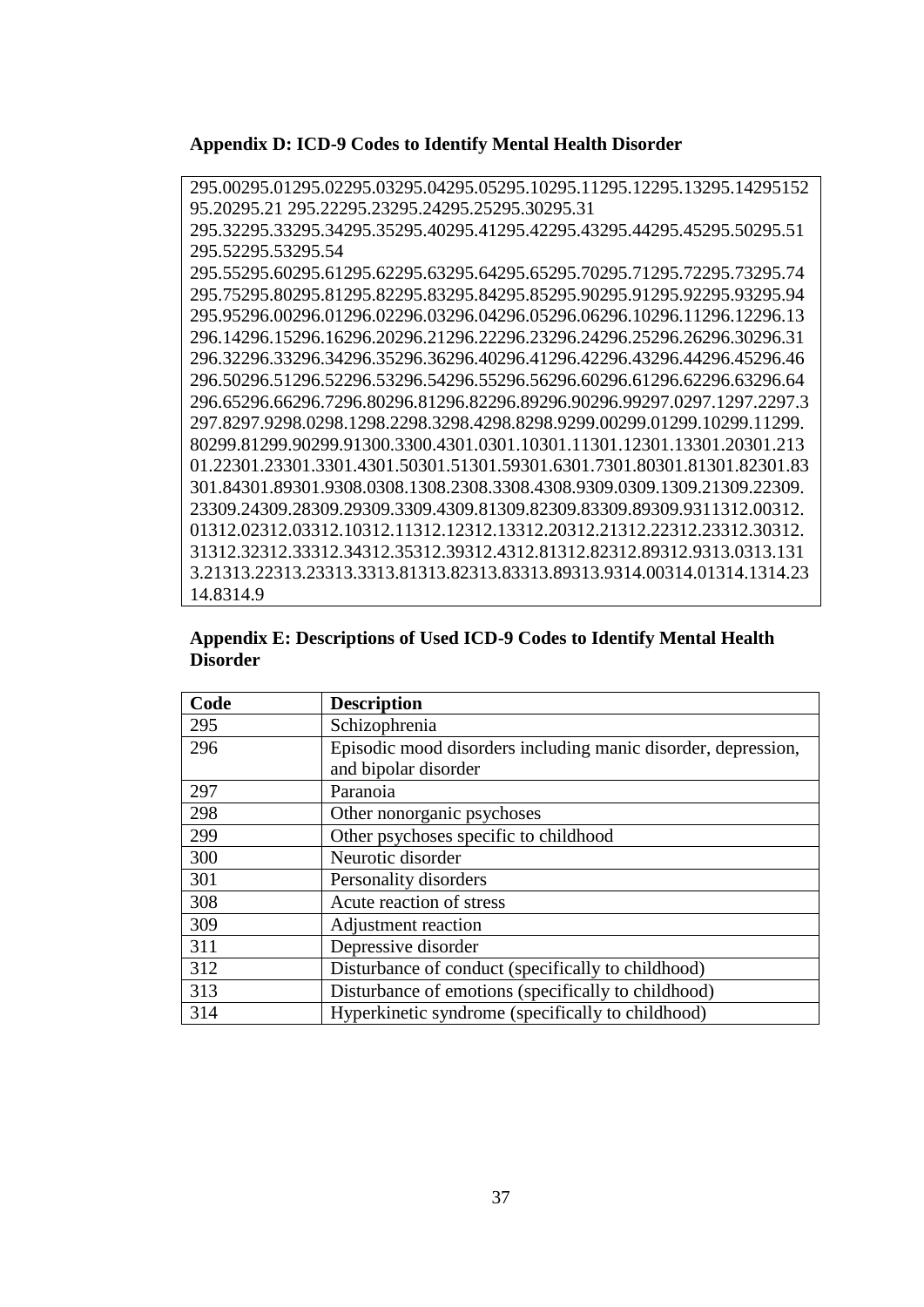**Appendix D: ICD-9 Codes to Identify Mental Health Disorder**

295.00295.01295.02295.03295.04295.05295.10295.11295.12295.13295.14295152
95.20295.21 295.22295.23295.24295.25295.30295.31
295.32295.33295.34295.35295.40295.41295.42295.43295.44295.45295.50295.51
295.52295.53295.54
295.55295.60295.61295.62295.63295.64295.65295.70295.71295.72295.73295.74
295.75295.80295.81295.82295.83295.84295.85295.90295.91295.92295.93295.94
295.95296.00296.01296.02296.03296.04296.05296.06296.10296.11296.12296.13
296.14296.15296.16296.20296.21296.22296.23296.24296.25296.26296.30296.31
296.32296.33296.34296.35296.36296.40296.41296.42296.43296.44296.45296.46
296.50296.51296.52296.53296.54296.55296.56296.60296.61296.62296.63296.64
296.65296.66296.7296.80296.81296.82296.89296.90296.99297.0297.1297.2297.3
297.8297.9298.0298.1298.2298.3298.4298.8298.9299.00299.01299.10299.11299.
80299.81299.90299.91300.3300.4301.0301.10301.11301.12301.13301.20301.213
01.22301.23301.3301.4301.50301.51301.59301.6301.7301.80301.81301.82301.83
301.84301.89301.9308.0308.1308.2308.3308.4308.9309.0309.1309.21309.22309.
23309.24309.28309.29309.3309.4309.81309.82309.83309.89309.9311312.00312.
01312.02312.03312.10312.11312.12312.13312.20312.21312.22312.23312.30312.
31312.32312.33312.34312.35312.39312.4312.81312.82312.89312.9313.0313.131
3.21313.22313.23313.3313.81313.82313.83313.89313.9314.00314.01314.1314.23
14.8314.9

**Appendix E: Descriptions of Used ICD-9 Codes to Identify Mental Health Disorder**

| Code | Description |
|---|---|
| 295 | Schizophrenia |
| 296 | Episodic mood disorders including manic disorder, depression, and bipolar disorder |
| 297 | Paranoia |
| 298 | Other nonorganic psychoses |
| 299 | Other psychoses specific to childhood |
| 300 | Neurotic disorder |
| 301 | Personality disorders |
| 308 | Acute reaction of stress |
| 309 | Adjustment reaction |
| 311 | Depressive disorder |
| 312 | Disturbance of conduct (specifically to childhood) |
| 313 | Disturbance of emotions (specifically to childhood) |
| 314 | Hyperkinetic syndrome (specifically to childhood) |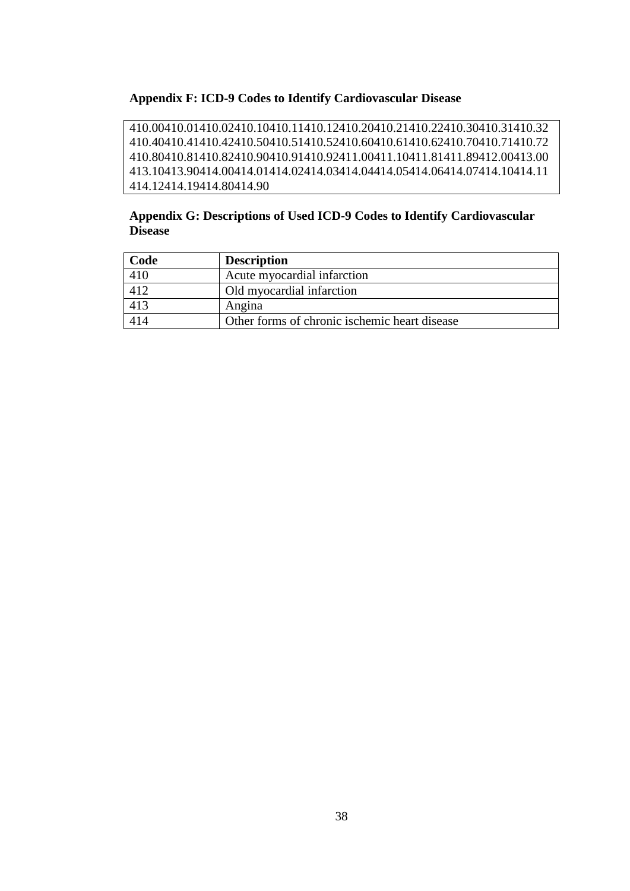### Appendix F: ICD-9 Codes to Identify Cardiovascular Disease

410.00410.01410.02410.10410.11410.12410.20410.21410.22410.30410.31410.32
410.40410.41410.42410.50410.51410.52410.60410.61410.62410.70410.71410.72
410.80410.81410.82410.90410.91410.92411.00411.10411.81411.89412.00413.00
413.10413.90414.00414.01414.02414.03414.04414.05414.06414.07414.10414.11
414.12414.19414.80414.90

### Appendix G: Descriptions of Used ICD-9 Codes to Identify Cardiovascular Disease

| Code | Description |
|---|---|
| 410 | Acute myocardial infarction |
| 412 | Old myocardial infarction |
| 413 | Angina |
| 414 | Other forms of chronic ischemic heart disease |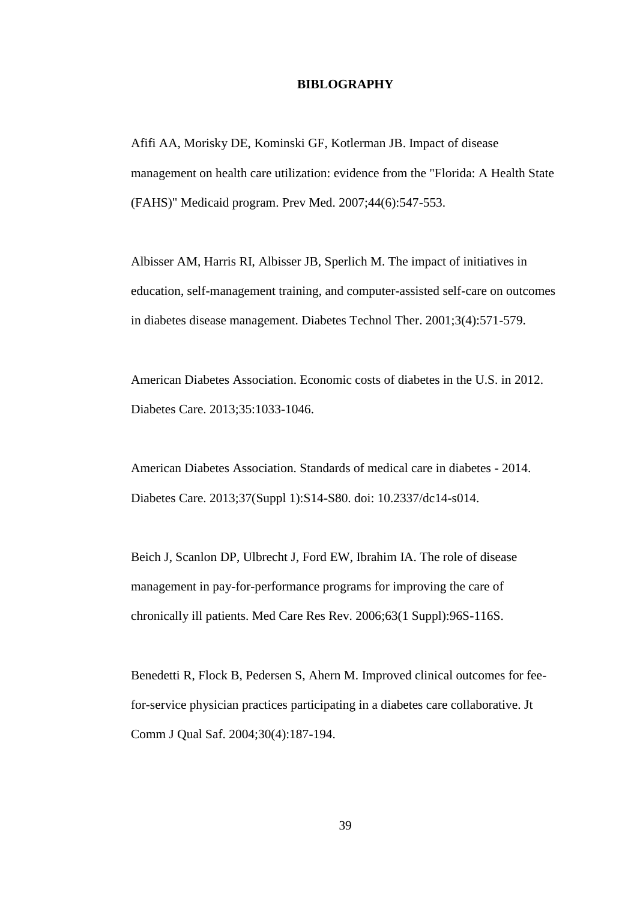# BIBLOGRAPHY

Afifi AA, Morisky DE, Kominski GF, Kotlerman JB. Impact of disease management on health care utilization: evidence from the "Florida: A Health State (FAHS)" Medicaid program. Prev Med. 2007;44(6):547-553.

Albisser AM, Harris RI, Albisser JB, Sperlich M. The impact of initiatives in education, self-management training, and computer-assisted self-care on outcomes in diabetes disease management. Diabetes Technol Ther. 2001;3(4):571-579.

American Diabetes Association. Economic costs of diabetes in the U.S. in 2012. Diabetes Care. 2013;35:1033-1046.

American Diabetes Association. Standards of medical care in diabetes - 2014. Diabetes Care. 2013;37(Suppl 1):S14-S80. doi: 10.2337/dc14-s014.

Beich J, Scanlon DP, Ulbrecht J, Ford EW, Ibrahim IA. The role of disease management in pay-for-performance programs for improving the care of chronically ill patients. Med Care Res Rev. 2006;63(1 Suppl):96S-116S.

Benedetti R, Flock B, Pedersen S, Ahern M. Improved clinical outcomes for fee-for-service physician practices participating in a diabetes care collaborative. Jt Comm J Qual Saf. 2004;30(4):187-194.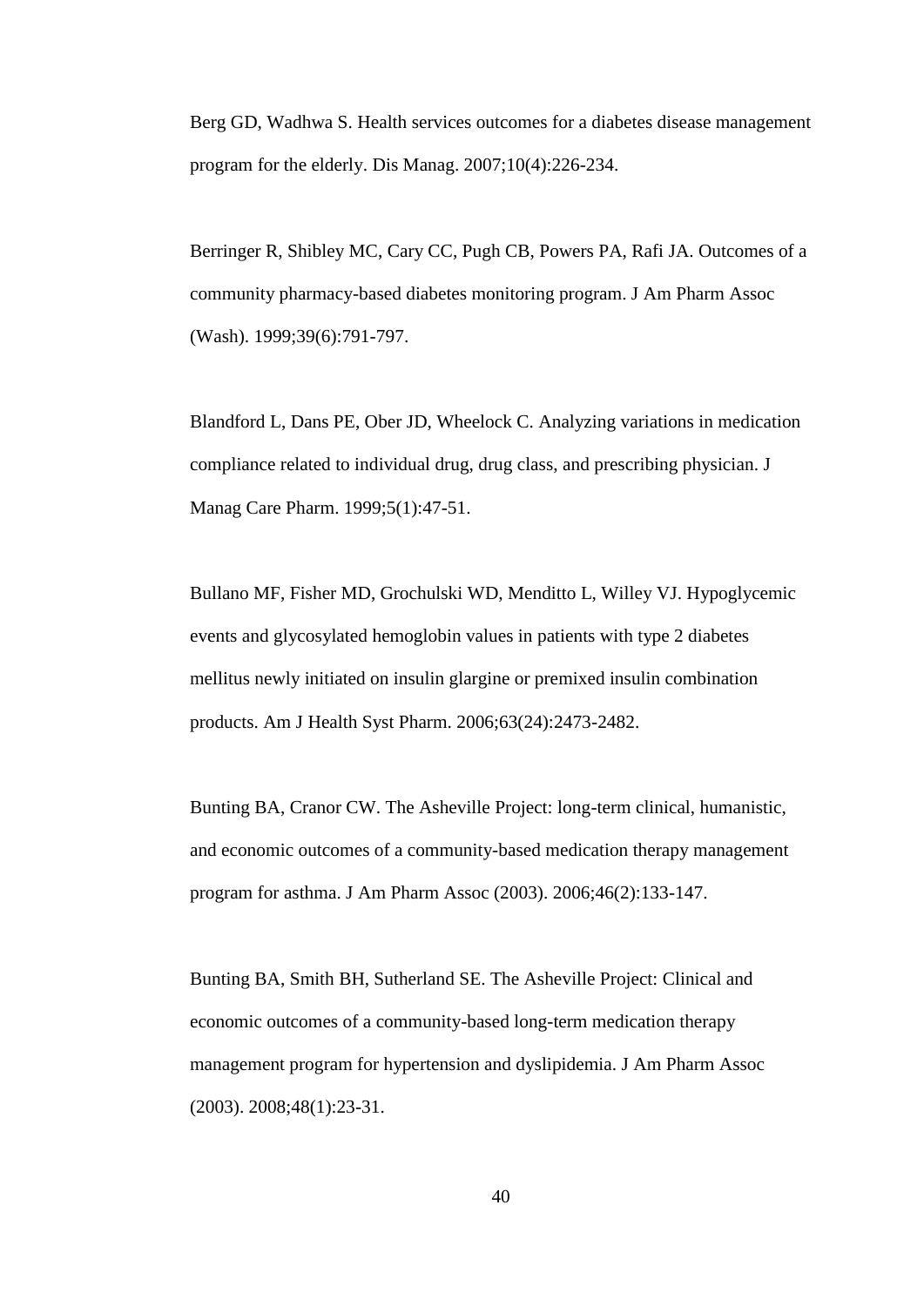Berg GD, Wadhwa S. Health services outcomes for a diabetes disease management program for the elderly. Dis Manag. 2007;10(4):226-234.

Berringer R, Shibley MC, Cary CC, Pugh CB, Powers PA, Rafi JA. Outcomes of a community pharmacy-based diabetes monitoring program. J Am Pharm Assoc (Wash). 1999;39(6):791-797.

Blandford L, Dans PE, Ober JD, Wheelock C. Analyzing variations in medication compliance related to individual drug, drug class, and prescribing physician. J Manag Care Pharm. 1999;5(1):47-51.

Bullano MF, Fisher MD, Grochulski WD, Menditto L, Willey VJ. Hypoglycemic events and glycosylated hemoglobin values in patients with type 2 diabetes mellitus newly initiated on insulin glargine or premixed insulin combination products. Am J Health Syst Pharm. 2006;63(24):2473-2482.

Bunting BA, Cranor CW. The Asheville Project: long-term clinical, humanistic, and economic outcomes of a community-based medication therapy management program for asthma. J Am Pharm Assoc (2003). 2006;46(2):133-147.

Bunting BA, Smith BH, Sutherland SE. The Asheville Project: Clinical and economic outcomes of a community-based long-term medication therapy management program for hypertension and dyslipidemia. J Am Pharm Assoc (2003). 2008;48(1):23-31.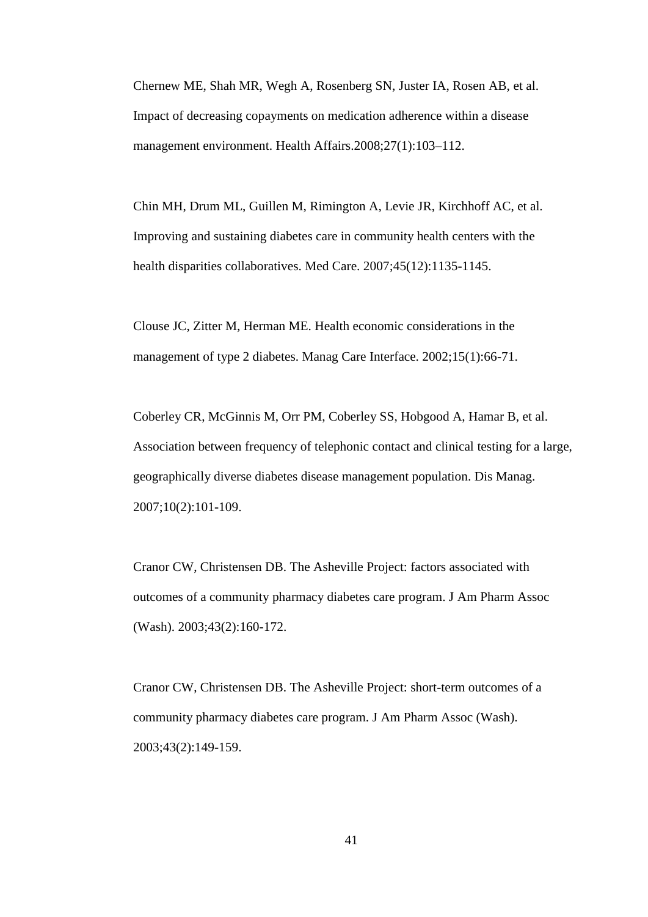Chernew ME, Shah MR, Wegh A, Rosenberg SN, Juster IA, Rosen AB, et al. Impact of decreasing copayments on medication adherence within a disease management environment. Health Affairs.2008;27(1):103–112.

Chin MH, Drum ML, Guillen M, Rimington A, Levie JR, Kirchhoff AC, et al. Improving and sustaining diabetes care in community health centers with the health disparities collaboratives. Med Care. 2007;45(12):1135-1145.

Clouse JC, Zitter M, Herman ME. Health economic considerations in the management of type 2 diabetes. Manag Care Interface. 2002;15(1):66-71.

Coberley CR, McGinnis M, Orr PM, Coberley SS, Hobgood A, Hamar B, et al. Association between frequency of telephonic contact and clinical testing for a large, geographically diverse diabetes disease management population. Dis Manag. 2007;10(2):101-109.

Cranor CW, Christensen DB. The Asheville Project: factors associated with outcomes of a community pharmacy diabetes care program. J Am Pharm Assoc (Wash). 2003;43(2):160-172.

Cranor CW, Christensen DB. The Asheville Project: short-term outcomes of a community pharmacy diabetes care program. J Am Pharm Assoc (Wash). 2003;43(2):149-159.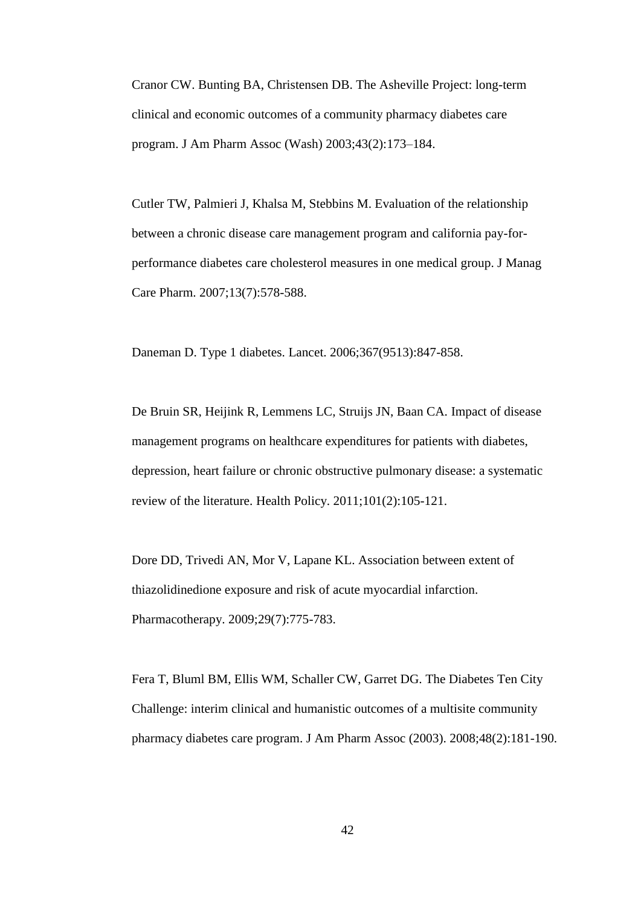Cranor CW. Bunting BA, Christensen DB. The Asheville Project: long-term clinical and economic outcomes of a community pharmacy diabetes care program. J Am Pharm Assoc (Wash) 2003;43(2):173–184.

Cutler TW, Palmieri J, Khalsa M, Stebbins M. Evaluation of the relationship between a chronic disease care management program and california pay-for-performance diabetes care cholesterol measures in one medical group. J Manag Care Pharm. 2007;13(7):578-588.

Daneman D. Type 1 diabetes. Lancet. 2006;367(9513):847-858.

De Bruin SR, Heijink R, Lemmens LC, Struijs JN, Baan CA. Impact of disease management programs on healthcare expenditures for patients with diabetes, depression, heart failure or chronic obstructive pulmonary disease: a systematic review of the literature. Health Policy. 2011;101(2):105-121.

Dore DD, Trivedi AN, Mor V, Lapane KL. Association between extent of thiazolidinedione exposure and risk of acute myocardial infarction. Pharmacotherapy. 2009;29(7):775-783.

Fera T, Bluml BM, Ellis WM, Schaller CW, Garret DG. The Diabetes Ten City Challenge: interim clinical and humanistic outcomes of a multisite community pharmacy diabetes care program. J Am Pharm Assoc (2003). 2008;48(2):181-190.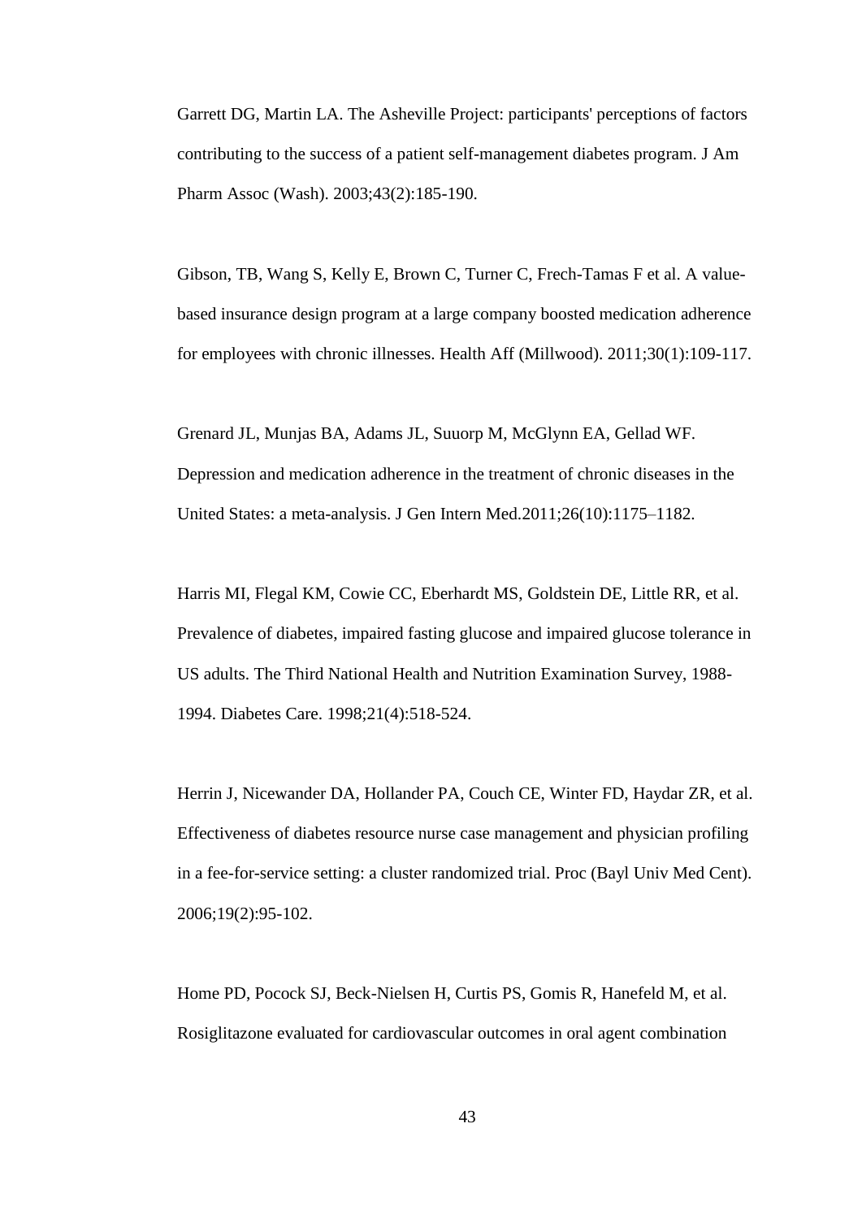Garrett DG, Martin LA. The Asheville Project: participants' perceptions of factors contributing to the success of a patient self-management diabetes program. J Am Pharm Assoc (Wash). 2003;43(2):185-190.

Gibson, TB, Wang S, Kelly E, Brown C, Turner C, Frech-Tamas F et al. A value-based insurance design program at a large company boosted medication adherence for employees with chronic illnesses. Health Aff (Millwood). 2011;30(1):109-117.

Grenard JL, Munjas BA, Adams JL, Suuorp M, McGlynn EA, Gellad WF. Depression and medication adherence in the treatment of chronic diseases in the United States: a meta-analysis. J Gen Intern Med.2011;26(10):1175–1182.

Harris MI, Flegal KM, Cowie CC, Eberhardt MS, Goldstein DE, Little RR, et al. Prevalence of diabetes, impaired fasting glucose and impaired glucose tolerance in US adults. The Third National Health and Nutrition Examination Survey, 1988-1994. Diabetes Care. 1998;21(4):518-524.

Herrin J, Nicewander DA, Hollander PA, Couch CE, Winter FD, Haydar ZR, et al. Effectiveness of diabetes resource nurse case management and physician profiling in a fee-for-service setting: a cluster randomized trial. Proc (Bayl Univ Med Cent). 2006;19(2):95-102.

Home PD, Pocock SJ, Beck-Nielsen H, Curtis PS, Gomis R, Hanefeld M, et al. Rosiglitazone evaluated for cardiovascular outcomes in oral agent combination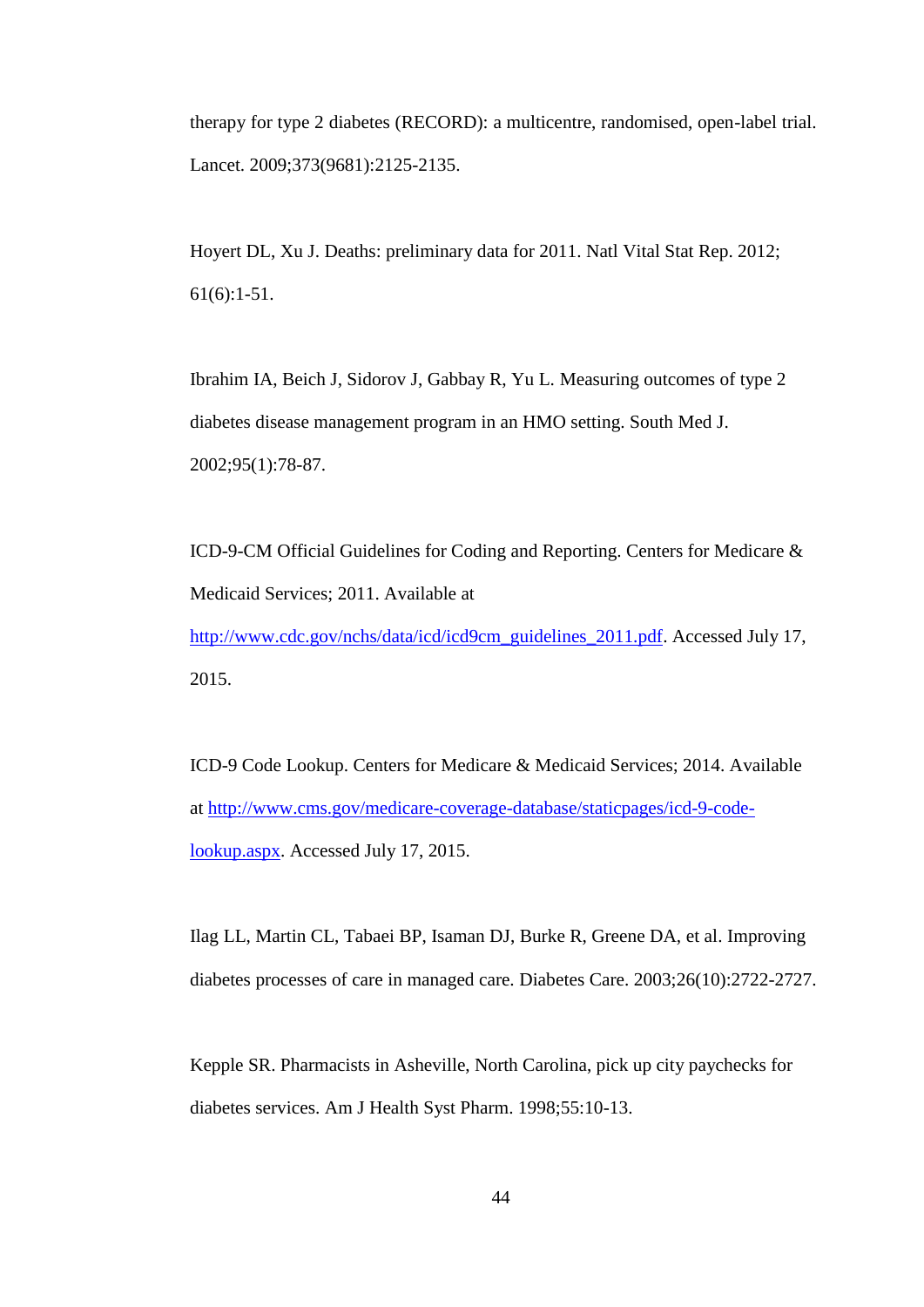therapy for type 2 diabetes (RECORD): a multicentre, randomised, open-label trial. Lancet. 2009;373(9681):2125-2135.

Hoyert DL, Xu J. Deaths: preliminary data for 2011. Natl Vital Stat Rep. 2012; 61(6):1-51.

Ibrahim IA, Beich J, Sidorov J, Gabbay R, Yu L. Measuring outcomes of type 2 diabetes disease management program in an HMO setting. South Med J. 2002;95(1):78-87.

ICD-9-CM Official Guidelines for Coding and Reporting. Centers for Medicare & Medicaid Services; 2011. Available at http://www.cdc.gov/nchs/data/icd/icd9cm_guidelines_2011.pdf. Accessed July 17, 2015.

ICD-9 Code Lookup. Centers for Medicare & Medicaid Services; 2014. Available at http://www.cms.gov/medicare-coverage-database/staticpages/icd-9-code-lookup.aspx. Accessed July 17, 2015.

Ilag LL, Martin CL, Tabaei BP, Isaman DJ, Burke R, Greene DA, et al. Improving diabetes processes of care in managed care. Diabetes Care. 2003;26(10):2722-2727.

Kepple SR. Pharmacists in Asheville, North Carolina, pick up city paychecks for diabetes services. Am J Health Syst Pharm. 1998;55:10-13.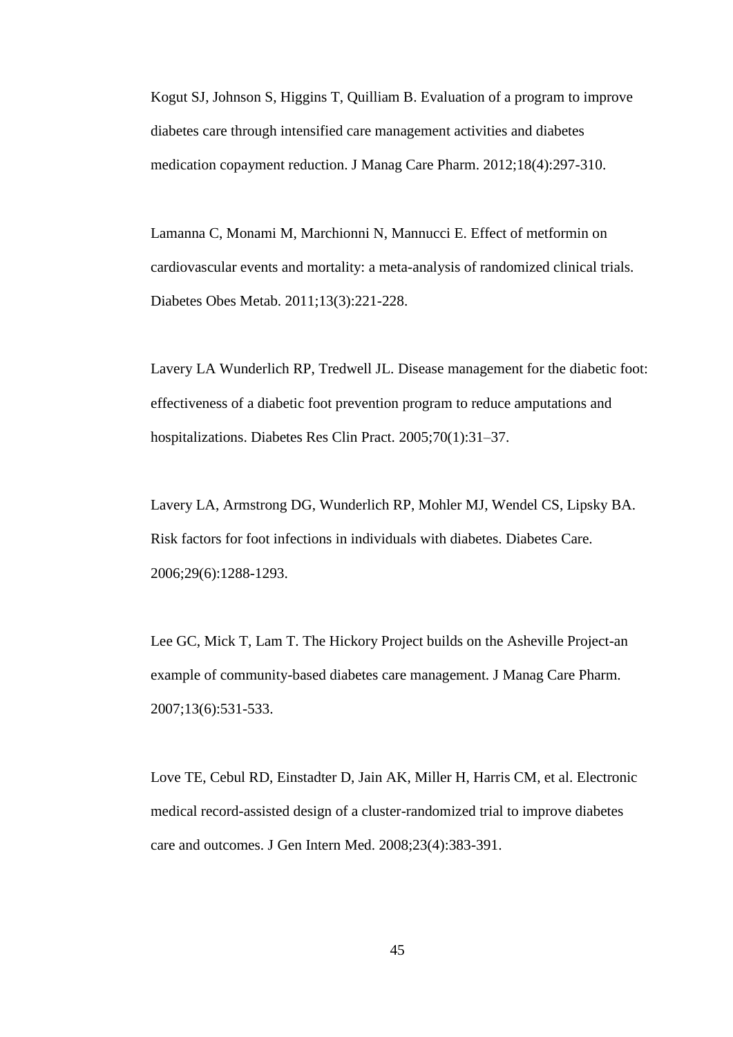Kogut SJ, Johnson S, Higgins T, Quilliam B. Evaluation of a program to improve diabetes care through intensified care management activities and diabetes medication copayment reduction. J Manag Care Pharm. 2012;18(4):297-310.

Lamanna C, Monami M, Marchionni N, Mannucci E. Effect of metformin on cardiovascular events and mortality: a meta-analysis of randomized clinical trials. Diabetes Obes Metab. 2011;13(3):221-228.

Lavery LA Wunderlich RP, Tredwell JL. Disease management for the diabetic foot: effectiveness of a diabetic foot prevention program to reduce amputations and hospitalizations. Diabetes Res Clin Pract. 2005;70(1):31–37.

Lavery LA, Armstrong DG, Wunderlich RP, Mohler MJ, Wendel CS, Lipsky BA. Risk factors for foot infections in individuals with diabetes. Diabetes Care. 2006;29(6):1288-1293.

Lee GC, Mick T, Lam T. The Hickory Project builds on the Asheville Project-an example of community-based diabetes care management. J Manag Care Pharm. 2007;13(6):531-533.

Love TE, Cebul RD, Einstadter D, Jain AK, Miller H, Harris CM, et al. Electronic medical record-assisted design of a cluster-randomized trial to improve diabetes care and outcomes. J Gen Intern Med. 2008;23(4):383-391.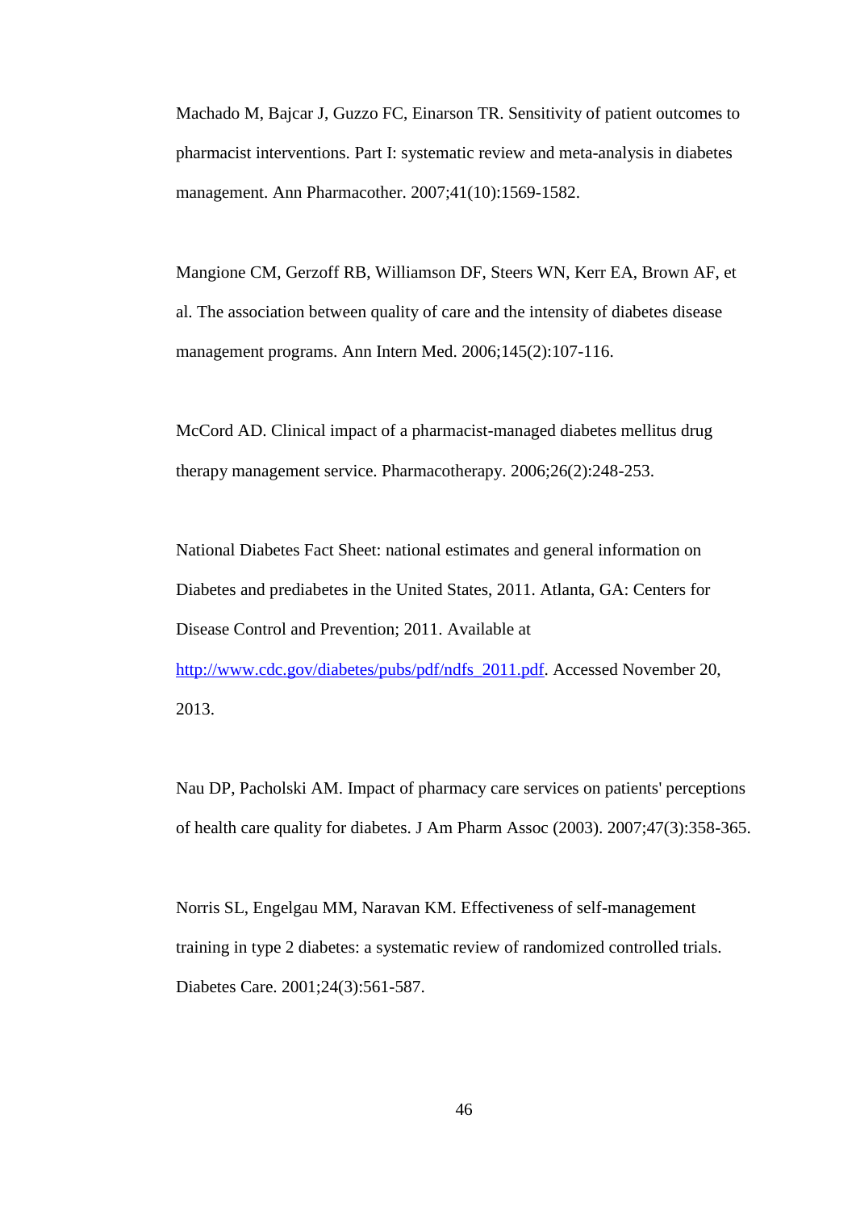Machado M, Bajcar J, Guzzo FC, Einarson TR. Sensitivity of patient outcomes to pharmacist interventions. Part I: systematic review and meta-analysis in diabetes management. Ann Pharmacother. 2007;41(10):1569-1582.

Mangione CM, Gerzoff RB, Williamson DF, Steers WN, Kerr EA, Brown AF, et al. The association between quality of care and the intensity of diabetes disease management programs. Ann Intern Med. 2006;145(2):107-116.

McCord AD. Clinical impact of a pharmacist-managed diabetes mellitus drug therapy management service. Pharmacotherapy. 2006;26(2):248-253.

National Diabetes Fact Sheet: national estimates and general information on Diabetes and prediabetes in the United States, 2011. Atlanta, GA: Centers for Disease Control and Prevention; 2011. Available at http://www.cdc.gov/diabetes/pubs/pdf/ndfs_2011.pdf. Accessed November 20, 2013.

Nau DP, Pacholski AM. Impact of pharmacy care services on patients' perceptions of health care quality for diabetes. J Am Pharm Assoc (2003). 2007;47(3):358-365.

Norris SL, Engelgau MM, Naravan KM. Effectiveness of self-management training in type 2 diabetes: a systematic review of randomized controlled trials. Diabetes Care. 2001;24(3):561-587.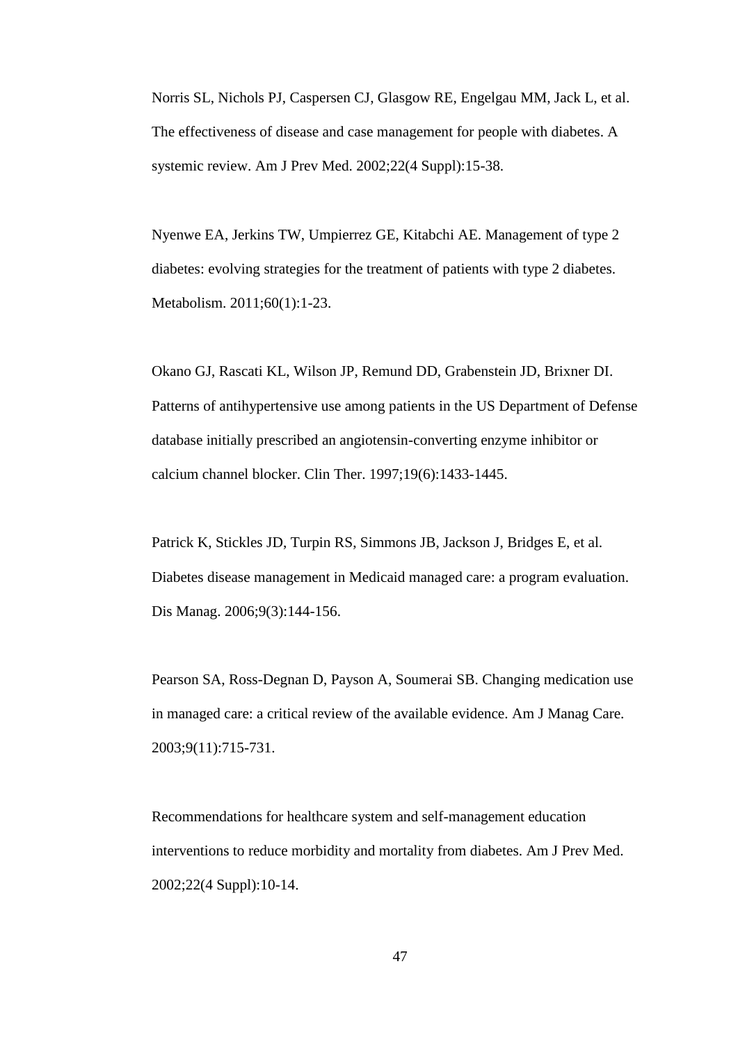Norris SL, Nichols PJ, Caspersen CJ, Glasgow RE, Engelgau MM, Jack L, et al. The effectiveness of disease and case management for people with diabetes. A systemic review. Am J Prev Med. 2002;22(4 Suppl):15-38.

Nyenwe EA, Jerkins TW, Umpierrez GE, Kitabchi AE. Management of type 2 diabetes: evolving strategies for the treatment of patients with type 2 diabetes. Metabolism. 2011;60(1):1-23.

Okano GJ, Rascati KL, Wilson JP, Remund DD, Grabenstein JD, Brixner DI. Patterns of antihypertensive use among patients in the US Department of Defense database initially prescribed an angiotensin-converting enzyme inhibitor or calcium channel blocker. Clin Ther. 1997;19(6):1433-1445.

Patrick K, Stickles JD, Turpin RS, Simmons JB, Jackson J, Bridges E, et al. Diabetes disease management in Medicaid managed care: a program evaluation. Dis Manag. 2006;9(3):144-156.

Pearson SA, Ross-Degnan D, Payson A, Soumerai SB. Changing medication use in managed care: a critical review of the available evidence. Am J Manag Care. 2003;9(11):715-731.

Recommendations for healthcare system and self-management education interventions to reduce morbidity and mortality from diabetes. Am J Prev Med. 2002;22(4 Suppl):10-14.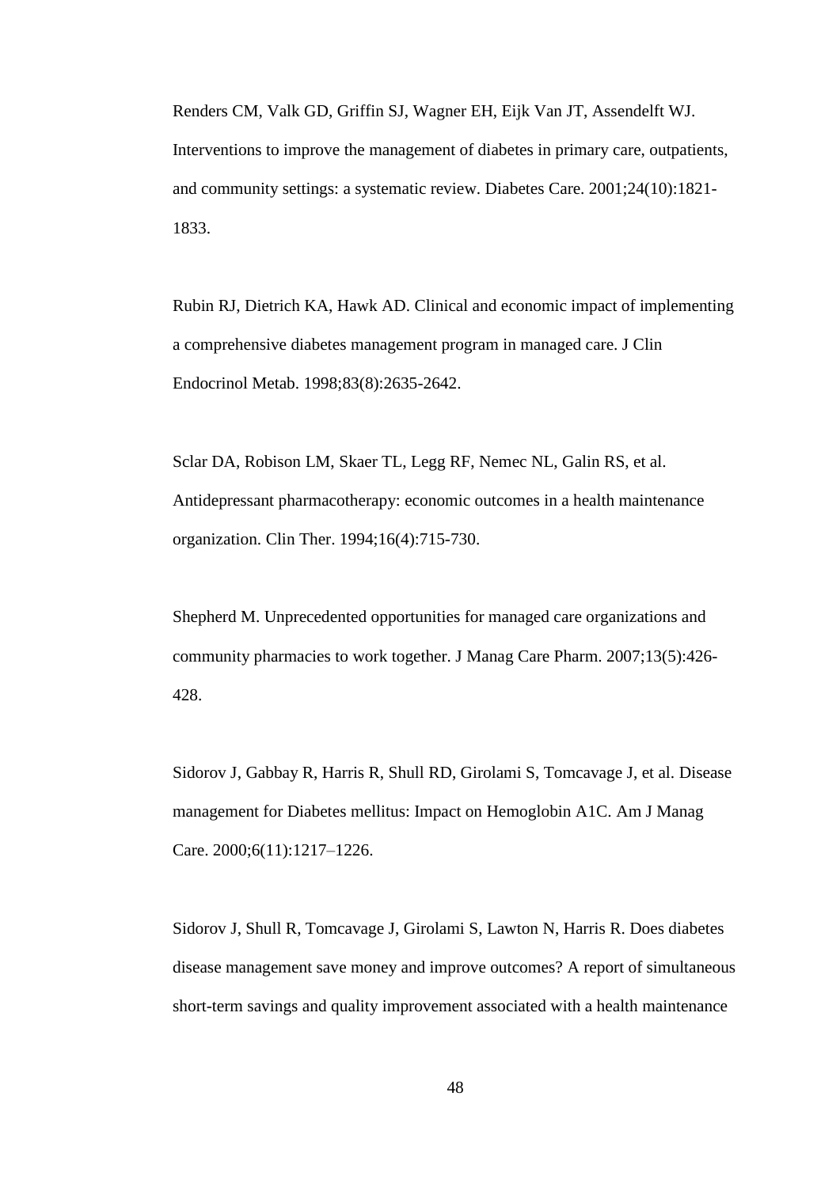Renders CM, Valk GD, Griffin SJ, Wagner EH, Eijk Van JT, Assendelft WJ. Interventions to improve the management of diabetes in primary care, outpatients, and community settings: a systematic review. Diabetes Care. 2001;24(10):1821-1833.

Rubin RJ, Dietrich KA, Hawk AD. Clinical and economic impact of implementing a comprehensive diabetes management program in managed care. J Clin Endocrinol Metab. 1998;83(8):2635-2642.

Sclar DA, Robison LM, Skaer TL, Legg RF, Nemec NL, Galin RS, et al. Antidepressant pharmacotherapy: economic outcomes in a health maintenance organization. Clin Ther. 1994;16(4):715-730.

Shepherd M. Unprecedented opportunities for managed care organizations and community pharmacies to work together. J Manag Care Pharm. 2007;13(5):426-428.

Sidorov J, Gabbay R, Harris R, Shull RD, Girolami S, Tomcavage J, et al. Disease management for Diabetes mellitus: Impact on Hemoglobin A1C. Am J Manag Care. 2000;6(11):1217–1226.

Sidorov J, Shull R, Tomcavage J, Girolami S, Lawton N, Harris R. Does diabetes disease management save money and improve outcomes? A report of simultaneous short-term savings and quality improvement associated with a health maintenance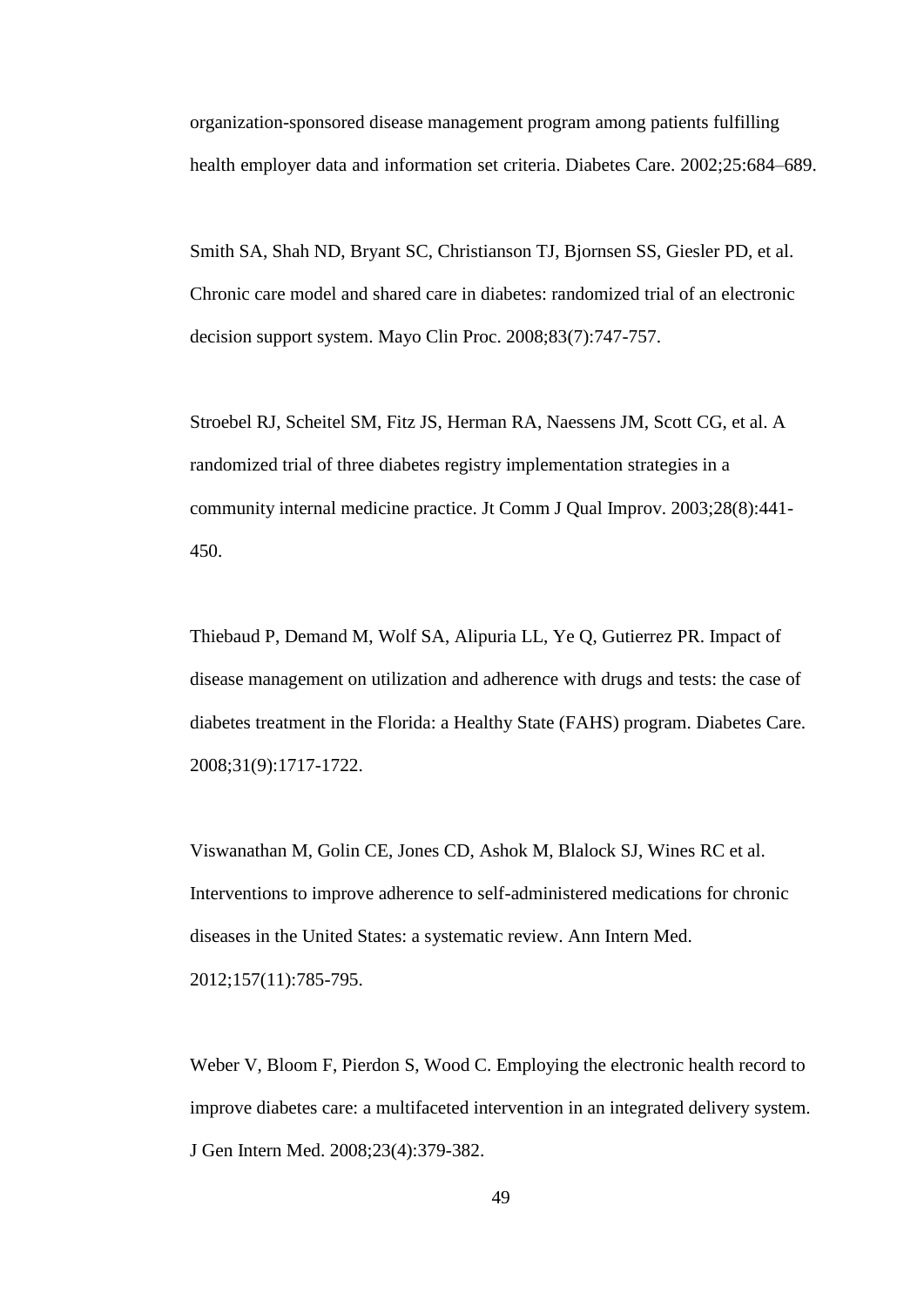organization-sponsored disease management program among patients fulfilling health employer data and information set criteria. Diabetes Care. 2002;25:684–689.

Smith SA, Shah ND, Bryant SC, Christianson TJ, Bjornsen SS, Giesler PD, et al. Chronic care model and shared care in diabetes: randomized trial of an electronic decision support system. Mayo Clin Proc. 2008;83(7):747-757.

Stroebel RJ, Scheitel SM, Fitz JS, Herman RA, Naessens JM, Scott CG, et al. A randomized trial of three diabetes registry implementation strategies in a community internal medicine practice. Jt Comm J Qual Improv. 2003;28(8):441-450.

Thiebaud P, Demand M, Wolf SA, Alipuria LL, Ye Q, Gutierrez PR. Impact of disease management on utilization and adherence with drugs and tests: the case of diabetes treatment in the Florida: a Healthy State (FAHS) program. Diabetes Care. 2008;31(9):1717-1722.

Viswanathan M, Golin CE, Jones CD, Ashok M, Blalock SJ, Wines RC et al. Interventions to improve adherence to self-administered medications for chronic diseases in the United States: a systematic review. Ann Intern Med. 2012;157(11):785-795.

Weber V, Bloom F, Pierdon S, Wood C. Employing the electronic health record to improve diabetes care: a multifaceted intervention in an integrated delivery system. J Gen Intern Med. 2008;23(4):379-382.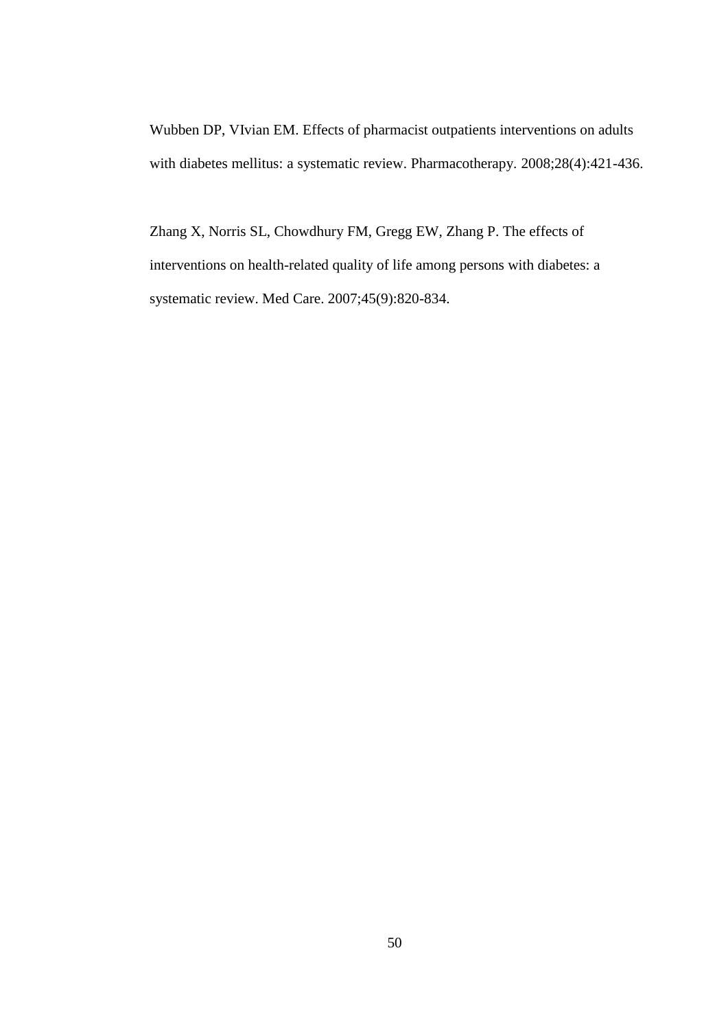Wubben DP, VIvian EM. Effects of pharmacist outpatients interventions on adults with diabetes mellitus: a systematic review. Pharmacotherapy. 2008;28(4):421-436.

Zhang X, Norris SL, Chowdhury FM, Gregg EW, Zhang P. The effects of interventions on health-related quality of life among persons with diabetes: a systematic review. Med Care. 2007;45(9):820-834.